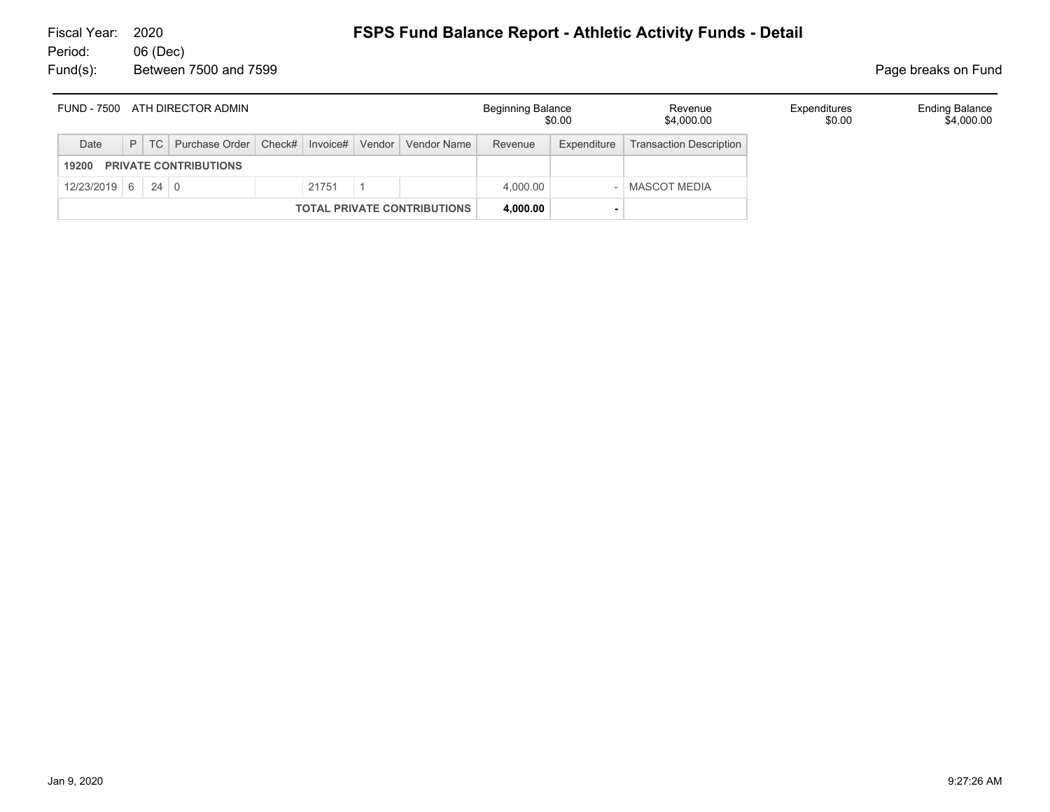Fiscal Year: 2020
Period: 06 (Dec)
Fund(s): Between 7500 and 7599

# FSPS Fund Balance Report - Athletic Activity Funds - Detail

Page breaks on Fund

| FUND - 7500 ATH DIRECTOR ADMIN | Beginning Balance | Revenue | Expenditures | Ending Balance |
|---|---|---|---|---|
| | $0.00 | $4,000.00 | $0.00 | $4,000.00 |

| Date | P | TC | Purchase Order | Check# | Invoice# | Vendor | Vendor Name | Revenue | Expenditure | Transaction Description |
|---|---|---|---|---|---|---|---|---|---|---|
| **19200 PRIVATE CONTRIBUTIONS** | | | | | | | | | | |
| 12/23/2019 | 6 | 24 | 0 | | 21751 | 1 | | 4,000.00 | - | MASCOT MEDIA |
| | | | | | | | **TOTAL PRIVATE CONTRIBUTIONS** | **4,000.00** | **-** | |

Jan 9, 2020 9:27:26 AM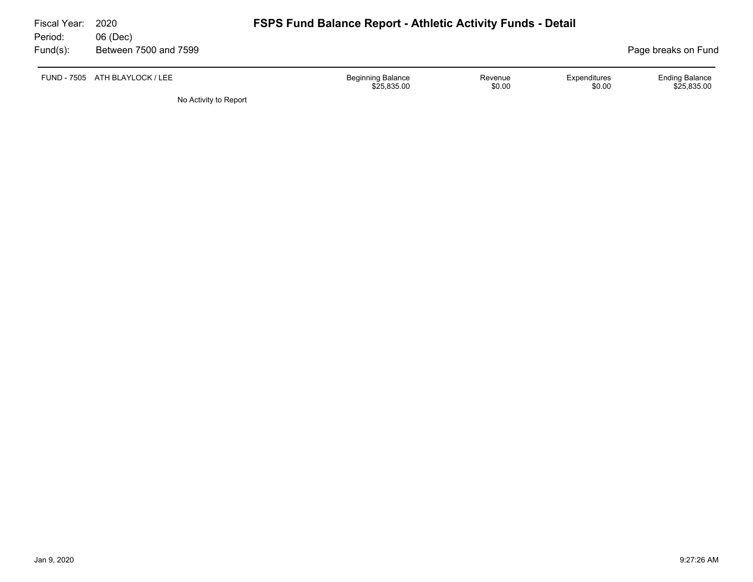Fiscal Year: 2020
Period: 06 (Dec)
Fund(s): Between 7500 and 7599

# FSPS Fund Balance Report - Athletic Activity Funds - Detail

Page breaks on Fund

| FUND - 7505 ATH BLAYLOCK / LEE | Beginning Balance | Revenue | Expenditures | Ending Balance |
|---|---|---|---|---|
| | $25,835.00 | $0.00 | $0.00 | $25,835.00 |

No Activity to Report

Jan 9, 2020 9:27:26 AM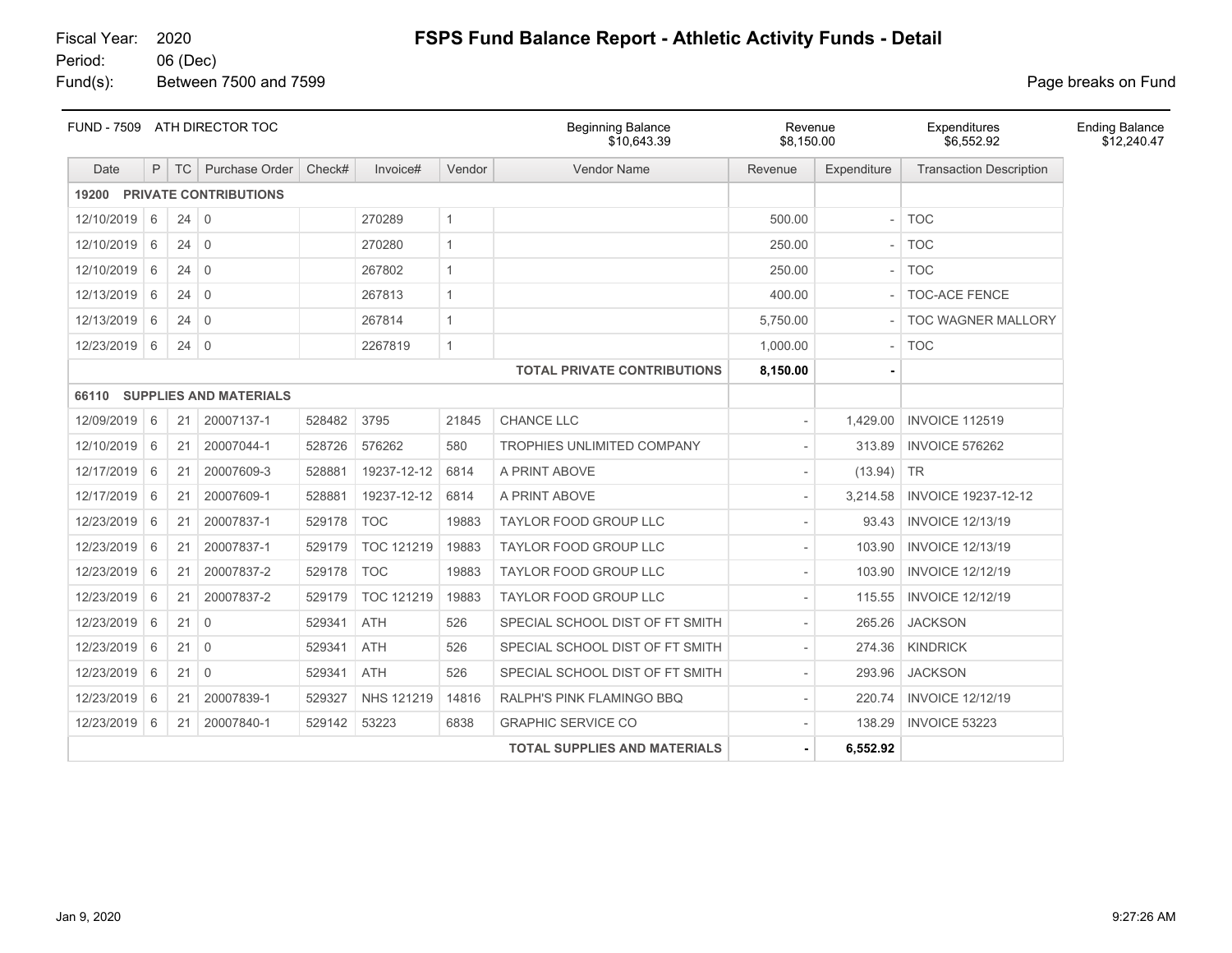Fiscal Year: 2020
Period: 06 (Dec)
Fund(s): Between 7500 and 7599

# FSPS Fund Balance Report - Athletic Activity Funds - Detail

Page breaks on Fund

| FUND - 7509 ATH DIRECTOR TOC | Beginning Balance | Revenue | Expenditures | Ending Balance |
|---|---|---|---|---|
| | $10,643.39 | $8,150.00 | $6,552.92 | $12,240.47 |

| Date | P | TC | Purchase Order | Check# | Invoice# | Vendor | Vendor Name | Revenue | Expenditure | Transaction Description |
|---|---|---|---|---|---|---|---|---|---|---|
| **19200 PRIVATE CONTRIBUTIONS** | | | | | | | | | | |
| 12/10/2019 | 6 | 24 | 0 | | 270289 | 1 | | 500.00 | - | TOC |
| 12/10/2019 | 6 | 24 | 0 | | 270280 | 1 | | 250.00 | - | TOC |
| 12/10/2019 | 6 | 24 | 0 | | 267802 | 1 | | 250.00 | - | TOC |
| 12/13/2019 | 6 | 24 | 0 | | 267813 | 1 | | 400.00 | - | TOC-ACE FENCE |
| 12/13/2019 | 6 | 24 | 0 | | 267814 | 1 | | 5,750.00 | - | TOC WAGNER MALLORY |
| 12/23/2019 | 6 | 24 | 0 | | 2267819 | 1 | | 1,000.00 | - | TOC |
| | | | | | | | **TOTAL PRIVATE CONTRIBUTIONS** | **8,150.00** | **-** | |
| **66110 SUPPLIES AND MATERIALS** | | | | | | | | | | |
| 12/09/2019 | 6 | 21 | 20007137-1 | 528482 | 3795 | 21845 | CHANCE LLC | - | 1,429.00 | INVOICE 112519 |
| 12/10/2019 | 6 | 21 | 20007044-1 | 528726 | 576262 | 580 | TROPHIES UNLIMITED COMPANY | - | 313.89 | INVOICE 576262 |
| 12/17/2019 | 6 | 21 | 20007609-3 | 528881 | 19237-12-12 | 6814 | A PRINT ABOVE | - | (13.94) | TR |
| 12/17/2019 | 6 | 21 | 20007609-1 | 528881 | 19237-12-12 | 6814 | A PRINT ABOVE | - | 3,214.58 | INVOICE 19237-12-12 |
| 12/23/2019 | 6 | 21 | 20007837-1 | 529178 | TOC | 19883 | TAYLOR FOOD GROUP LLC | - | 93.43 | INVOICE 12/13/19 |
| 12/23/2019 | 6 | 21 | 20007837-1 | 529179 | TOC 121219 | 19883 | TAYLOR FOOD GROUP LLC | - | 103.90 | INVOICE 12/13/19 |
| 12/23/2019 | 6 | 21 | 20007837-2 | 529178 | TOC | 19883 | TAYLOR FOOD GROUP LLC | - | 103.90 | INVOICE 12/12/19 |
| 12/23/2019 | 6 | 21 | 20007837-2 | 529179 | TOC 121219 | 19883 | TAYLOR FOOD GROUP LLC | - | 115.55 | INVOICE 12/12/19 |
| 12/23/2019 | 6 | 21 | 0 | 529341 | ATH | 526 | SPECIAL SCHOOL DIST OF FT SMITH | - | 265.26 | JACKSON |
| 12/23/2019 | 6 | 21 | 0 | 529341 | ATH | 526 | SPECIAL SCHOOL DIST OF FT SMITH | - | 274.36 | KINDRICK |
| 12/23/2019 | 6 | 21 | 0 | 529341 | ATH | 526 | SPECIAL SCHOOL DIST OF FT SMITH | - | 293.96 | JACKSON |
| 12/23/2019 | 6 | 21 | 20007839-1 | 529327 | NHS 121219 | 14816 | RALPH'S PINK FLAMINGO BBQ | - | 220.74 | INVOICE 12/12/19 |
| 12/23/2019 | 6 | 21 | 20007840-1 | 529142 | 53223 | 6838 | GRAPHIC SERVICE CO | - | 138.29 | INVOICE 53223 |
| | | | | | | | **TOTAL SUPPLIES AND MATERIALS** | **-** | **6,552.92** | |

Jan 9, 2020 9:27:26 AM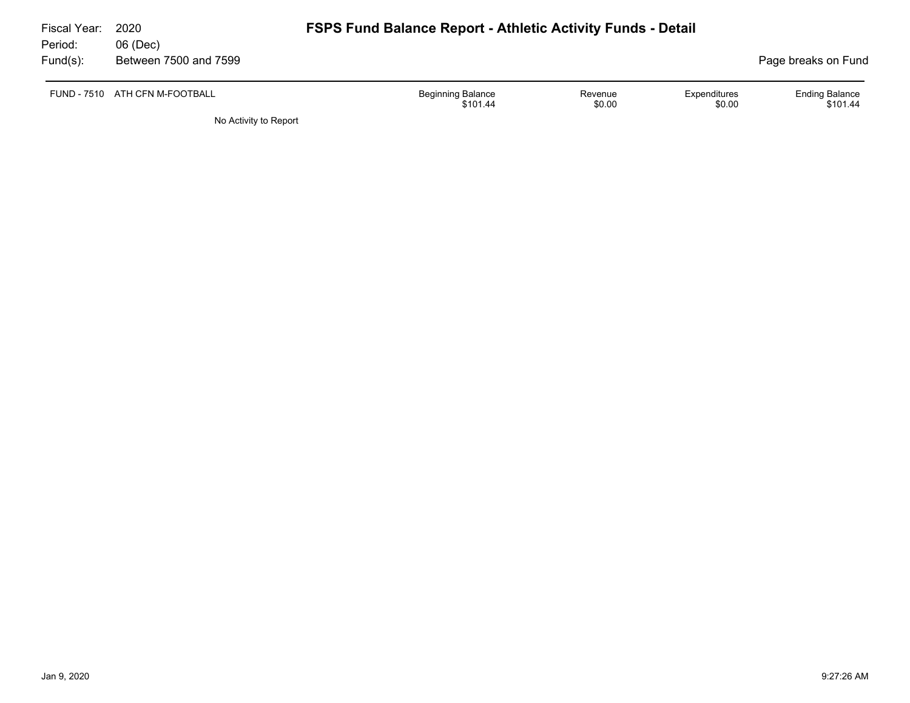# FSPS Fund Balance Report - Athletic Activity Funds - Detail

Fiscal Year: 2020
Period: 06 (Dec)
Fund(s): Between 7500 and 7599

Page breaks on Fund

| FUND - 7510 ATH CFN M-FOOTBALL | Beginning Balance | Revenue | Expenditures | Ending Balance |
|---|---|---|---|---|
| | $101.44 | $0.00 | $0.00 | $101.44 |

No Activity to Report

Jan 9, 2020 9:27:26 AM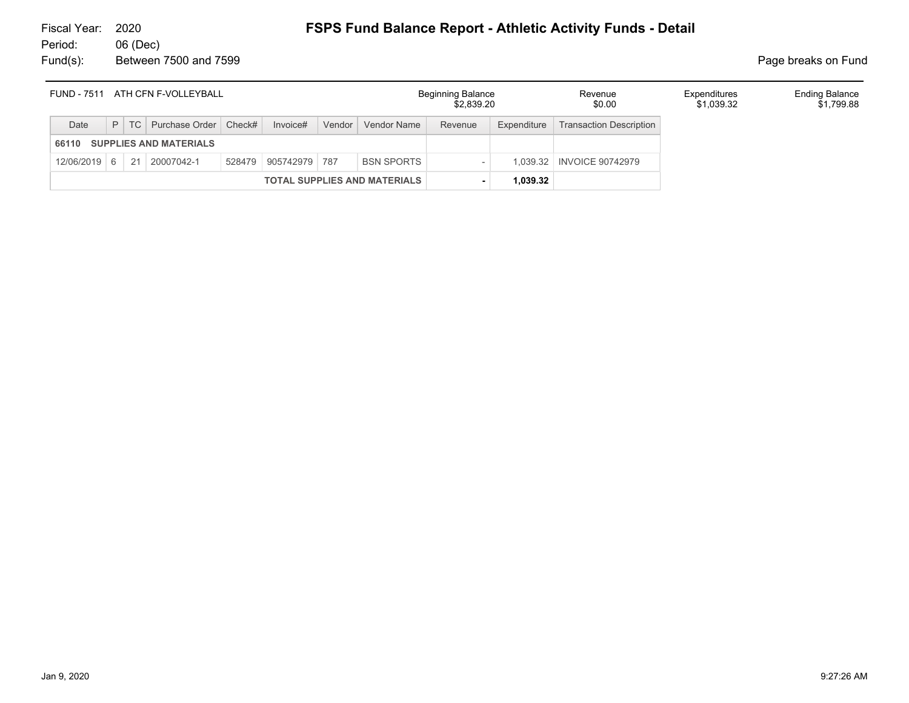Fiscal Year: 2020
Period: 06 (Dec)
Fund(s): Between 7500 and 7599

# FSPS Fund Balance Report - Athletic Activity Funds - Detail

Page breaks on Fund

| FUND - 7511 ATH CFN F-VOLLEYBALL | Beginning Balance | Revenue | Expenditures | Ending Balance |
|---|---|---|---|---|
| | $2,839.20 | $0.00 | $1,039.32 | $1,799.88 |

| Date | P | TC | Purchase Order | Check# | Invoice# | Vendor | Vendor Name | Revenue | Expenditure | Transaction Description |
|---|---|---|---|---|---|---|---|---|---|---|
| **66110 SUPPLIES AND MATERIALS** | | | | | | | | | | |
| 12/06/2019 | 6 | 21 | 20007042-1 | 528479 | 905742979 | 787 | BSN SPORTS | - | 1,039.32 | INVOICE 90742979 |
| | | | | | | | **TOTAL SUPPLIES AND MATERIALS** | **-** | **1,039.32** | |

Jan 9, 2020 9:27:26 AM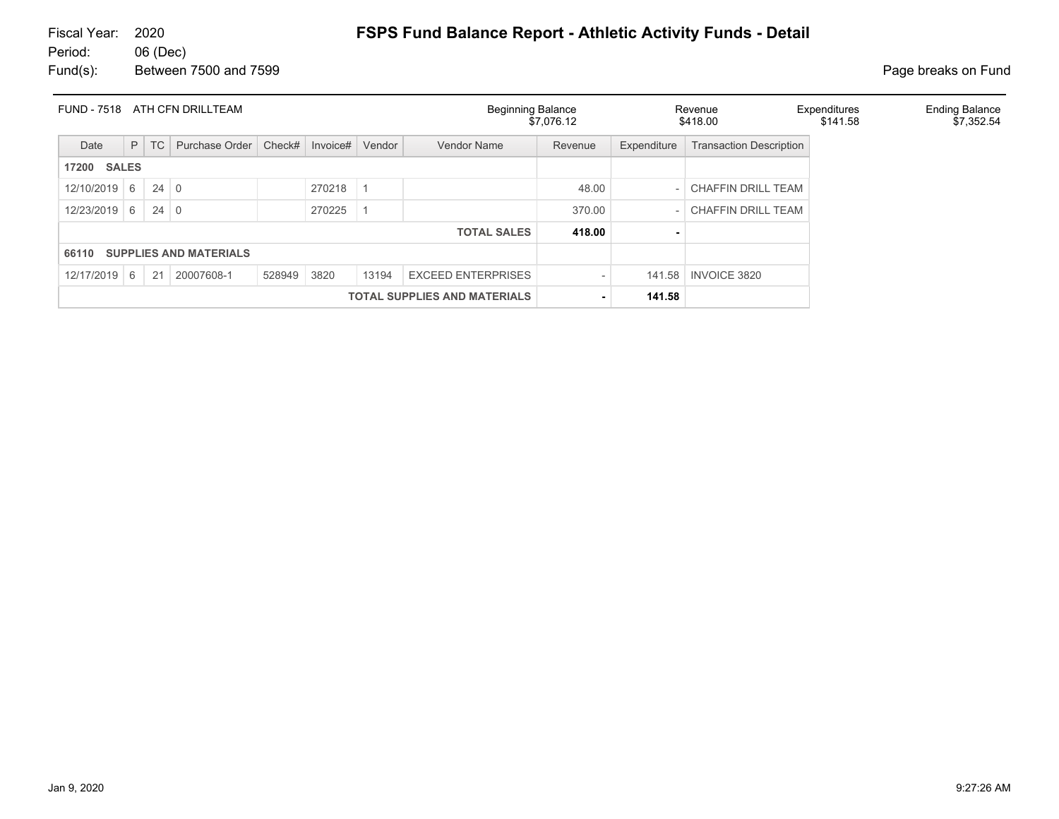Fiscal Year: 2020
Period: 06 (Dec)
Fund(s): Between 7500 and 7599

# FSPS Fund Balance Report - Athletic Activity Funds - Detail

Page breaks on Fund

| FUND - 7518 ATH CFN DRILLTEAM | Beginning Balance | Revenue | Expenditures | Ending Balance |
|---|---|---|---|---|
| | $7,076.12 | $418.00 | $141.58 | $7,352.54 |

| Date | P | TC | Purchase Order | Check# | Invoice# | Vendor | Vendor Name | Revenue | Expenditure | Transaction Description |
|---|---|---|---|---|---|---|---|---|---|---|
| **17200 SALES** | | | | | | | | | | |
| 12/10/2019 | 6 | 24 | 0 | | 270218 | 1 | | 48.00 | - | CHAFFIN DRILL TEAM |
| 12/23/2019 | 6 | 24 | 0 | | 270225 | 1 | | 370.00 | - | CHAFFIN DRILL TEAM |
| | | | | | | | **TOTAL SALES** | **418.00** | **-** | |
| **66110 SUPPLIES AND MATERIALS** | | | | | | | | | | |
| 12/17/2019 | 6 | 21 | 20007608-1 | 528949 | 3820 | 13194 | EXCEED ENTERPRISES | - | 141.58 | INVOICE 3820 |
| | | | | | | | **TOTAL SUPPLIES AND MATERIALS** | **-** | **141.58** | |

Jan 9, 2020 9:27:26 AM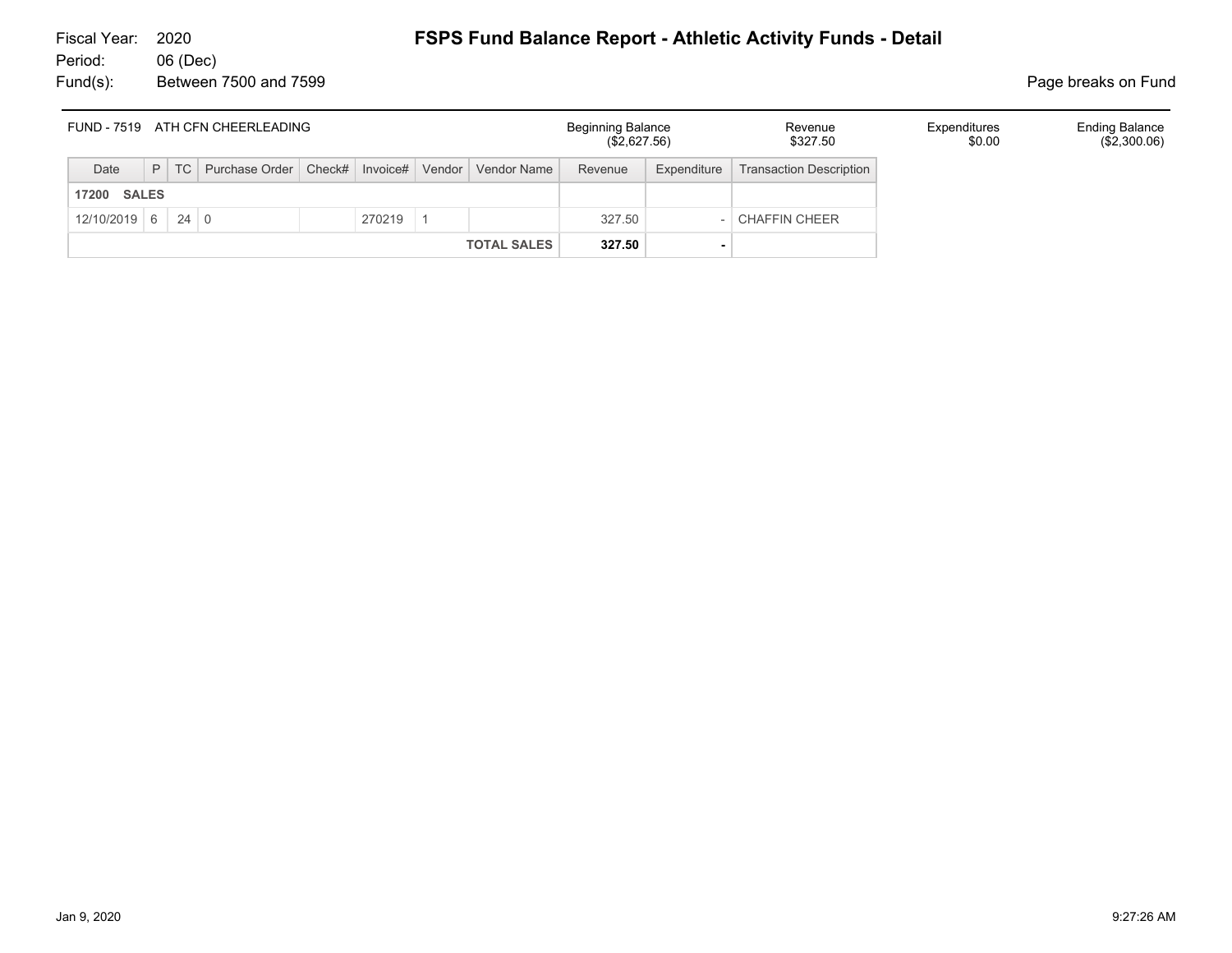Fiscal Year: 2020
Period: 06 (Dec)
Fund(s): Between 7500 and 7599

# FSPS Fund Balance Report - Athletic Activity Funds - Detail

Page breaks on Fund

| FUND - 7519 ATH CFN CHEERLEADING | Beginning Balance | Revenue | Expenditures | Ending Balance |
|---|---|---|---|---|
| | ($2,627.56) | $327.50 | $0.00 | ($2,300.06) |

| Date | P | TC | Purchase Order | Check# | Invoice# | Vendor | Vendor Name | Revenue | Expenditure | Transaction Description |
|---|---|---|---|---|---|---|---|---|---|---|
| **17200 SALES** | | | | | | | | | | |
| 12/10/2019 | 6 | 24 | 0 | | 270219 | 1 | | 327.50 | - | CHAFFIN CHEER |
| | | | | | | | **TOTAL SALES** | **327.50** | **-** | |

Jan 9, 2020 9:27:26 AM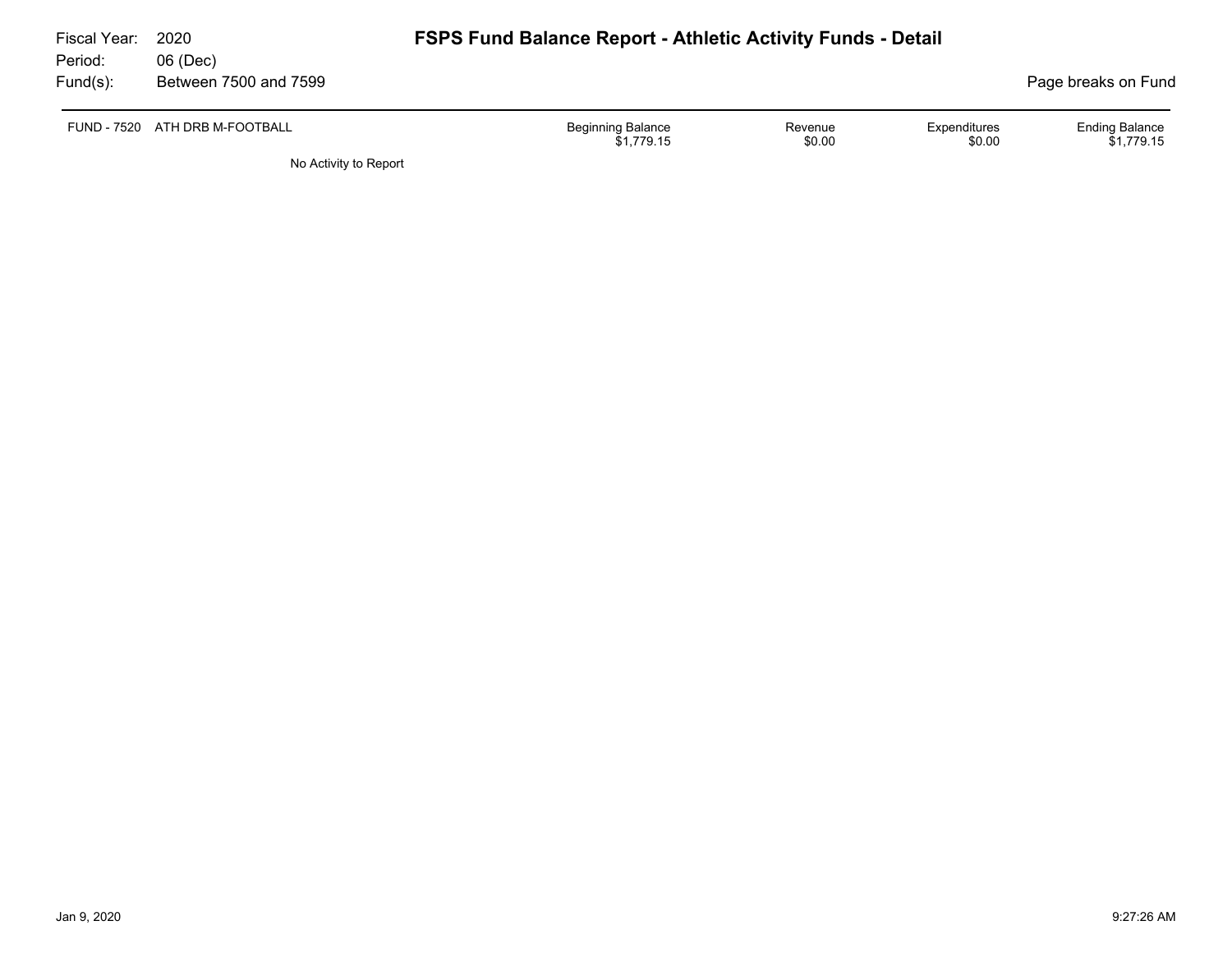Fiscal Year: 2020
Period: 06 (Dec)
Fund(s): Between 7500 and 7599

# FSPS Fund Balance Report - Athletic Activity Funds - Detail

Page breaks on Fund

| FUND - 7520 ATH DRB M-FOOTBALL | Beginning Balance | Revenue | Expenditures | Ending Balance |
|---|---|---|---|---|
| | $1,779.15 | $0.00 | $0.00 | $1,779.15 |

No Activity to Report

Jan 9, 2020 9:27:26 AM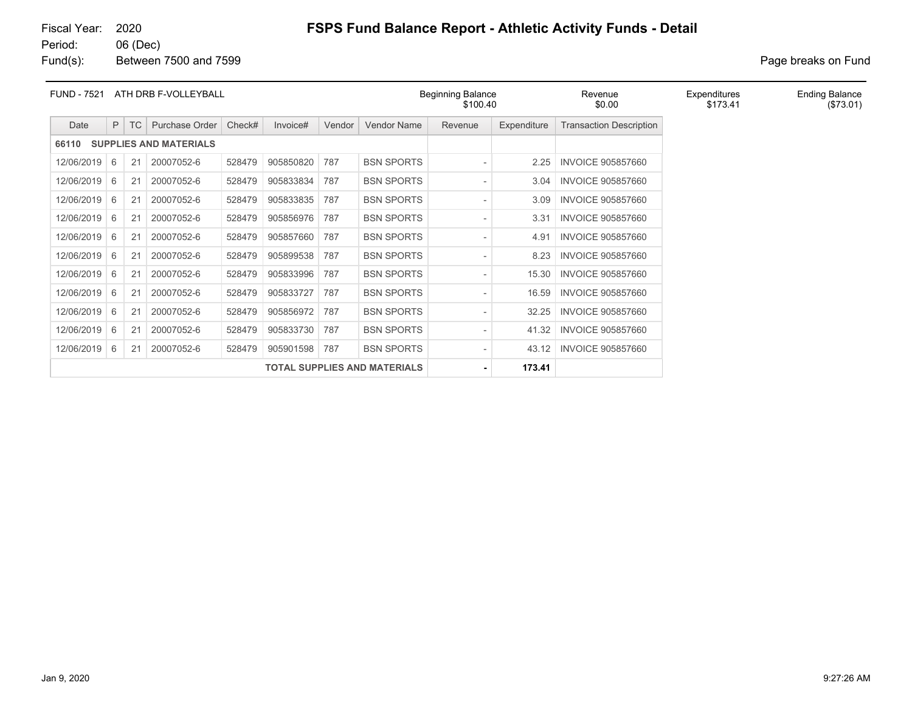Fiscal Year: 2020
Period: 06 (Dec)
Fund(s): Between 7500 and 7599

# FSPS Fund Balance Report - Athletic Activity Funds - Detail

Page breaks on Fund

| FUND - 7521 ATH DRB F-VOLLEYBALL | Beginning Balance | Revenue | Expenditures | Ending Balance |
|---|---|---|---|---|
| | $100.40 | $0.00 | $173.41 | ($73.01) |

| Date | P | TC | Purchase Order | Check# | Invoice# | Vendor | Vendor Name | Revenue | Expenditure | Transaction Description |
|---|---|---|---|---|---|---|---|---|---|---|
| **66110 SUPPLIES AND MATERIALS** | | | | | | | | | | |
| 12/06/2019 | 6 | 21 | 20007052-6 | 528479 | 905850820 | 787 | BSN SPORTS | - | 2.25 | INVOICE 905857660 |
| 12/06/2019 | 6 | 21 | 20007052-6 | 528479 | 905833834 | 787 | BSN SPORTS | - | 3.04 | INVOICE 905857660 |
| 12/06/2019 | 6 | 21 | 20007052-6 | 528479 | 905833835 | 787 | BSN SPORTS | - | 3.09 | INVOICE 905857660 |
| 12/06/2019 | 6 | 21 | 20007052-6 | 528479 | 905856976 | 787 | BSN SPORTS | - | 3.31 | INVOICE 905857660 |
| 12/06/2019 | 6 | 21 | 20007052-6 | 528479 | 905857660 | 787 | BSN SPORTS | - | 4.91 | INVOICE 905857660 |
| 12/06/2019 | 6 | 21 | 20007052-6 | 528479 | 905899538 | 787 | BSN SPORTS | - | 8.23 | INVOICE 905857660 |
| 12/06/2019 | 6 | 21 | 20007052-6 | 528479 | 905833996 | 787 | BSN SPORTS | - | 15.30 | INVOICE 905857660 |
| 12/06/2019 | 6 | 21 | 20007052-6 | 528479 | 905833727 | 787 | BSN SPORTS | - | 16.59 | INVOICE 905857660 |
| 12/06/2019 | 6 | 21 | 20007052-6 | 528479 | 905856972 | 787 | BSN SPORTS | - | 32.25 | INVOICE 905857660 |
| 12/06/2019 | 6 | 21 | 20007052-6 | 528479 | 905833730 | 787 | BSN SPORTS | - | 41.32 | INVOICE 905857660 |
| 12/06/2019 | 6 | 21 | 20007052-6 | 528479 | 905901598 | 787 | BSN SPORTS | - | 43.12 | INVOICE 905857660 |
| **TOTAL SUPPLIES AND MATERIALS** | | | | | | | | **-** | **173.41** | |

Jan 9, 2020 9:27:26 AM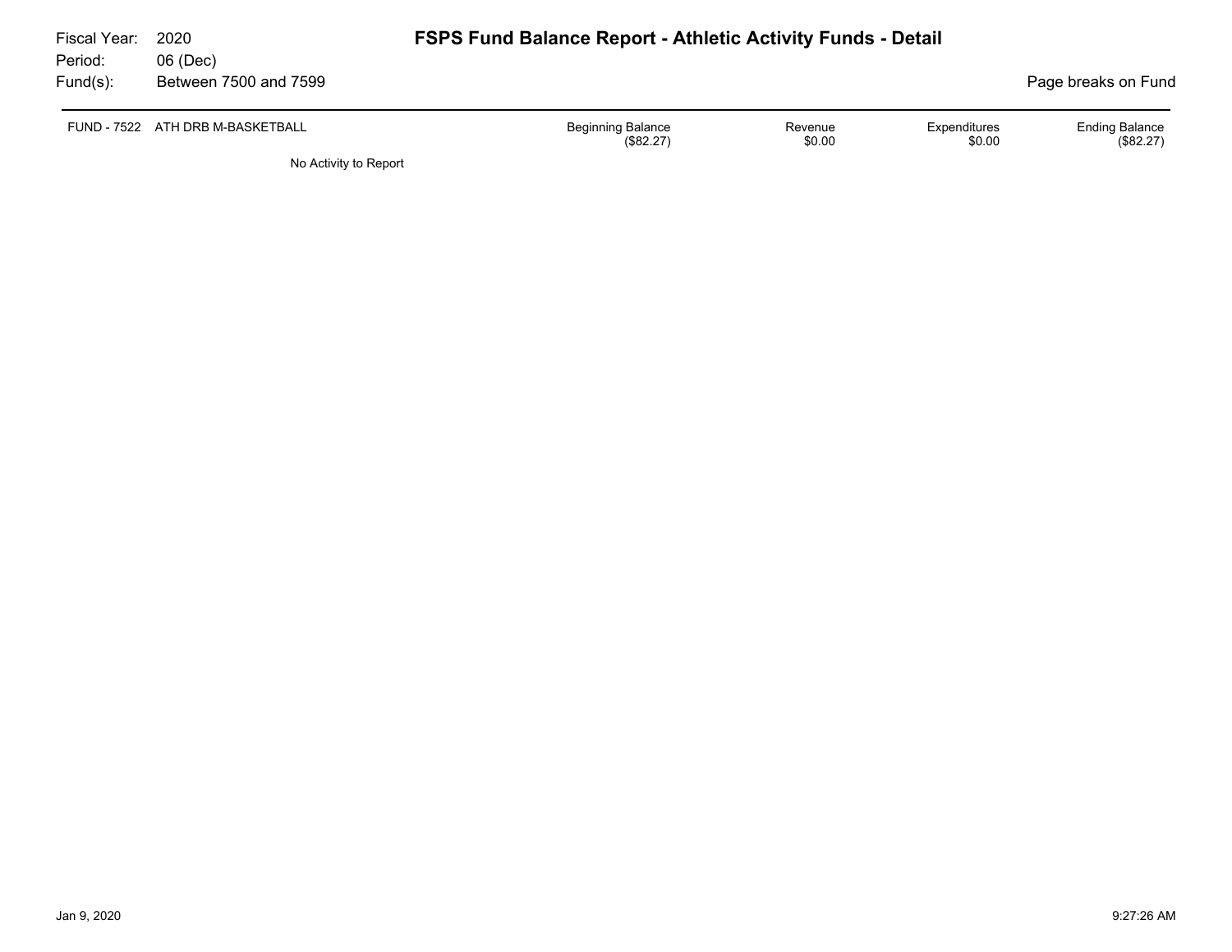Fiscal Year: 2020
Period: 06 (Dec)
Fund(s): Between 7500 and 7599

# FSPS Fund Balance Report - Athletic Activity Funds - Detail

Page breaks on Fund

| FUND - 7522 ATH DRB M-BASKETBALL | Beginning Balance | Revenue | Expenditures | Ending Balance |
|---|---|---|---|---|
| | ($82.27) | $0.00 | $0.00 | ($82.27) |

No Activity to Report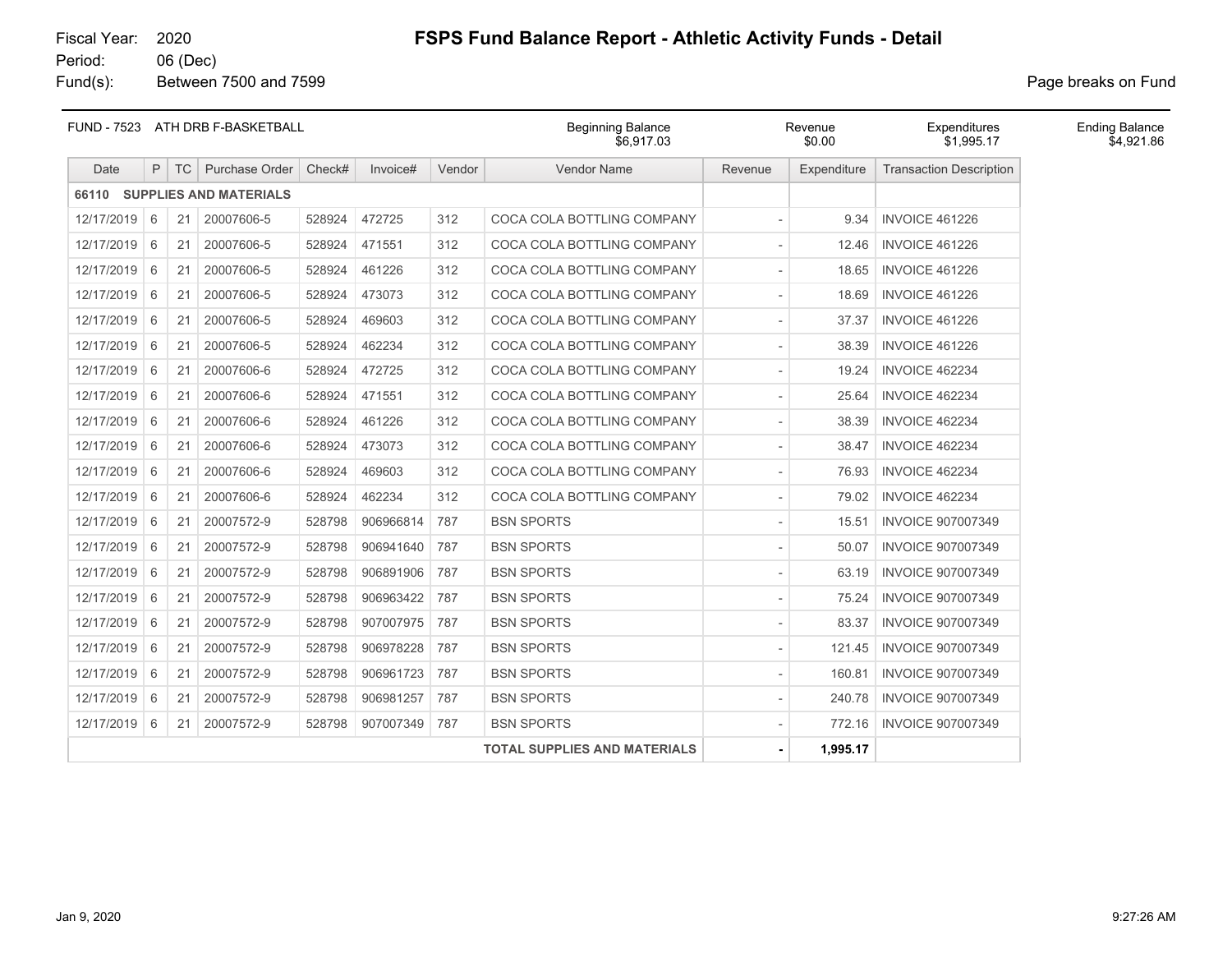Fiscal Year: 2020
Period: 06 (Dec)
Fund(s): Between 7500 and 7599

# FSPS Fund Balance Report - Athletic Activity Funds - Detail

Page breaks on Fund

| FUND - 7523 ATH DRB F-BASKETBALL | Beginning Balance | Revenue | Expenditures | Ending Balance |
|---|---|---|---|---|
| | $6,917.03 | $0.00 | $1,995.17 | $4,921.86 |

| Date | P | TC | Purchase Order | Check# | Invoice# | Vendor | Vendor Name | Revenue | Expenditure | Transaction Description |
|---|---|---|---|---|---|---|---|---|---|---|
| **66110 SUPPLIES AND MATERIALS** | | | | | | | | | | |
| 12/17/2019 | 6 | 21 | 20007606-5 | 528924 | 472725 | 312 | COCA COLA BOTTLING COMPANY | - | 9.34 | INVOICE 461226 |
| 12/17/2019 | 6 | 21 | 20007606-5 | 528924 | 471551 | 312 | COCA COLA BOTTLING COMPANY | - | 12.46 | INVOICE 461226 |
| 12/17/2019 | 6 | 21 | 20007606-5 | 528924 | 461226 | 312 | COCA COLA BOTTLING COMPANY | - | 18.65 | INVOICE 461226 |
| 12/17/2019 | 6 | 21 | 20007606-5 | 528924 | 473073 | 312 | COCA COLA BOTTLING COMPANY | - | 18.69 | INVOICE 461226 |
| 12/17/2019 | 6 | 21 | 20007606-5 | 528924 | 469603 | 312 | COCA COLA BOTTLING COMPANY | - | 37.37 | INVOICE 461226 |
| 12/17/2019 | 6 | 21 | 20007606-5 | 528924 | 462234 | 312 | COCA COLA BOTTLING COMPANY | - | 38.39 | INVOICE 461226 |
| 12/17/2019 | 6 | 21 | 20007606-6 | 528924 | 472725 | 312 | COCA COLA BOTTLING COMPANY | - | 19.24 | INVOICE 462234 |
| 12/17/2019 | 6 | 21 | 20007606-6 | 528924 | 471551 | 312 | COCA COLA BOTTLING COMPANY | - | 25.64 | INVOICE 462234 |
| 12/17/2019 | 6 | 21 | 20007606-6 | 528924 | 461226 | 312 | COCA COLA BOTTLING COMPANY | - | 38.39 | INVOICE 462234 |
| 12/17/2019 | 6 | 21 | 20007606-6 | 528924 | 473073 | 312 | COCA COLA BOTTLING COMPANY | - | 38.47 | INVOICE 462234 |
| 12/17/2019 | 6 | 21 | 20007606-6 | 528924 | 469603 | 312 | COCA COLA BOTTLING COMPANY | - | 76.93 | INVOICE 462234 |
| 12/17/2019 | 6 | 21 | 20007606-6 | 528924 | 462234 | 312 | COCA COLA BOTTLING COMPANY | - | 79.02 | INVOICE 462234 |
| 12/17/2019 | 6 | 21 | 20007572-9 | 528798 | 906966814 | 787 | BSN SPORTS | - | 15.51 | INVOICE 907007349 |
| 12/17/2019 | 6 | 21 | 20007572-9 | 528798 | 906941640 | 787 | BSN SPORTS | - | 50.07 | INVOICE 907007349 |
| 12/17/2019 | 6 | 21 | 20007572-9 | 528798 | 906891906 | 787 | BSN SPORTS | - | 63.19 | INVOICE 907007349 |
| 12/17/2019 | 6 | 21 | 20007572-9 | 528798 | 906963422 | 787 | BSN SPORTS | - | 75.24 | INVOICE 907007349 |
| 12/17/2019 | 6 | 21 | 20007572-9 | 528798 | 907007975 | 787 | BSN SPORTS | - | 83.37 | INVOICE 907007349 |
| 12/17/2019 | 6 | 21 | 20007572-9 | 528798 | 906978228 | 787 | BSN SPORTS | - | 121.45 | INVOICE 907007349 |
| 12/17/2019 | 6 | 21 | 20007572-9 | 528798 | 906961723 | 787 | BSN SPORTS | - | 160.81 | INVOICE 907007349 |
| 12/17/2019 | 6 | 21 | 20007572-9 | 528798 | 906981257 | 787 | BSN SPORTS | - | 240.78 | INVOICE 907007349 |
| 12/17/2019 | 6 | 21 | 20007572-9 | 528798 | 907007349 | 787 | BSN SPORTS | - | 772.16 | INVOICE 907007349 |
| | | | | | | | **TOTAL SUPPLIES AND MATERIALS** | **-** | **1,995.17** | |

Jan 9, 2020 9:27:26 AM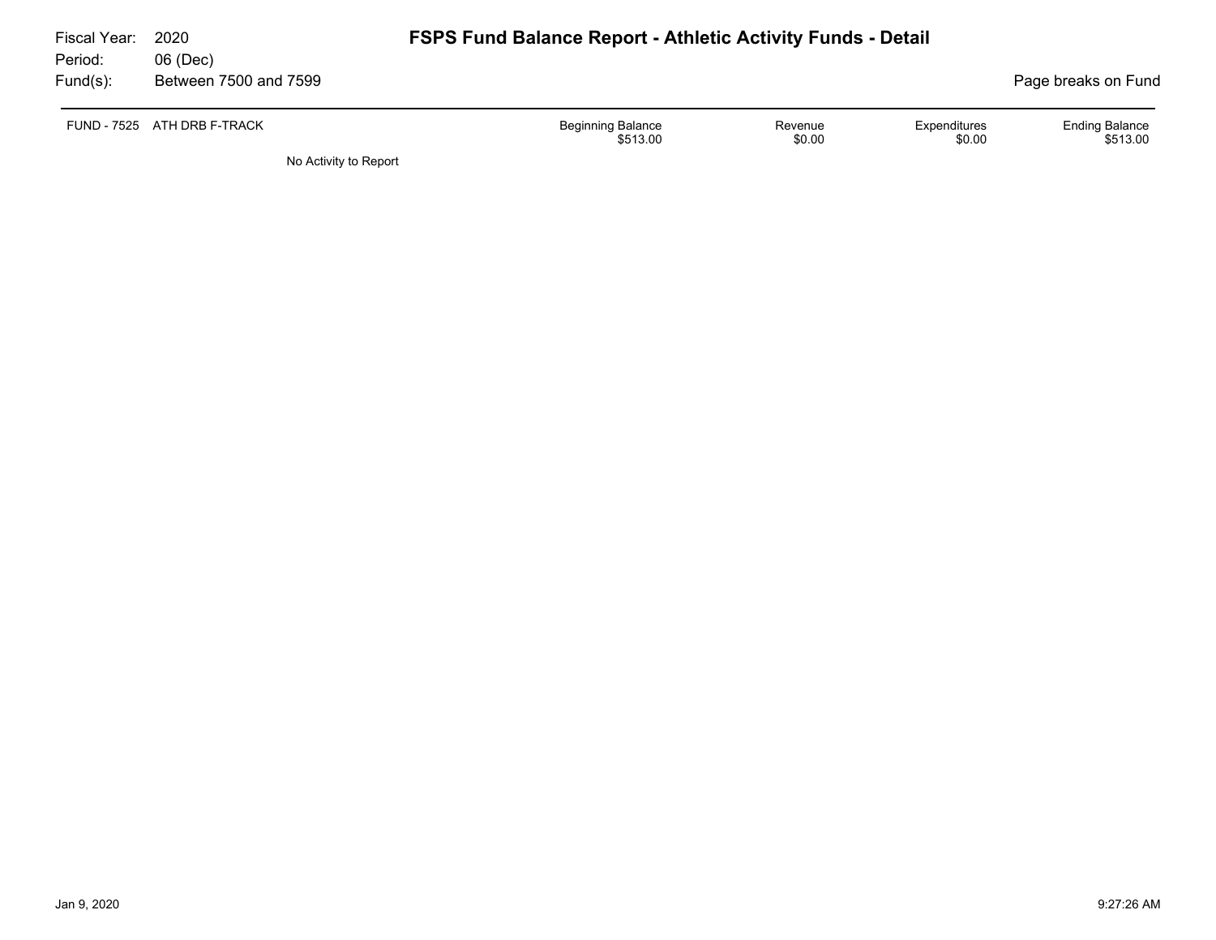Fiscal Year: 2020
Period: 06 (Dec)
Fund(s): Between 7500 and 7599

# FSPS Fund Balance Report - Athletic Activity Funds - Detail

Page breaks on Fund

| FUND - 7525 ATH DRB F-TRACK | Beginning Balance | Revenue | Expenditures | Ending Balance |
|---|---|---|---|---|
| | $513.00 | $0.00 | $0.00 | $513.00 |

No Activity to Report

Jan 9, 2020 9:27:26 AM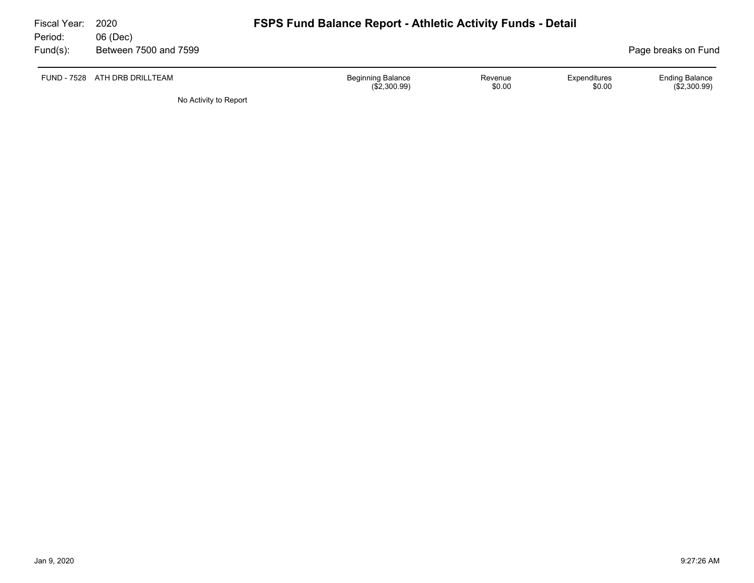Fiscal Year: 2020

Period: 06 (Dec)

Fund(s): Between 7500 and 7599

# FSPS Fund Balance Report - Athletic Activity Funds - Detail

Page breaks on Fund

| FUND - 7528 ATH DRB DRILLTEAM | Beginning Balance | Revenue | Expenditures | Ending Balance |
|---|---|---|---|---|
| | ($2,300.99) | $0.00 | $0.00 | ($2,300.99) |

No Activity to Report

Jan 9, 2020 9:27:26 AM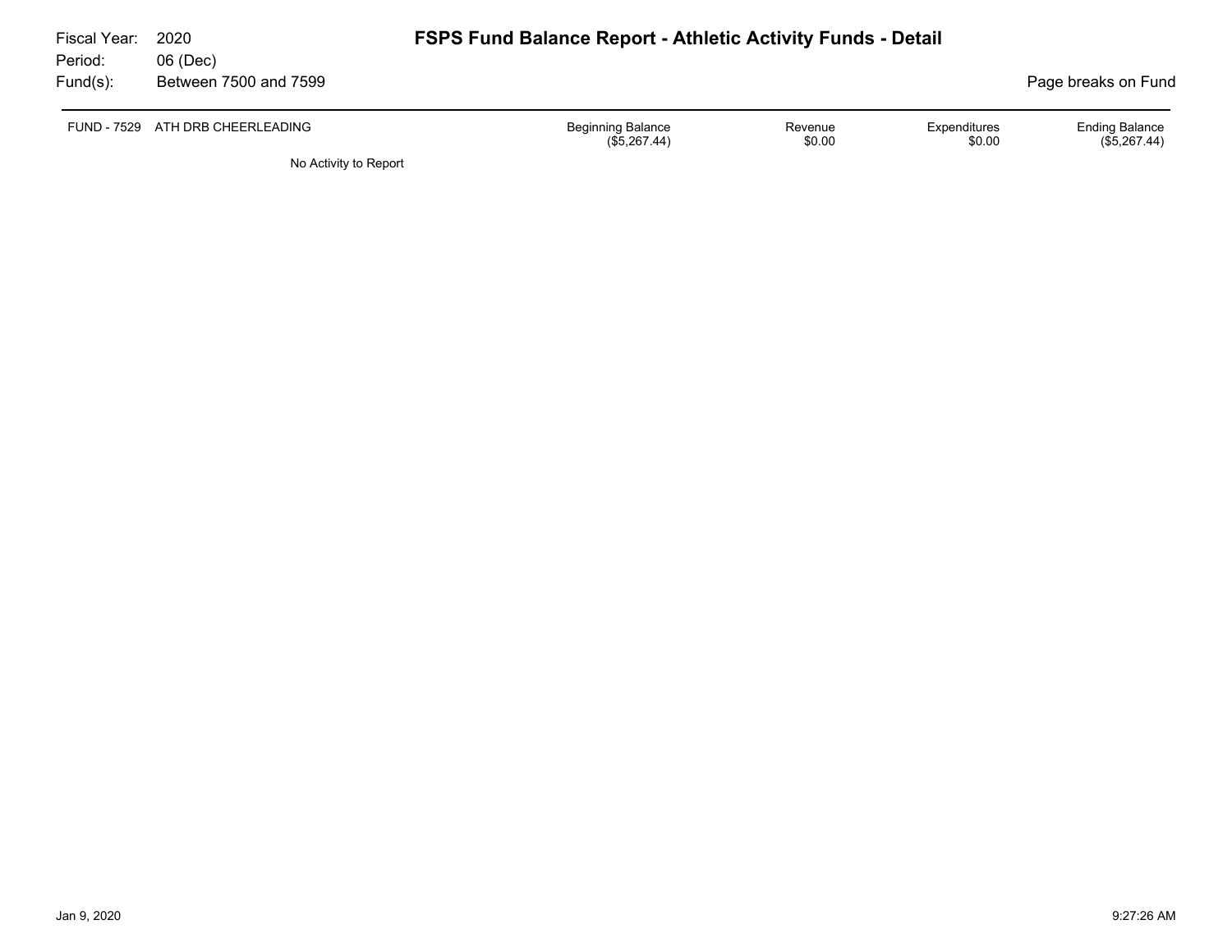Fiscal Year: 2020
Period: 06 (Dec)
Fund(s): Between 7500 and 7599

# FSPS Fund Balance Report - Athletic Activity Funds - Detail

Page breaks on Fund

| FUND - 7529 ATH DRB CHEERLEADING | Beginning Balance | Revenue | Expenditures | Ending Balance |
|---|---|---|---|---|
| | ($5,267.44) | $0.00 | $0.00 | ($5,267.44) |

No Activity to Report

Jan 9, 2020 9:27:26 AM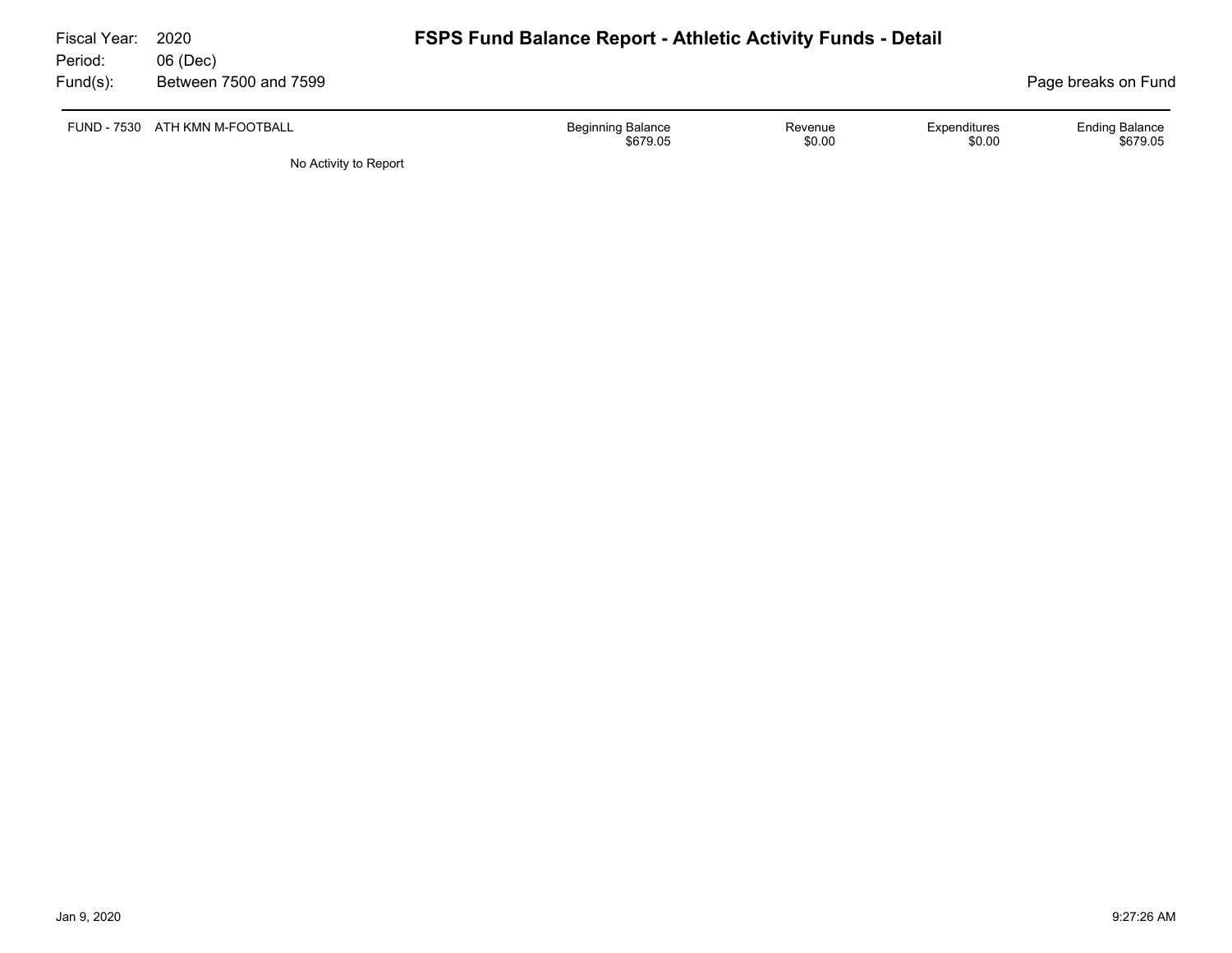Fiscal Year: 2020
Period: 06 (Dec)
Fund(s): Between 7500 and 7599

# FSPS Fund Balance Report - Athletic Activity Funds - Detail

Page breaks on Fund

| FUND - 7530 ATH KMN M-FOOTBALL | Beginning Balance | Revenue | Expenditures | Ending Balance |
|---|---|---|---|---|
| | $679.05 | $0.00 | $0.00 | $679.05 |

No Activity to Report

Jan 9, 2020 9:27:26 AM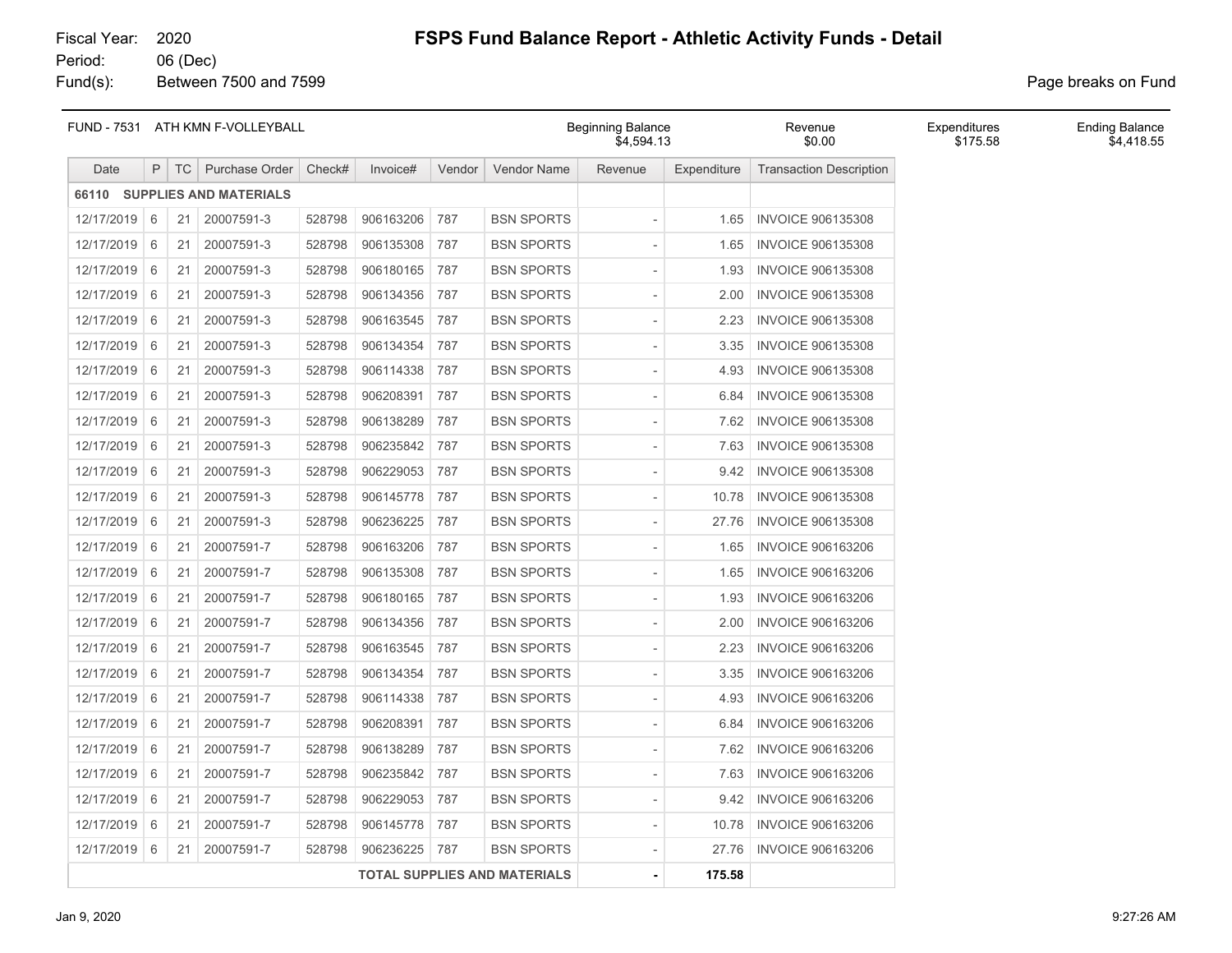Fiscal Year: 2020
Period: 06 (Dec)
Fund(s): Between 7500 and 7599

# FSPS Fund Balance Report - Athletic Activity Funds - Detail

Page breaks on Fund

| FUND - 7531 ATH KMN F-VOLLEYBALL | Beginning Balance | Revenue | Expenditures | Ending Balance |
|---|---|---|---|---|
| | $4,594.13 | $0.00 | $175.58 | $4,418.55 |

| Date | P | TC | Purchase Order | Check# | Invoice# | Vendor | Vendor Name | Revenue | Expenditure | Transaction Description |
|---|---|---|---|---|---|---|---|---|---|---|
| **66110 SUPPLIES AND MATERIALS** | | | | | | | | | | |
| 12/17/2019 | 6 | 21 | 20007591-3 | 528798 | 906163206 | 787 | BSN SPORTS | - | 1.65 | INVOICE 906135308 |
| 12/17/2019 | 6 | 21 | 20007591-3 | 528798 | 906135308 | 787 | BSN SPORTS | - | 1.65 | INVOICE 906135308 |
| 12/17/2019 | 6 | 21 | 20007591-3 | 528798 | 906180165 | 787 | BSN SPORTS | - | 1.93 | INVOICE 906135308 |
| 12/17/2019 | 6 | 21 | 20007591-3 | 528798 | 906134356 | 787 | BSN SPORTS | - | 2.00 | INVOICE 906135308 |
| 12/17/2019 | 6 | 21 | 20007591-3 | 528798 | 906163545 | 787 | BSN SPORTS | - | 2.23 | INVOICE 906135308 |
| 12/17/2019 | 6 | 21 | 20007591-3 | 528798 | 906134354 | 787 | BSN SPORTS | - | 3.35 | INVOICE 906135308 |
| 12/17/2019 | 6 | 21 | 20007591-3 | 528798 | 906114338 | 787 | BSN SPORTS | - | 4.93 | INVOICE 906135308 |
| 12/17/2019 | 6 | 21 | 20007591-3 | 528798 | 906208391 | 787 | BSN SPORTS | - | 6.84 | INVOICE 906135308 |
| 12/17/2019 | 6 | 21 | 20007591-3 | 528798 | 906138289 | 787 | BSN SPORTS | - | 7.62 | INVOICE 906135308 |
| 12/17/2019 | 6 | 21 | 20007591-3 | 528798 | 906235842 | 787 | BSN SPORTS | - | 7.63 | INVOICE 906135308 |
| 12/17/2019 | 6 | 21 | 20007591-3 | 528798 | 906229053 | 787 | BSN SPORTS | - | 9.42 | INVOICE 906135308 |
| 12/17/2019 | 6 | 21 | 20007591-3 | 528798 | 906145778 | 787 | BSN SPORTS | - | 10.78 | INVOICE 906135308 |
| 12/17/2019 | 6 | 21 | 20007591-3 | 528798 | 906236225 | 787 | BSN SPORTS | - | 27.76 | INVOICE 906135308 |
| 12/17/2019 | 6 | 21 | 20007591-7 | 528798 | 906163206 | 787 | BSN SPORTS | - | 1.65 | INVOICE 906163206 |
| 12/17/2019 | 6 | 21 | 20007591-7 | 528798 | 906135308 | 787 | BSN SPORTS | - | 1.65 | INVOICE 906163206 |
| 12/17/2019 | 6 | 21 | 20007591-7 | 528798 | 906180165 | 787 | BSN SPORTS | - | 1.93 | INVOICE 906163206 |
| 12/17/2019 | 6 | 21 | 20007591-7 | 528798 | 906134356 | 787 | BSN SPORTS | - | 2.00 | INVOICE 906163206 |
| 12/17/2019 | 6 | 21 | 20007591-7 | 528798 | 906163545 | 787 | BSN SPORTS | - | 2.23 | INVOICE 906163206 |
| 12/17/2019 | 6 | 21 | 20007591-7 | 528798 | 906134354 | 787 | BSN SPORTS | - | 3.35 | INVOICE 906163206 |
| 12/17/2019 | 6 | 21 | 20007591-7 | 528798 | 906114338 | 787 | BSN SPORTS | - | 4.93 | INVOICE 906163206 |
| 12/17/2019 | 6 | 21 | 20007591-7 | 528798 | 906208391 | 787 | BSN SPORTS | - | 6.84 | INVOICE 906163206 |
| 12/17/2019 | 6 | 21 | 20007591-7 | 528798 | 906138289 | 787 | BSN SPORTS | - | 7.62 | INVOICE 906163206 |
| 12/17/2019 | 6 | 21 | 20007591-7 | 528798 | 906235842 | 787 | BSN SPORTS | - | 7.63 | INVOICE 906163206 |
| 12/17/2019 | 6 | 21 | 20007591-7 | 528798 | 906229053 | 787 | BSN SPORTS | - | 9.42 | INVOICE 906163206 |
| 12/17/2019 | 6 | 21 | 20007591-7 | 528798 | 906145778 | 787 | BSN SPORTS | - | 10.78 | INVOICE 906163206 |
| 12/17/2019 | 6 | 21 | 20007591-7 | 528798 | 906236225 | 787 | BSN SPORTS | - | 27.76 | INVOICE 906163206 |
| | | | | | | | **TOTAL SUPPLIES AND MATERIALS** | **-** | **175.58** | |

Jan 9, 2020 9:27:26 AM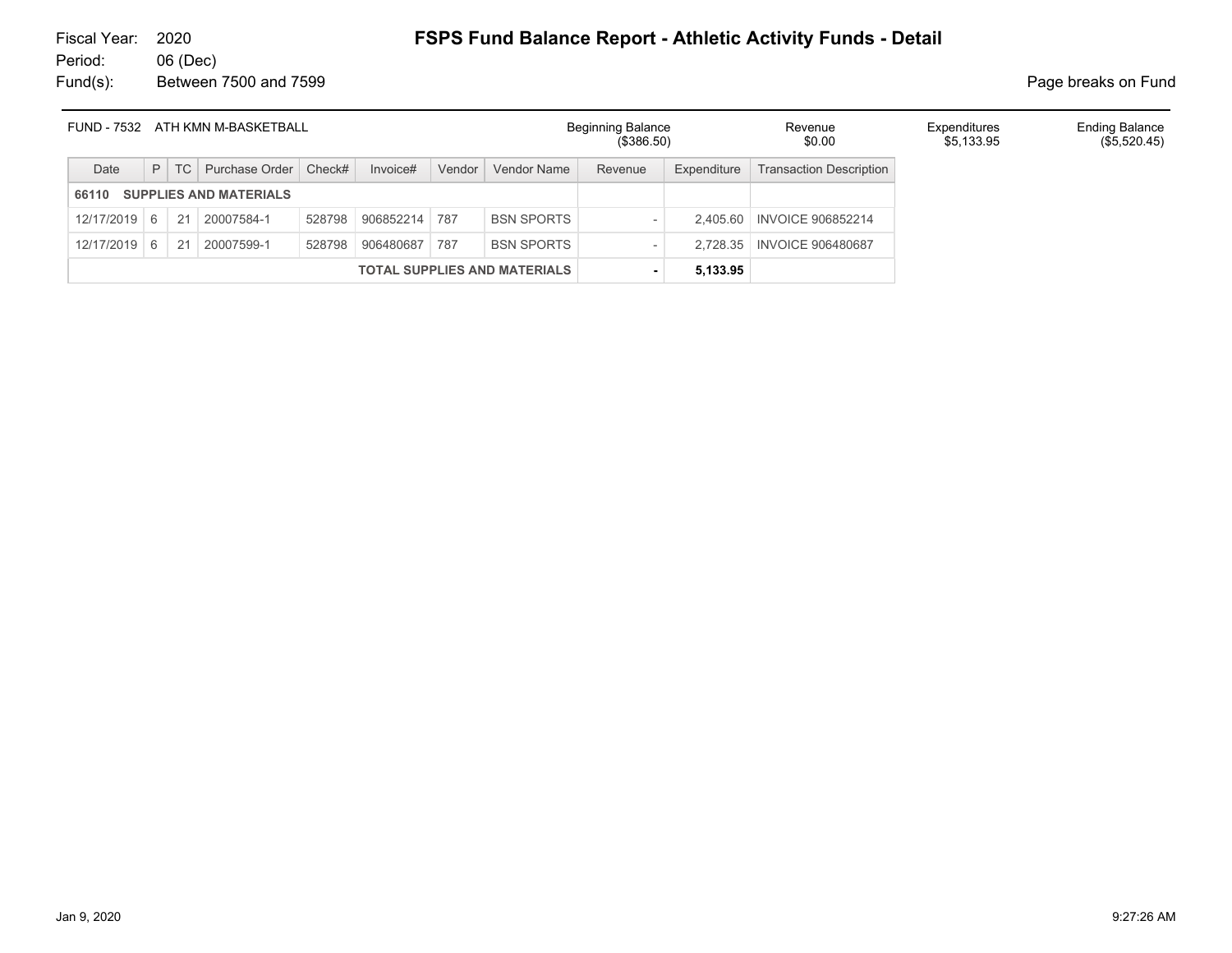Fiscal Year: 2020
Period: 06 (Dec)
Fund(s): Between 7500 and 7599

# FSPS Fund Balance Report - Athletic Activity Funds - Detail

Page breaks on Fund

| FUND - 7532 ATH KMN M-BASKETBALL | Beginning Balance | Revenue | Expenditures | Ending Balance |
|---|---|---|---|---|
| | ($386.50) | $0.00 | $5,133.95 | ($5,520.45) |

| Date | P | TC | Purchase Order | Check# | Invoice# | Vendor | Vendor Name | Revenue | Expenditure | Transaction Description |
|---|---|---|---|---|---|---|---|---|---|---|
| **66110 SUPPLIES AND MATERIALS** | | | | | | | | | | |
| 12/17/2019 | 6 | 21 | 20007584-1 | 528798 | 906852214 | 787 | BSN SPORTS | - | 2,405.60 | INVOICE 906852214 |
| 12/17/2019 | 6 | 21 | 20007599-1 | 528798 | 906480687 | 787 | BSN SPORTS | - | 2,728.35 | INVOICE 906480687 |
| **TOTAL SUPPLIES AND MATERIALS** | | | | | | | | **-** | **5,133.95** | |

Jan 9, 2020 9:27:26 AM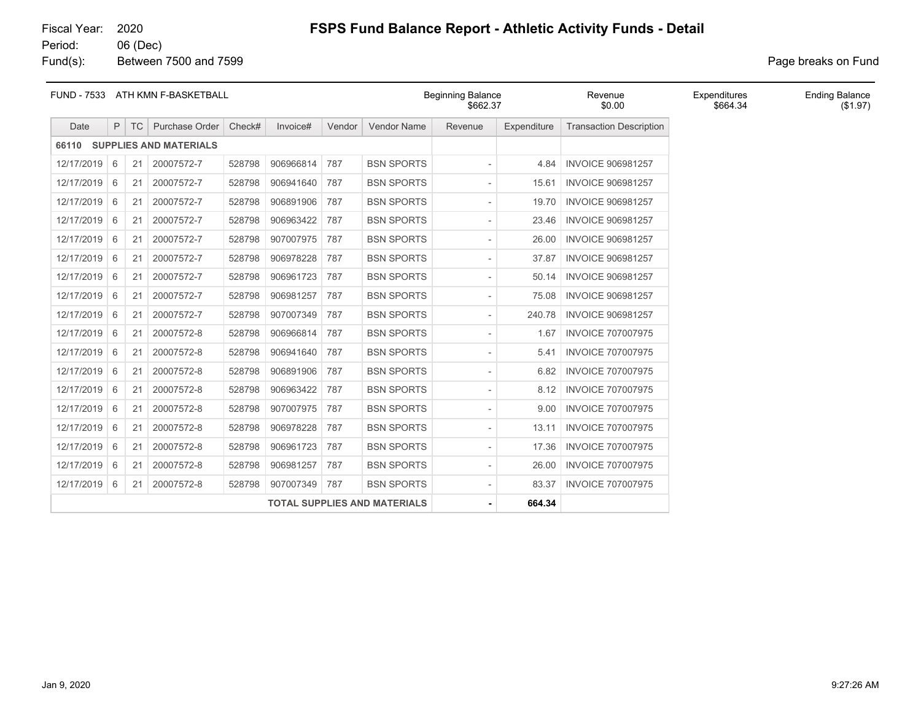Fiscal Year: 2020
Period: 06 (Dec)
Fund(s): Between 7500 and 7599

# FSPS Fund Balance Report - Athletic Activity Funds - Detail

Page breaks on Fund

| FUND - 7533 ATH KMN F-BASKETBALL | Beginning Balance | Revenue | Expenditures | Ending Balance |
|---|---|---|---|---|
| | $662.37 | $0.00 | $664.34 | ($1.97) |

| Date | P | TC | Purchase Order | Check# | Invoice# | Vendor | Vendor Name | Revenue | Expenditure | Transaction Description |
|---|---|---|---|---|---|---|---|---|---|---|
| **66110 SUPPLIES AND MATERIALS** | | | | | | | | | | |
| 12/17/2019 | 6 | 21 | 20007572-7 | 528798 | 906966814 | 787 | BSN SPORTS | - | 4.84 | INVOICE 906981257 |
| 12/17/2019 | 6 | 21 | 20007572-7 | 528798 | 906941640 | 787 | BSN SPORTS | - | 15.61 | INVOICE 906981257 |
| 12/17/2019 | 6 | 21 | 20007572-7 | 528798 | 906891906 | 787 | BSN SPORTS | - | 19.70 | INVOICE 906981257 |
| 12/17/2019 | 6 | 21 | 20007572-7 | 528798 | 906963422 | 787 | BSN SPORTS | - | 23.46 | INVOICE 906981257 |
| 12/17/2019 | 6 | 21 | 20007572-7 | 528798 | 907007975 | 787 | BSN SPORTS | - | 26.00 | INVOICE 906981257 |
| 12/17/2019 | 6 | 21 | 20007572-7 | 528798 | 906978228 | 787 | BSN SPORTS | - | 37.87 | INVOICE 906981257 |
| 12/17/2019 | 6 | 21 | 20007572-7 | 528798 | 906961723 | 787 | BSN SPORTS | - | 50.14 | INVOICE 906981257 |
| 12/17/2019 | 6 | 21 | 20007572-7 | 528798 | 906981257 | 787 | BSN SPORTS | - | 75.08 | INVOICE 906981257 |
| 12/17/2019 | 6 | 21 | 20007572-7 | 528798 | 907007349 | 787 | BSN SPORTS | - | 240.78 | INVOICE 906981257 |
| 12/17/2019 | 6 | 21 | 20007572-8 | 528798 | 906966814 | 787 | BSN SPORTS | - | 1.67 | INVOICE 707007975 |
| 12/17/2019 | 6 | 21 | 20007572-8 | 528798 | 906941640 | 787 | BSN SPORTS | - | 5.41 | INVOICE 707007975 |
| 12/17/2019 | 6 | 21 | 20007572-8 | 528798 | 906891906 | 787 | BSN SPORTS | - | 6.82 | INVOICE 707007975 |
| 12/17/2019 | 6 | 21 | 20007572-8 | 528798 | 906963422 | 787 | BSN SPORTS | - | 8.12 | INVOICE 707007975 |
| 12/17/2019 | 6 | 21 | 20007572-8 | 528798 | 907007975 | 787 | BSN SPORTS | - | 9.00 | INVOICE 707007975 |
| 12/17/2019 | 6 | 21 | 20007572-8 | 528798 | 906978228 | 787 | BSN SPORTS | - | 13.11 | INVOICE 707007975 |
| 12/17/2019 | 6 | 21 | 20007572-8 | 528798 | 906961723 | 787 | BSN SPORTS | - | 17.36 | INVOICE 707007975 |
| 12/17/2019 | 6 | 21 | 20007572-8 | 528798 | 906981257 | 787 | BSN SPORTS | - | 26.00 | INVOICE 707007975 |
| 12/17/2019 | 6 | 21 | 20007572-8 | 528798 | 907007349 | 787 | BSN SPORTS | - | 83.37 | INVOICE 707007975 |
| | | | | | | | **TOTAL SUPPLIES AND MATERIALS** | **-** | **664.34** | |

Jan 9, 2020 9:27:26 AM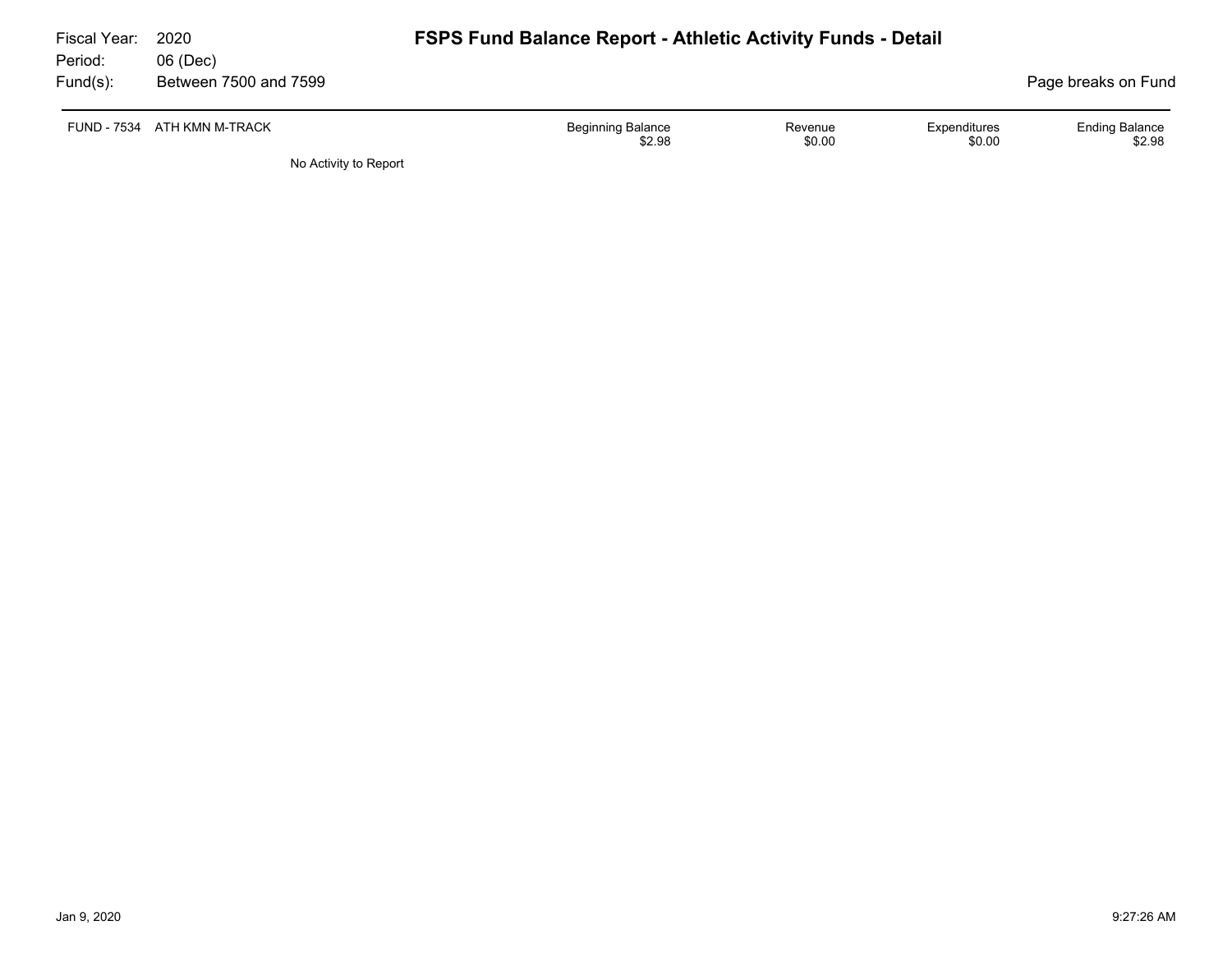Fiscal Year: 2020
Period: 06 (Dec)
Fund(s): Between 7500 and 7599

# FSPS Fund Balance Report - Athletic Activity Funds - Detail

Page breaks on Fund

| FUND - 7534 | ATH KMN M-TRACK | Beginning Balance | Revenue | Expenditures | Ending Balance |
|---|---|---|---|---|---|
| | | $2.98 | $0.00 | $0.00 | $2.98 |

No Activity to Report

Jan 9, 2020 9:27:26 AM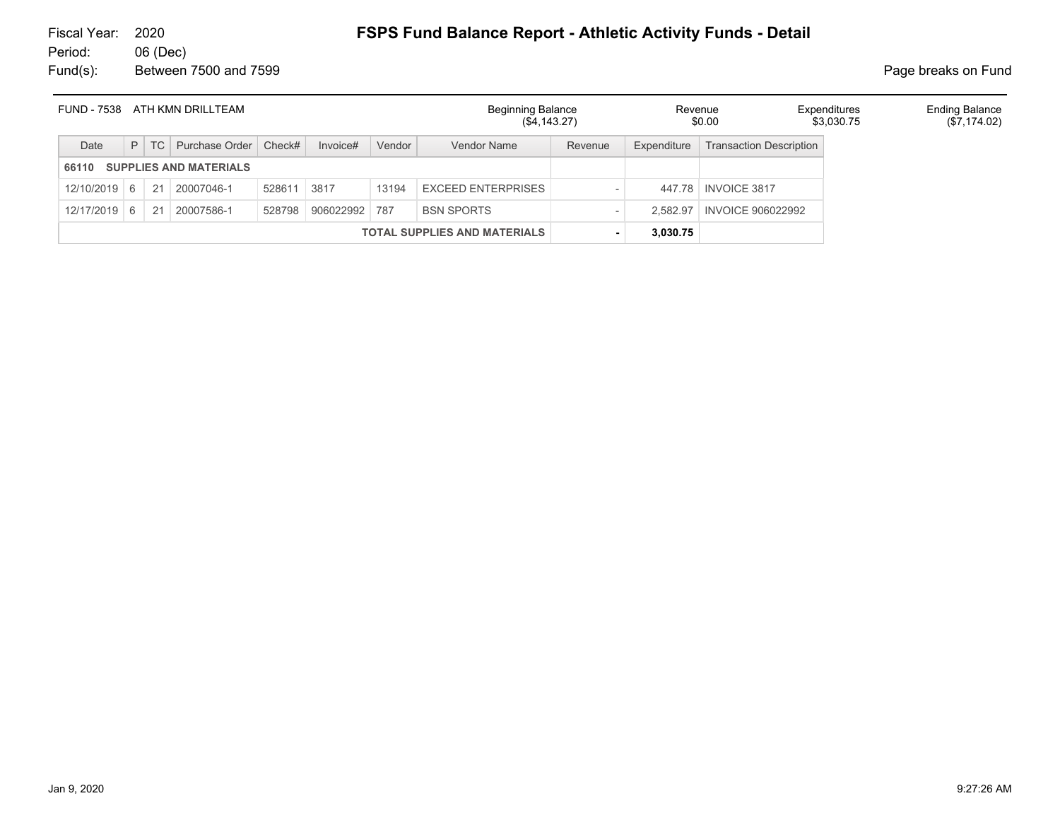Fiscal Year: 2020
Period: 06 (Dec)
Fund(s): Between 7500 and 7599

# FSPS Fund Balance Report - Athletic Activity Funds - Detail

Page breaks on Fund

| FUND - 7538 ATH KMN DRILLTEAM | Beginning Balance | Revenue | Expenditures | Ending Balance |
|---|---|---|---|---|
| | ($4,143.27) | $0.00 | $3,030.75 | ($7,174.02) |

| Date | P | TC | Purchase Order | Check# | Invoice# | Vendor | Vendor Name | Revenue | Expenditure | Transaction Description |
|---|---|---|---|---|---|---|---|---|---|---|
| **66110 SUPPLIES AND MATERIALS** | | | | | | | | | | |
| 12/10/2019 | 6 | 21 | 20007046-1 | 528611 | 3817 | 13194 | EXCEED ENTERPRISES | - | 447.78 | INVOICE 3817 |
| 12/17/2019 | 6 | 21 | 20007586-1 | 528798 | 906022992 | 787 | BSN SPORTS | - | 2,582.97 | INVOICE 906022992 |
| | | | | | | | **TOTAL SUPPLIES AND MATERIALS** | **-** | **3,030.75** | |

Jan 9, 2020 9:27:26 AM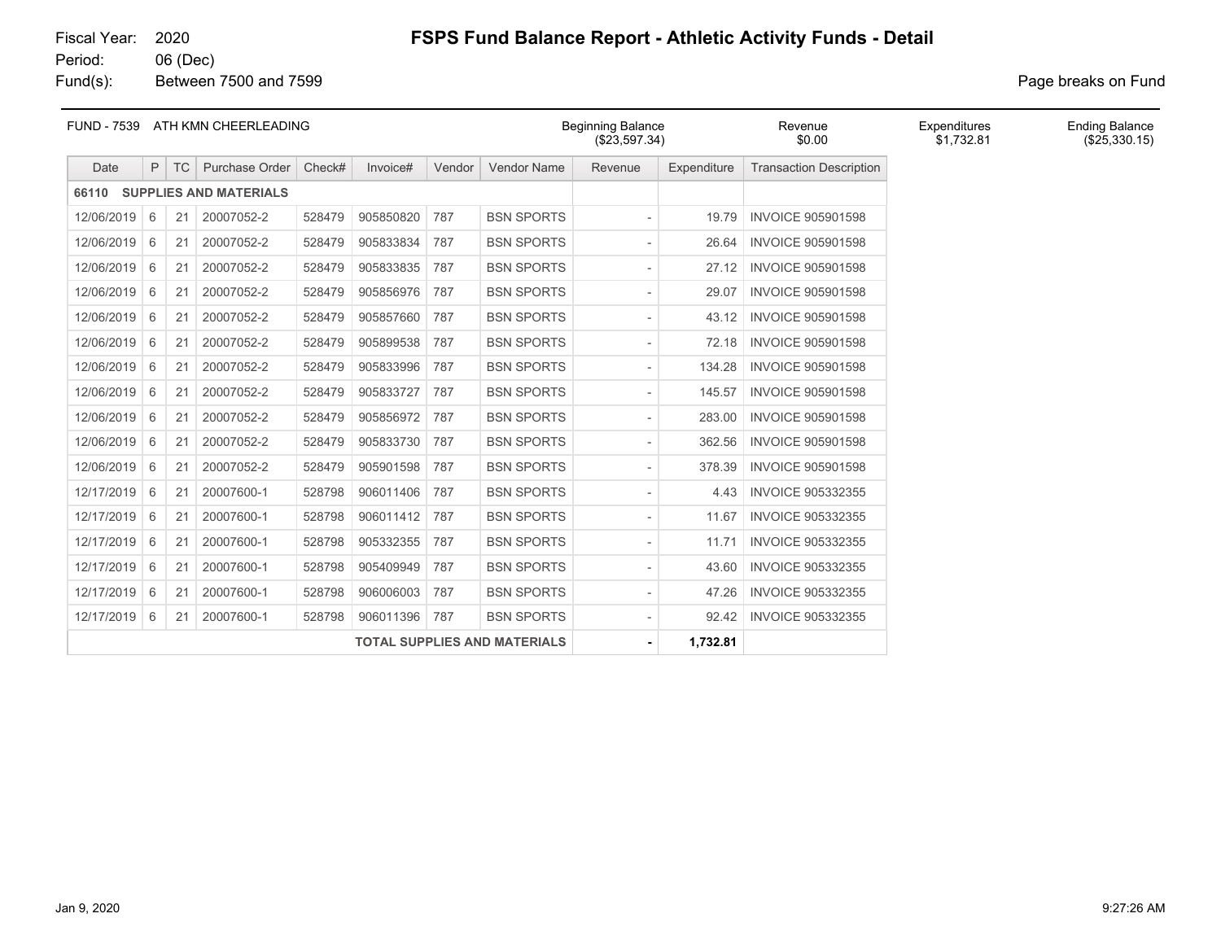Fiscal Year: 2020
Period: 06 (Dec)
Fund(s): Between 7500 and 7599

# FSPS Fund Balance Report - Athletic Activity Funds - Detail

Page breaks on Fund

| FUND - 7539 ATH KMN CHEERLEADING | Beginning Balance | Revenue | Expenditures | Ending Balance |
|---|---|---|---|---|
| | ($23,597.34) | $0.00 | $1,732.81 | ($25,330.15) |

| Date | P | TC | Purchase Order | Check# | Invoice# | Vendor | Vendor Name | Revenue | Expenditure | Transaction Description |
|---|---|---|---|---|---|---|---|---|---|---|
| **66110 SUPPLIES AND MATERIALS** | | | | | | | | | | |
| 12/06/2019 | 6 | 21 | 20007052-2 | 528479 | 905850820 | 787 | BSN SPORTS | - | 19.79 | INVOICE 905901598 |
| 12/06/2019 | 6 | 21 | 20007052-2 | 528479 | 905833834 | 787 | BSN SPORTS | - | 26.64 | INVOICE 905901598 |
| 12/06/2019 | 6 | 21 | 20007052-2 | 528479 | 905833835 | 787 | BSN SPORTS | - | 27.12 | INVOICE 905901598 |
| 12/06/2019 | 6 | 21 | 20007052-2 | 528479 | 905856976 | 787 | BSN SPORTS | - | 29.07 | INVOICE 905901598 |
| 12/06/2019 | 6 | 21 | 20007052-2 | 528479 | 905857660 | 787 | BSN SPORTS | - | 43.12 | INVOICE 905901598 |
| 12/06/2019 | 6 | 21 | 20007052-2 | 528479 | 905899538 | 787 | BSN SPORTS | - | 72.18 | INVOICE 905901598 |
| 12/06/2019 | 6 | 21 | 20007052-2 | 528479 | 905833996 | 787 | BSN SPORTS | - | 134.28 | INVOICE 905901598 |
| 12/06/2019 | 6 | 21 | 20007052-2 | 528479 | 905833727 | 787 | BSN SPORTS | - | 145.57 | INVOICE 905901598 |
| 12/06/2019 | 6 | 21 | 20007052-2 | 528479 | 905856972 | 787 | BSN SPORTS | - | 283.00 | INVOICE 905901598 |
| 12/06/2019 | 6 | 21 | 20007052-2 | 528479 | 905833730 | 787 | BSN SPORTS | - | 362.56 | INVOICE 905901598 |
| 12/06/2019 | 6 | 21 | 20007052-2 | 528479 | 905901598 | 787 | BSN SPORTS | - | 378.39 | INVOICE 905901598 |
| 12/17/2019 | 6 | 21 | 20007600-1 | 528798 | 906011406 | 787 | BSN SPORTS | - | 4.43 | INVOICE 905332355 |
| 12/17/2019 | 6 | 21 | 20007600-1 | 528798 | 906011412 | 787 | BSN SPORTS | - | 11.67 | INVOICE 905332355 |
| 12/17/2019 | 6 | 21 | 20007600-1 | 528798 | 905332355 | 787 | BSN SPORTS | - | 11.71 | INVOICE 905332355 |
| 12/17/2019 | 6 | 21 | 20007600-1 | 528798 | 905409949 | 787 | BSN SPORTS | - | 43.60 | INVOICE 905332355 |
| 12/17/2019 | 6 | 21 | 20007600-1 | 528798 | 906006003 | 787 | BSN SPORTS | - | 47.26 | INVOICE 905332355 |
| 12/17/2019 | 6 | 21 | 20007600-1 | 528798 | 906011396 | 787 | BSN SPORTS | - | 92.42 | INVOICE 905332355 |
| | | | | | | | **TOTAL SUPPLIES AND MATERIALS** | **-** | **1,732.81** | |

Jan 9, 2020 9:27:26 AM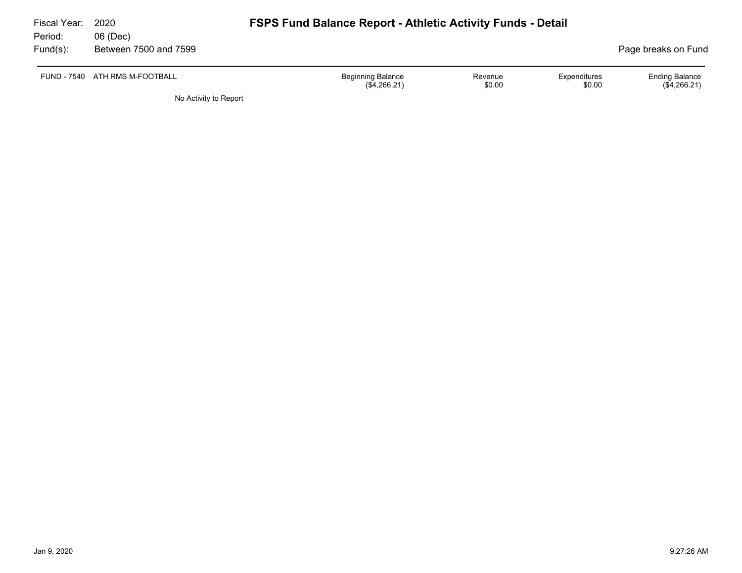Fiscal Year: 2020
Period: 06 (Dec)
Fund(s): Between 7500 and 7599

# FSPS Fund Balance Report - Athletic Activity Funds - Detail

Page breaks on Fund

| FUND - 7540 ATH RMS M-FOOTBALL | Beginning Balance | Revenue | Expenditures | Ending Balance |
|---|---|---|---|---|
| | ($4,266.21) | $0.00 | $0.00 | ($4,266.21) |

No Activity to Report

Jan 9, 2020 9:27:26 AM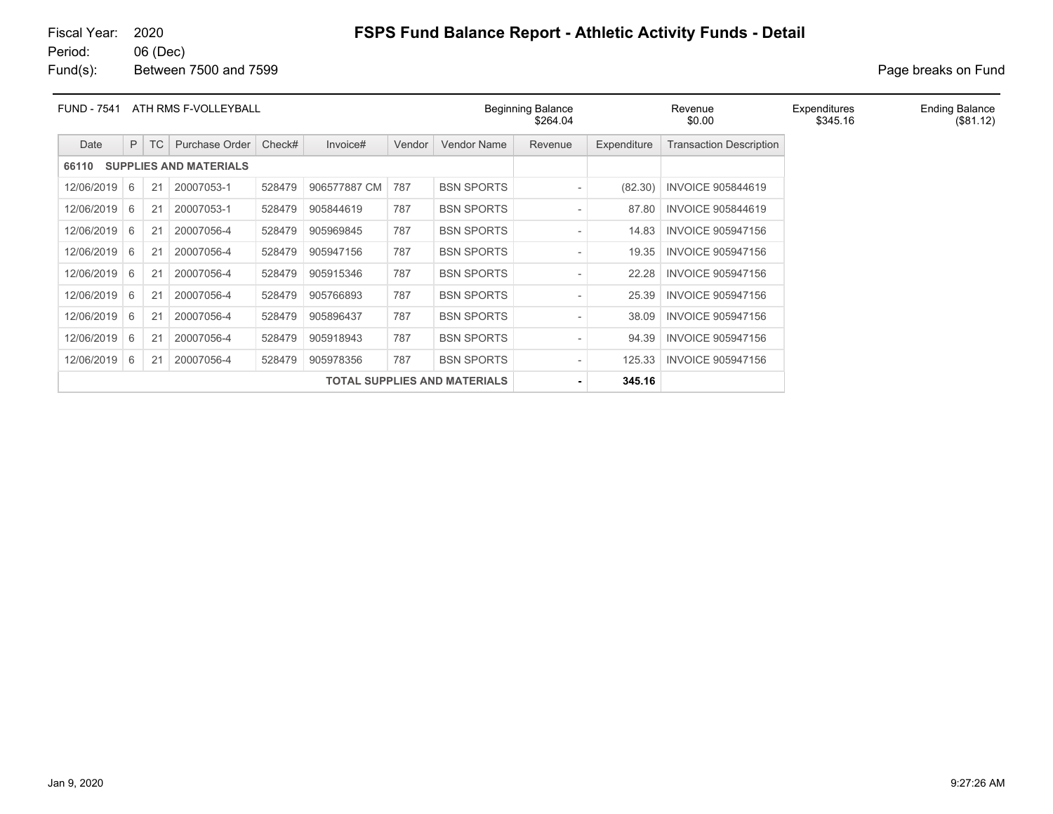Fiscal Year: 2020
Period: 06 (Dec)
Fund(s): Between 7500 and 7599

# FSPS Fund Balance Report - Athletic Activity Funds - Detail

Page breaks on Fund

| FUND - 7541 ATH RMS F-VOLLEYBALL | Beginning Balance | Revenue | Expenditures | Ending Balance |
|---|---|---|---|---|
| | $264.04 | $0.00 | $345.16 | ($81.12) |

| Date | P | TC | Purchase Order | Check# | Invoice# | Vendor | Vendor Name | Revenue | Expenditure | Transaction Description |
|---|---|---|---|---|---|---|---|---|---|---|
| **66110 SUPPLIES AND MATERIALS** | | | | | | | | | | |
| 12/06/2019 | 6 | 21 | 20007053-1 | 528479 | 906577887 CM | 787 | BSN SPORTS | - | (82.30) | INVOICE 905844619 |
| 12/06/2019 | 6 | 21 | 20007053-1 | 528479 | 905844619 | 787 | BSN SPORTS | - | 87.80 | INVOICE 905844619 |
| 12/06/2019 | 6 | 21 | 20007056-4 | 528479 | 905969845 | 787 | BSN SPORTS | - | 14.83 | INVOICE 905947156 |
| 12/06/2019 | 6 | 21 | 20007056-4 | 528479 | 905947156 | 787 | BSN SPORTS | - | 19.35 | INVOICE 905947156 |
| 12/06/2019 | 6 | 21 | 20007056-4 | 528479 | 905915346 | 787 | BSN SPORTS | - | 22.28 | INVOICE 905947156 |
| 12/06/2019 | 6 | 21 | 20007056-4 | 528479 | 905766893 | 787 | BSN SPORTS | - | 25.39 | INVOICE 905947156 |
| 12/06/2019 | 6 | 21 | 20007056-4 | 528479 | 905896437 | 787 | BSN SPORTS | - | 38.09 | INVOICE 905947156 |
| 12/06/2019 | 6 | 21 | 20007056-4 | 528479 | 905918943 | 787 | BSN SPORTS | - | 94.39 | INVOICE 905947156 |
| 12/06/2019 | 6 | 21 | 20007056-4 | 528479 | 905978356 | 787 | BSN SPORTS | - | 125.33 | INVOICE 905947156 |
| **TOTAL SUPPLIES AND MATERIALS** | | | | | | | | **-** | **345.16** | |

Jan 9, 2020 9:27:26 AM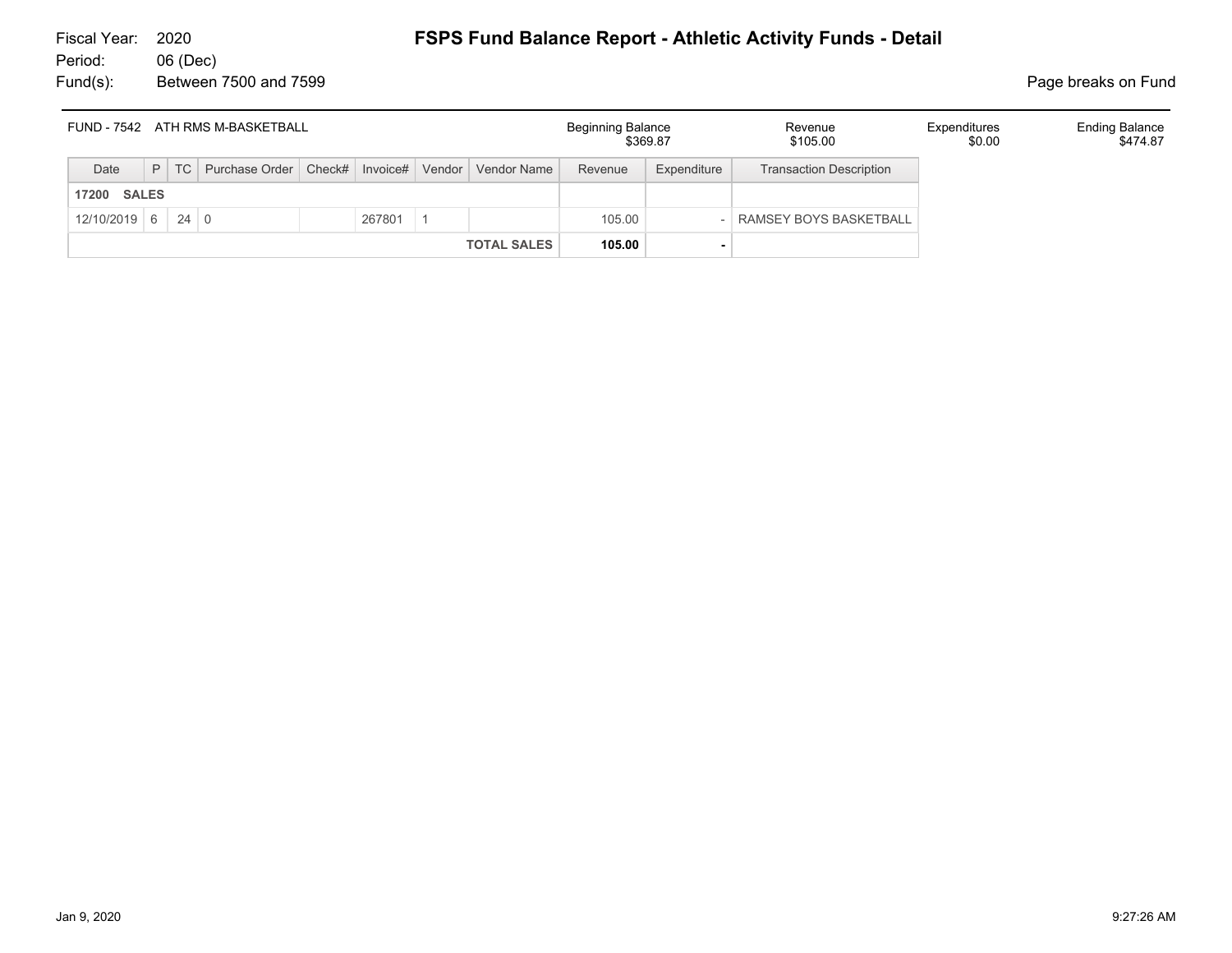Fiscal Year: 2020
Period: 06 (Dec)
Fund(s): Between 7500 and 7599

# FSPS Fund Balance Report - Athletic Activity Funds - Detail

Page breaks on Fund

| FUND - 7542 ATH RMS M-BASKETBALL | Beginning Balance | Revenue | Expenditures | Ending Balance |
|---|---|---|---|---|
| | $369.87 | $105.00 | $0.00 | $474.87 |

| Date | P | TC | Purchase Order | Check# | Invoice# | Vendor | Vendor Name | Revenue | Expenditure | Transaction Description |
|---|---|---|---|---|---|---|---|---|---|---|
| **17200 SALES** | | | | | | | | | | |
| 12/10/2019 | 6 | 24 | 0 | | 267801 | 1 | | 105.00 | - | RAMSEY BOYS BASKETBALL |
| | | | | | | | **TOTAL SALES** | **105.00** | **-** | |

Jan 9, 2020 9:27:26 AM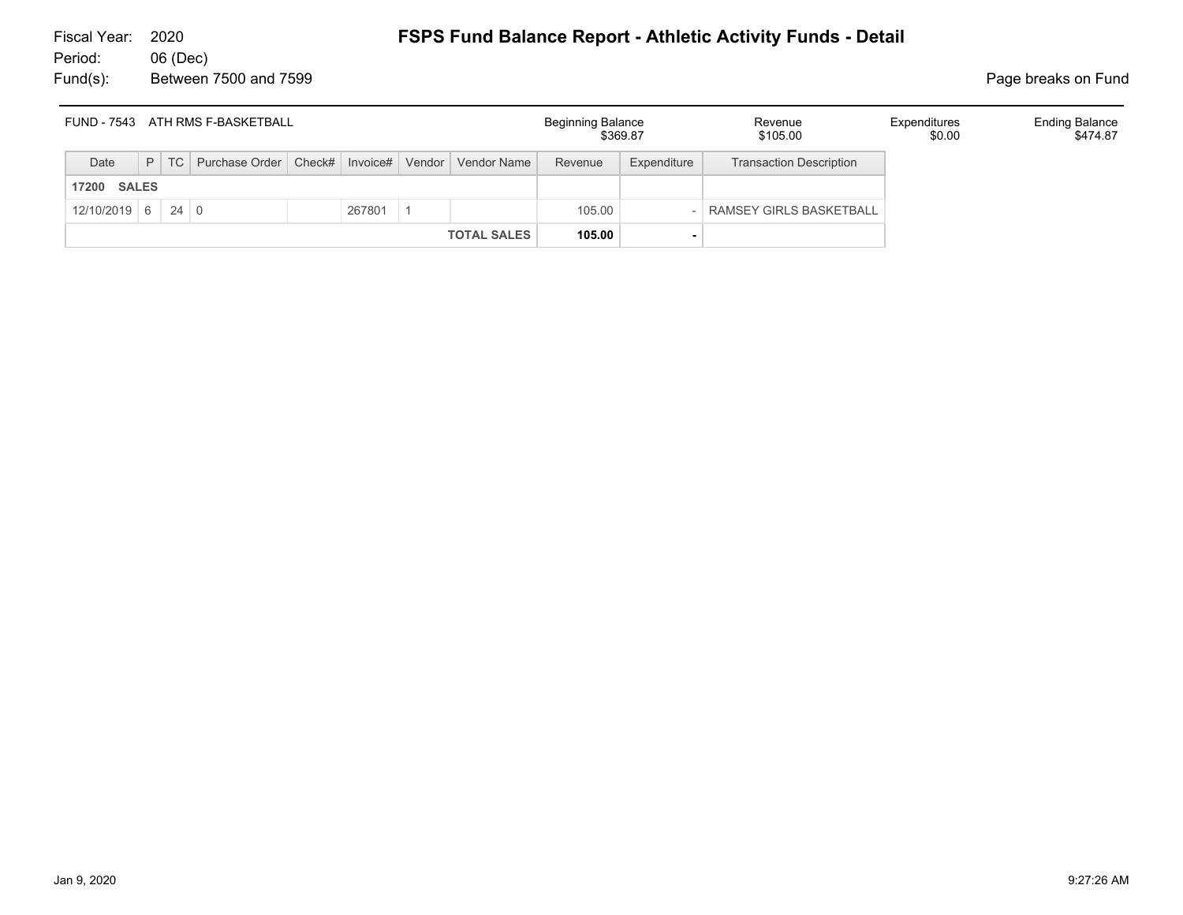Fiscal Year: 2020
Period: 06 (Dec)
Fund(s): Between 7500 and 7599

# FSPS Fund Balance Report - Athletic Activity Funds - Detail

Page breaks on Fund

| FUND - 7543 ATH RMS F-BASKETBALL | Beginning Balance | Revenue | Expenditures | Ending Balance |
|---|---|---|---|---|
| | $369.87 | $105.00 | $0.00 | $474.87 |

| Date | P | TC | Purchase Order | Check# | Invoice# | Vendor | Vendor Name | Revenue | Expenditure | Transaction Description |
|---|---|---|---|---|---|---|---|---|---|---|
| **17200 SALES** | | | | | | | | | | |
| 12/10/2019 | 6 | 24 | 0 | | 267801 | 1 | | 105.00 | - | RAMSEY GIRLS BASKETBALL |
| | | | | | | | **TOTAL SALES** | **105.00** | **-** | |

Jan 9, 2020 9:27:26 AM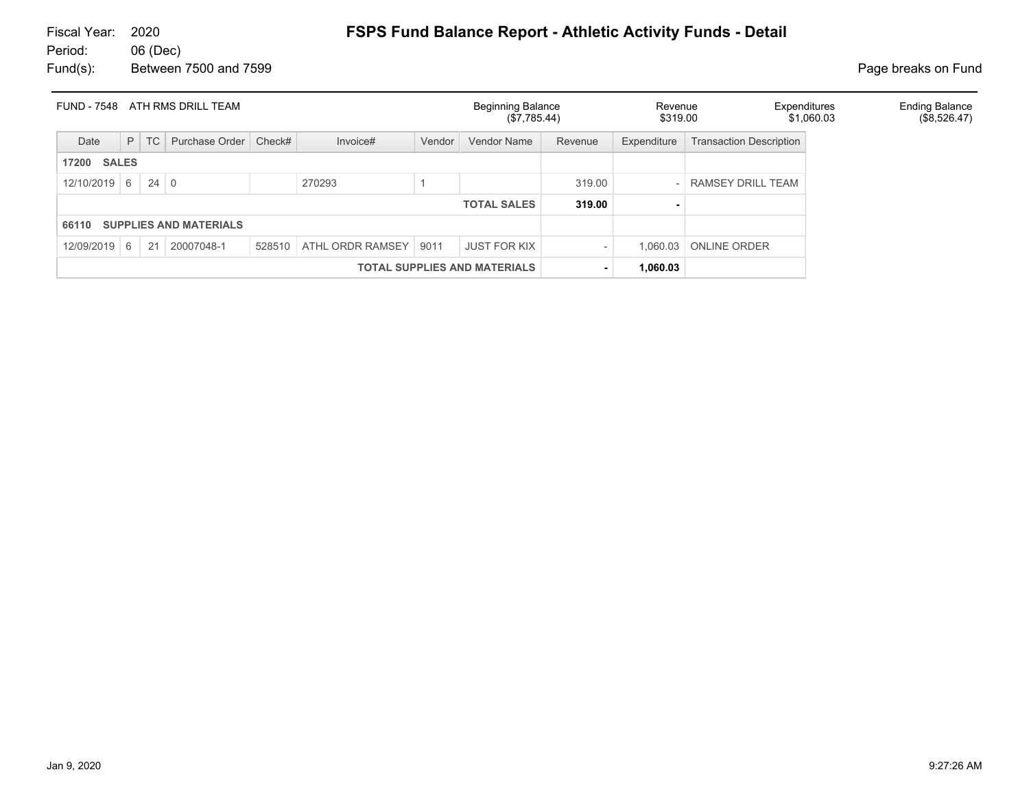Fiscal Year: 2020
Period: 06 (Dec)
Fund(s): Between 7500 and 7599

# FSPS Fund Balance Report - Athletic Activity Funds - Detail

Page breaks on Fund

| FUND - 7548 ATH RMS DRILL TEAM | Beginning Balance | Revenue | Expenditures | Ending Balance |
|---|---|---|---|---|
| | ($7,785.44) | $319.00 | $1,060.03 | ($8,526.47) |

| Date | P | TC | Purchase Order | Check# | Invoice# | Vendor | Vendor Name | Revenue | Expenditure | Transaction Description |
|---|---|---|---|---|---|---|---|---|---|---|
| **17200 SALES** | | | | | | | | | | |
| 12/10/2019 | 6 | 24 | 0 | | 270293 | 1 | | 319.00 | - | RAMSEY DRILL TEAM |
| | | | | | | | **TOTAL SALES** | **319.00** | **-** | |
| **66110 SUPPLIES AND MATERIALS** | | | | | | | | | | |
| 12/09/2019 | 6 | 21 | 20007048-1 | 528510 | ATHL ORDR RAMSEY | 9011 | JUST FOR KIX | - | 1,060.03 | ONLINE ORDER |
| | | | | | | | **TOTAL SUPPLIES AND MATERIALS** | **-** | **1,060.03** | |

Jan 9, 2020 9:27:26 AM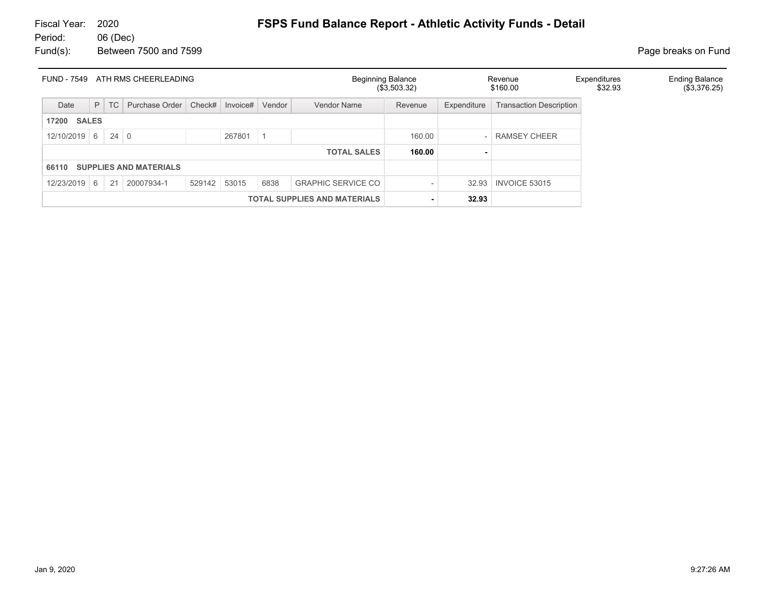Fiscal Year: 2020
Period: 06 (Dec)
Fund(s): Between 7500 and 7599

# FSPS Fund Balance Report - Athletic Activity Funds - Detail

Page breaks on Fund

| FUND - 7549 ATH RMS CHEERLEADING | Beginning Balance | Revenue | Expenditures | Ending Balance |
|---|---|---|---|---|
| | ($3,503.32) | $160.00 | $32.93 | ($3,376.25) |

| Date | P | TC | Purchase Order | Check# | Invoice# | Vendor | Vendor Name | Revenue | Expenditure | Transaction Description |
|---|---|---|---|---|---|---|---|---|---|---|
| **17200 SALES** | | | | | | | | | | |
| 12/10/2019 | 6 | 24 | 0 | | 267801 | 1 | | 160.00 | - | RAMSEY CHEER |
| | | | | | | | **TOTAL SALES** | **160.00** | **-** | |
| **66110 SUPPLIES AND MATERIALS** | | | | | | | | | | |
| 12/23/2019 | 6 | 21 | 20007934-1 | 529142 | 53015 | 6838 | GRAPHIC SERVICE CO | - | 32.93 | INVOICE 53015 |
| | | | | | | | **TOTAL SUPPLIES AND MATERIALS** | **-** | **32.93** | |

Jan 9, 2020 9:27:26 AM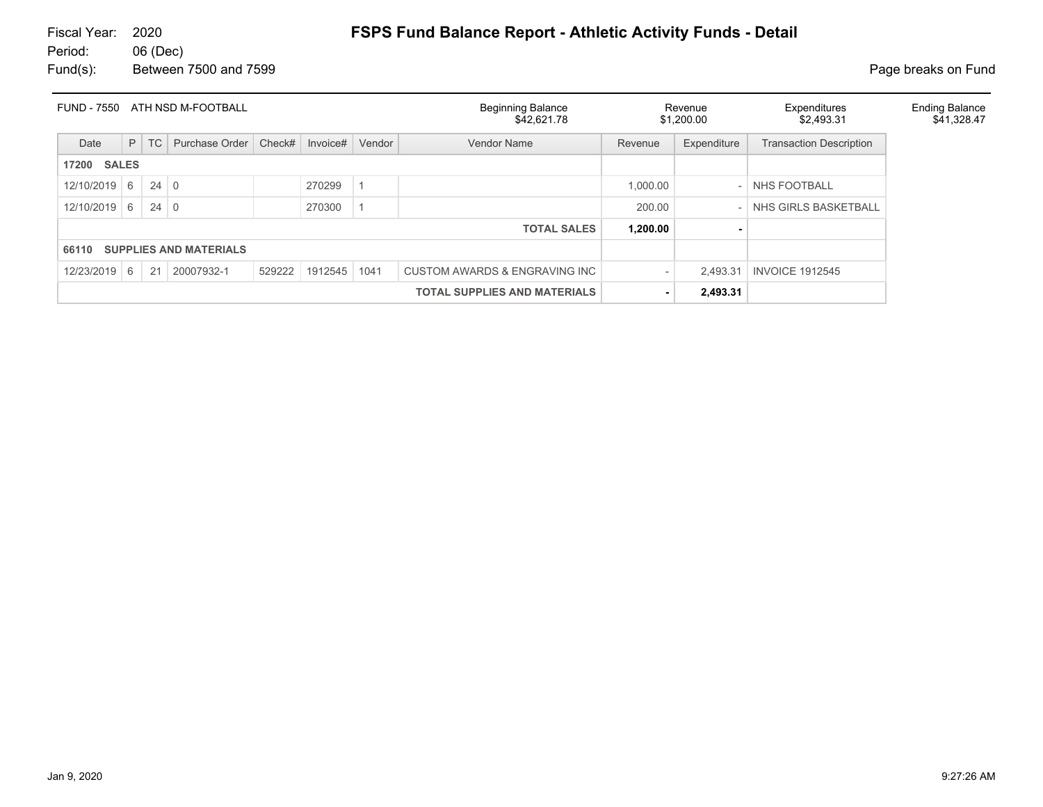Fiscal Year: 2020
Period: 06 (Dec)
Fund(s): Between 7500 and 7599

# FSPS Fund Balance Report - Athletic Activity Funds - Detail

Page breaks on Fund

| FUND - 7550 ATH NSD M-FOOTBALL | Beginning Balance | Revenue | Expenditures | Ending Balance |
|---|---|---|---|---|
| | $42,621.78 | $1,200.00 | $2,493.31 | $41,328.47 |

| Date | P | TC | Purchase Order | Check# | Invoice# | Vendor | Vendor Name | Revenue | Expenditure | Transaction Description |
|---|---|---|---|---|---|---|---|---|---|---|
| **17200 SALES** | | | | | | | | | | |
| 12/10/2019 | 6 | 24 | 0 | | 270299 | 1 | | 1,000.00 | - | NHS FOOTBALL |
| 12/10/2019 | 6 | 24 | 0 | | 270300 | 1 | | 200.00 | - | NHS GIRLS BASKETBALL |
| | | | | | | | **TOTAL SALES** | **1,200.00** | **-** | |
| **66110 SUPPLIES AND MATERIALS** | | | | | | | | | | |
| 12/23/2019 | 6 | 21 | 20007932-1 | 529222 | 1912545 | 1041 | CUSTOM AWARDS & ENGRAVING INC | - | 2,493.31 | INVOICE 1912545 |
| | | | | | | | **TOTAL SUPPLIES AND MATERIALS** | **-** | **2,493.31** | |

Jan 9, 2020 9:27:26 AM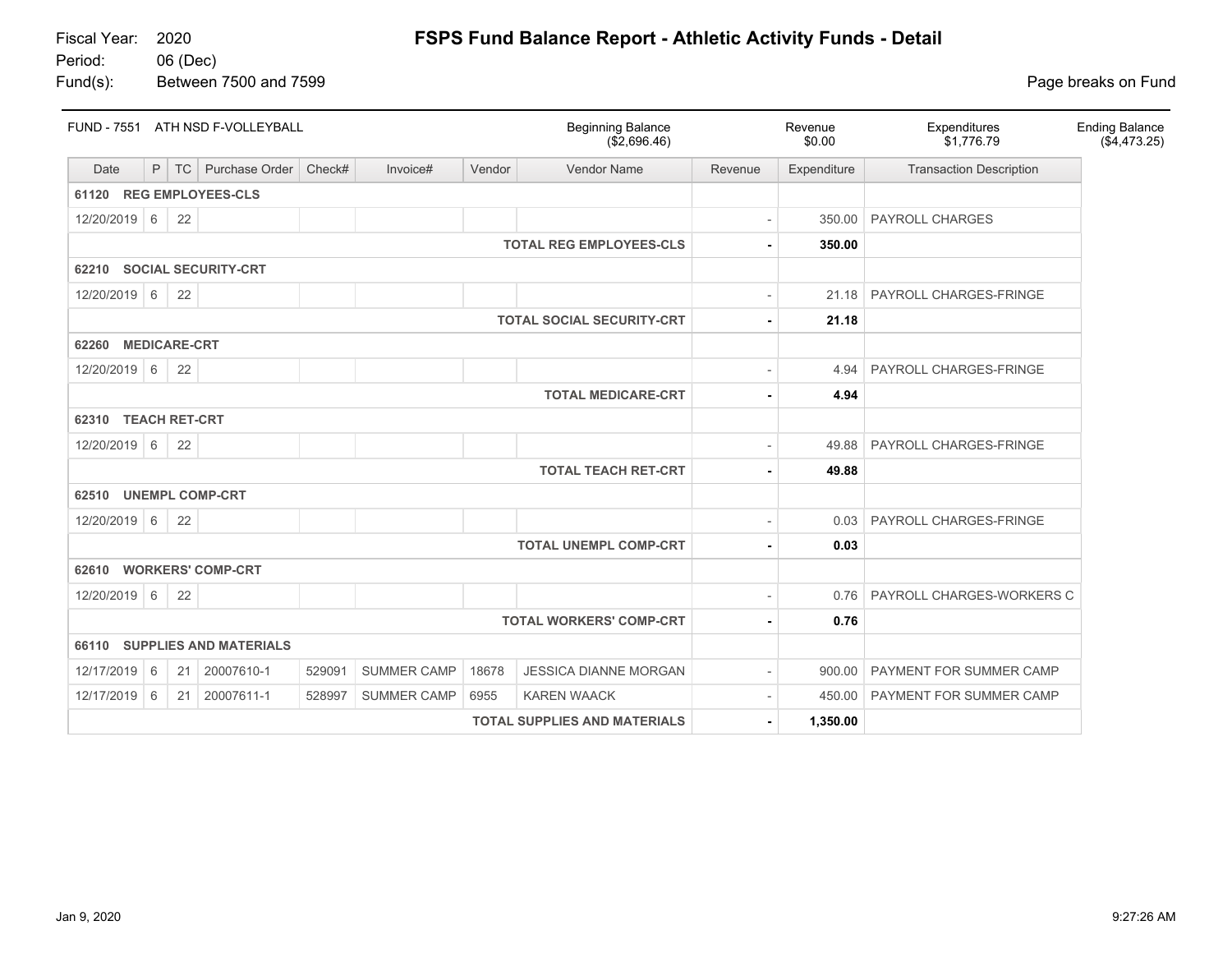Fiscal Year: 2020
Period: 06 (Dec)
Fund(s): Between 7500 and 7599

# FSPS Fund Balance Report - Athletic Activity Funds - Detail

Page breaks on Fund

| FUND - 7551 ATH NSD F-VOLLEYBALL | Beginning Balance | Revenue | Expenditures | Ending Balance |
|---|---|---|---|---|
| | ($2,696.46) | $0.00 | $1,776.79 | ($4,473.25) |

| Date | P | TC | Purchase Order | Check# | Invoice# | Vendor | Vendor Name | Revenue | Expenditure | Transaction Description |
|---|---|---|---|---|---|---|---|---|---|---|
| **61120 REG EMPLOYEES-CLS** | | | | | | | | | | |
| 12/20/2019 | 6 | 22 | | | | | | - | 350.00 | PAYROLL CHARGES |
| | | | | | | | **TOTAL REG EMPLOYEES-CLS** | **-** | **350.00** | |
| **62210 SOCIAL SECURITY-CRT** | | | | | | | | | | |
| 12/20/2019 | 6 | 22 | | | | | | - | 21.18 | PAYROLL CHARGES-FRINGE |
| | | | | | | | **TOTAL SOCIAL SECURITY-CRT** | **-** | **21.18** | |
| **62260 MEDICARE-CRT** | | | | | | | | | | |
| 12/20/2019 | 6 | 22 | | | | | | - | 4.94 | PAYROLL CHARGES-FRINGE |
| | | | | | | | **TOTAL MEDICARE-CRT** | **-** | **4.94** | |
| **62310 TEACH RET-CRT** | | | | | | | | | | |
| 12/20/2019 | 6 | 22 | | | | | | - | 49.88 | PAYROLL CHARGES-FRINGE |
| | | | | | | | **TOTAL TEACH RET-CRT** | **-** | **49.88** | |
| **62510 UNEMPL COMP-CRT** | | | | | | | | | | |
| 12/20/2019 | 6 | 22 | | | | | | - | 0.03 | PAYROLL CHARGES-FRINGE |
| | | | | | | | **TOTAL UNEMPL COMP-CRT** | **-** | **0.03** | |
| **62610 WORKERS' COMP-CRT** | | | | | | | | | | |
| 12/20/2019 | 6 | 22 | | | | | | - | 0.76 | PAYROLL CHARGES-WORKERS C |
| | | | | | | | **TOTAL WORKERS' COMP-CRT** | **-** | **0.76** | |
| **66110 SUPPLIES AND MATERIALS** | | | | | | | | | | |
| 12/17/2019 | 6 | 21 | 20007610-1 | 529091 | SUMMER CAMP | 18678 | JESSICA DIANNE MORGAN | - | 900.00 | PAYMENT FOR SUMMER CAMP |
| 12/17/2019 | 6 | 21 | 20007611-1 | 528997 | SUMMER CAMP | 6955 | KAREN WAACK | - | 450.00 | PAYMENT FOR SUMMER CAMP |
| | | | | | | | **TOTAL SUPPLIES AND MATERIALS** | **-** | **1,350.00** | |

Jan 9, 2020 9:27:26 AM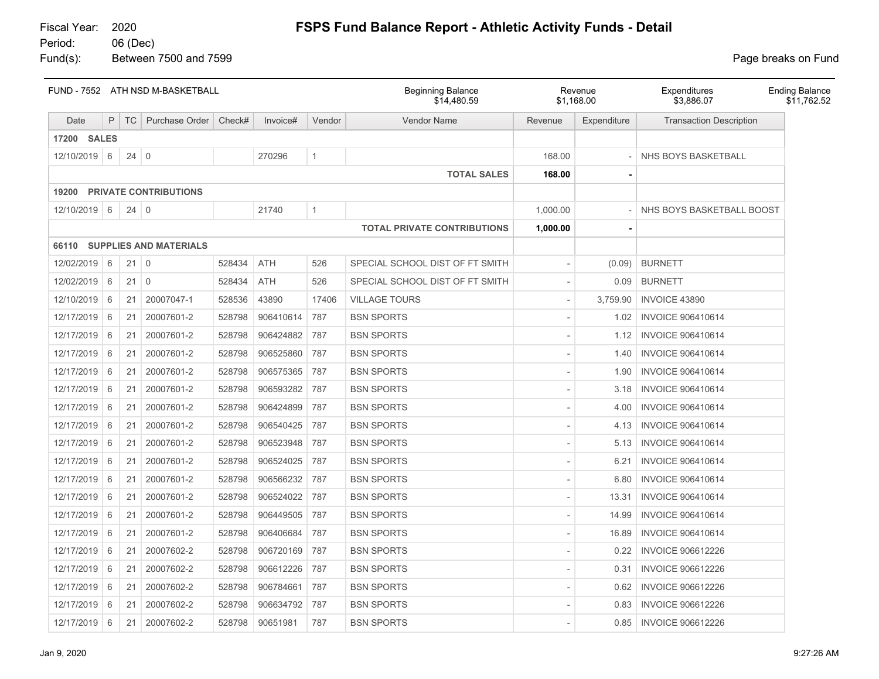Fiscal Year: 2020
Period: 06 (Dec)
Fund(s): Between 7500 and 7599

# FSPS Fund Balance Report - Athletic Activity Funds - Detail

Page breaks on Fund

| FUND - 7552 ATH NSD M-BASKETBALL | Beginning Balance | Revenue | Expenditures | Ending Balance |
|---|---|---|---|---|
| | $14,480.59 | $1,168.00 | $3,886.07 | $11,762.52 |

| Date | P | TC | Purchase Order | Check# | Invoice# | Vendor | Vendor Name | Revenue | Expenditure | Transaction Description |
|---|---|---|---|---|---|---|---|---|---|---|
| **17200 SALES** | | | | | | | | | | |
| 12/10/2019 | 6 | 24 | 0 | | 270296 | 1 | | 168.00 | - | NHS BOYS BASKETBALL |
| | | | | | | | **TOTAL SALES** | **168.00** | **-** | |
| **19200 PRIVATE CONTRIBUTIONS** | | | | | | | | | | |
| 12/10/2019 | 6 | 24 | 0 | | 21740 | 1 | | 1,000.00 | - | NHS BOYS BASKETBALL BOOST |
| | | | | | | | **TOTAL PRIVATE CONTRIBUTIONS** | **1,000.00** | **-** | |
| **66110 SUPPLIES AND MATERIALS** | | | | | | | | | | |
| 12/02/2019 | 6 | 21 | 0 | 528434 | ATH | 526 | SPECIAL SCHOOL DIST OF FT SMITH | - | (0.09) | BURNETT |
| 12/02/2019 | 6 | 21 | 0 | 528434 | ATH | 526 | SPECIAL SCHOOL DIST OF FT SMITH | - | 0.09 | BURNETT |
| 12/10/2019 | 6 | 21 | 20007047-1 | 528536 | 43890 | 17406 | VILLAGE TOURS | - | 3,759.90 | INVOICE 43890 |
| 12/17/2019 | 6 | 21 | 20007601-2 | 528798 | 906410614 | 787 | BSN SPORTS | - | 1.02 | INVOICE 906410614 |
| 12/17/2019 | 6 | 21 | 20007601-2 | 528798 | 906424882 | 787 | BSN SPORTS | - | 1.12 | INVOICE 906410614 |
| 12/17/2019 | 6 | 21 | 20007601-2 | 528798 | 906525860 | 787 | BSN SPORTS | - | 1.40 | INVOICE 906410614 |
| 12/17/2019 | 6 | 21 | 20007601-2 | 528798 | 906575365 | 787 | BSN SPORTS | - | 1.90 | INVOICE 906410614 |
| 12/17/2019 | 6 | 21 | 20007601-2 | 528798 | 906593282 | 787 | BSN SPORTS | - | 3.18 | INVOICE 906410614 |
| 12/17/2019 | 6 | 21 | 20007601-2 | 528798 | 906424899 | 787 | BSN SPORTS | - | 4.00 | INVOICE 906410614 |
| 12/17/2019 | 6 | 21 | 20007601-2 | 528798 | 906540425 | 787 | BSN SPORTS | - | 4.13 | INVOICE 906410614 |
| 12/17/2019 | 6 | 21 | 20007601-2 | 528798 | 906523948 | 787 | BSN SPORTS | - | 5.13 | INVOICE 906410614 |
| 12/17/2019 | 6 | 21 | 20007601-2 | 528798 | 906524025 | 787 | BSN SPORTS | - | 6.21 | INVOICE 906410614 |
| 12/17/2019 | 6 | 21 | 20007601-2 | 528798 | 906566232 | 787 | BSN SPORTS | - | 6.80 | INVOICE 906410614 |
| 12/17/2019 | 6 | 21 | 20007601-2 | 528798 | 906524022 | 787 | BSN SPORTS | - | 13.31 | INVOICE 906410614 |
| 12/17/2019 | 6 | 21 | 20007601-2 | 528798 | 906449505 | 787 | BSN SPORTS | - | 14.99 | INVOICE 906410614 |
| 12/17/2019 | 6 | 21 | 20007601-2 | 528798 | 906406684 | 787 | BSN SPORTS | - | 16.89 | INVOICE 906410614 |
| 12/17/2019 | 6 | 21 | 20007602-2 | 528798 | 906720169 | 787 | BSN SPORTS | - | 0.22 | INVOICE 906612226 |
| 12/17/2019 | 6 | 21 | 20007602-2 | 528798 | 906612226 | 787 | BSN SPORTS | - | 0.31 | INVOICE 906612226 |
| 12/17/2019 | 6 | 21 | 20007602-2 | 528798 | 906784661 | 787 | BSN SPORTS | - | 0.62 | INVOICE 906612226 |
| 12/17/2019 | 6 | 21 | 20007602-2 | 528798 | 906634792 | 787 | BSN SPORTS | - | 0.83 | INVOICE 906612226 |
| 12/17/2019 | 6 | 21 | 20007602-2 | 528798 | 90651981 | 787 | BSN SPORTS | - | 0.85 | INVOICE 906612226 |

Jan 9, 2020 9:27:26 AM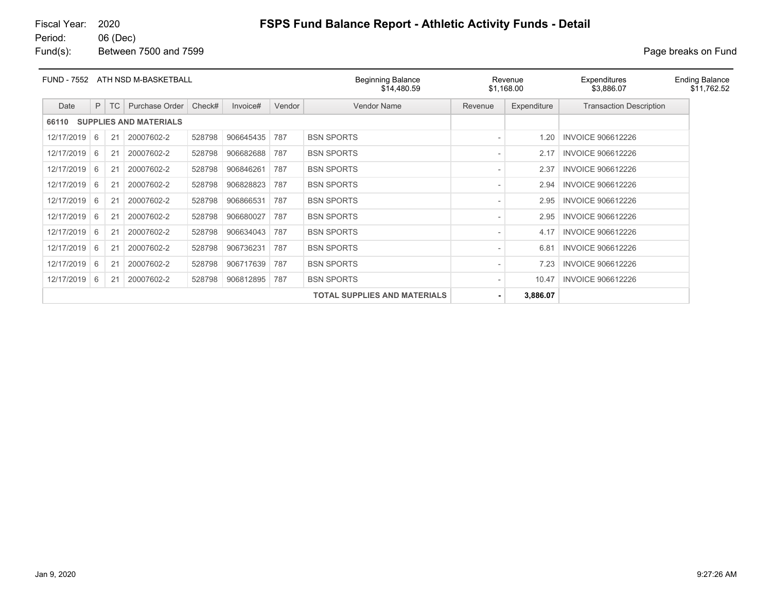Fiscal Year: 2020
Period: 06 (Dec)
Fund(s): Between 7500 and 7599

# FSPS Fund Balance Report - Athletic Activity Funds - Detail

Page breaks on Fund

| FUND - 7552 ATH NSD M-BASKETBALL | Beginning Balance | Revenue | Expenditures | Ending Balance |
|---|---|---|---|---|
| | $14,480.59 | $1,168.00 | $3,886.07 | $11,762.52 |

| Date | P | TC | Purchase Order | Check# | Invoice# | Vendor | Vendor Name | Revenue | Expenditure | Transaction Description |
|---|---|---|---|---|---|---|---|---|---|---|
| **66110 SUPPLIES AND MATERIALS** | | | | | | | | | | |
| 12/17/2019 | 6 | 21 | 20007602-2 | 528798 | 906645435 | 787 | BSN SPORTS | - | 1.20 | INVOICE 906612226 |
| 12/17/2019 | 6 | 21 | 20007602-2 | 528798 | 906682688 | 787 | BSN SPORTS | - | 2.17 | INVOICE 906612226 |
| 12/17/2019 | 6 | 21 | 20007602-2 | 528798 | 906846261 | 787 | BSN SPORTS | - | 2.37 | INVOICE 906612226 |
| 12/17/2019 | 6 | 21 | 20007602-2 | 528798 | 906828823 | 787 | BSN SPORTS | - | 2.94 | INVOICE 906612226 |
| 12/17/2019 | 6 | 21 | 20007602-2 | 528798 | 906866531 | 787 | BSN SPORTS | - | 2.95 | INVOICE 906612226 |
| 12/17/2019 | 6 | 21 | 20007602-2 | 528798 | 906680027 | 787 | BSN SPORTS | - | 2.95 | INVOICE 906612226 |
| 12/17/2019 | 6 | 21 | 20007602-2 | 528798 | 906634043 | 787 | BSN SPORTS | - | 4.17 | INVOICE 906612226 |
| 12/17/2019 | 6 | 21 | 20007602-2 | 528798 | 906736231 | 787 | BSN SPORTS | - | 6.81 | INVOICE 906612226 |
| 12/17/2019 | 6 | 21 | 20007602-2 | 528798 | 906717639 | 787 | BSN SPORTS | - | 7.23 | INVOICE 906612226 |
| 12/17/2019 | 6 | 21 | 20007602-2 | 528798 | 906812895 | 787 | BSN SPORTS | - | 10.47 | INVOICE 906612226 |
| | | | | | | | **TOTAL SUPPLIES AND MATERIALS** | **-** | **3,886.07** | |

Jan 9, 2020 9:27:26 AM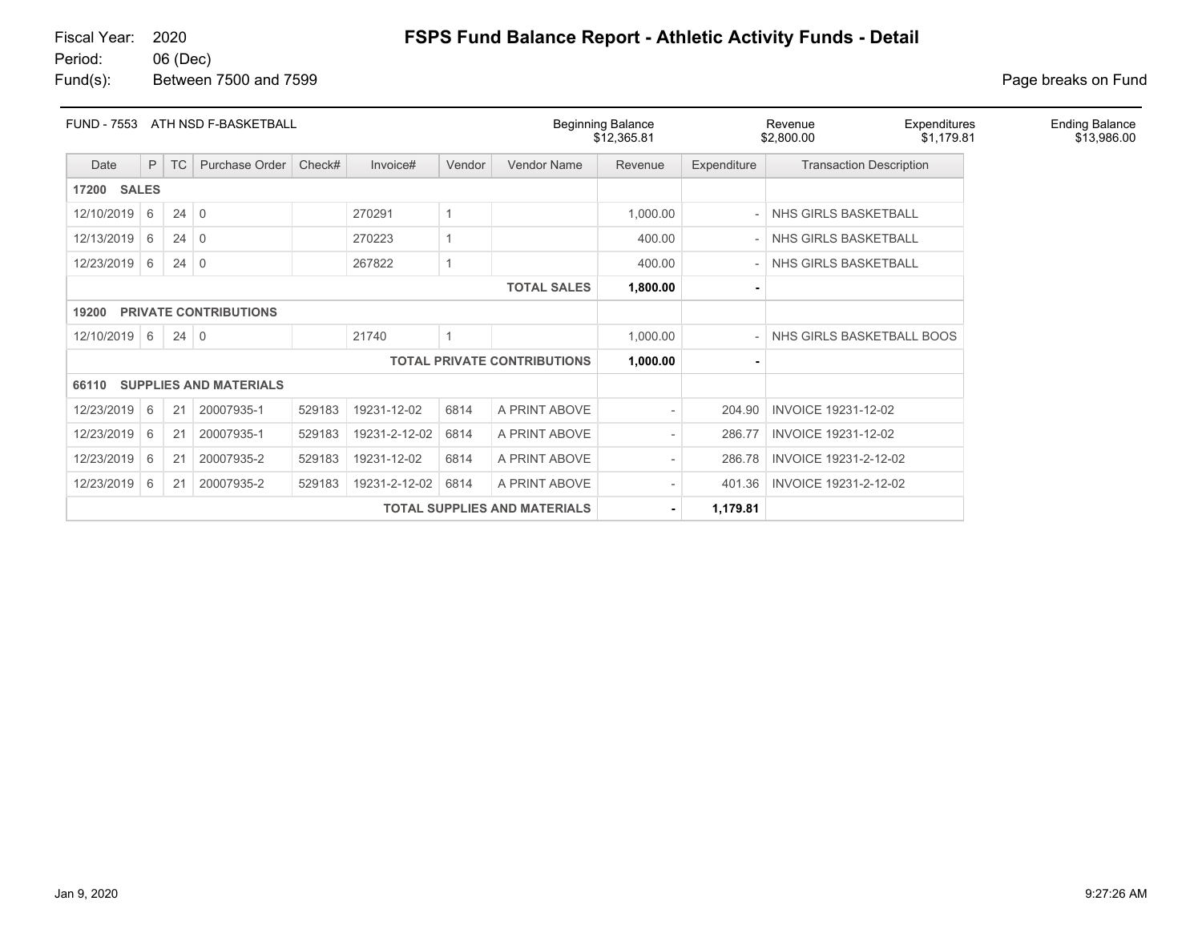Fiscal Year: 2020
Period: 06 (Dec)
Fund(s): Between 7500 and 7599

# FSPS Fund Balance Report - Athletic Activity Funds - Detail

Page breaks on Fund

| FUND - 7553 ATH NSD F-BASKETBALL | Beginning Balance | Revenue | Expenditures | Ending Balance |
|---|---|---|---|---|
| | $12,365.81 | $2,800.00 | $1,179.81 | $13,986.00 |

| Date | P | TC | Purchase Order | Check# | Invoice# | Vendor | Vendor Name | Revenue | Expenditure | Transaction Description |
|---|---|---|---|---|---|---|---|---|---|---|
| **17200 SALES** | | | | | | | | | | |
| 12/10/2019 | 6 | 24 | 0 | | 270291 | 1 | | 1,000.00 | - | NHS GIRLS BASKETBALL |
| 12/13/2019 | 6 | 24 | 0 | | 270223 | 1 | | 400.00 | - | NHS GIRLS BASKETBALL |
| 12/23/2019 | 6 | 24 | 0 | | 267822 | 1 | | 400.00 | - | NHS GIRLS BASKETBALL |
| | | | | | | | **TOTAL SALES** | **1,800.00** | **-** | |
| **19200 PRIVATE CONTRIBUTIONS** | | | | | | | | | | |
| 12/10/2019 | 6 | 24 | 0 | | 21740 | 1 | | 1,000.00 | - | NHS GIRLS BASKETBALL BOOS |
| | | | | | | | **TOTAL PRIVATE CONTRIBUTIONS** | **1,000.00** | **-** | |
| **66110 SUPPLIES AND MATERIALS** | | | | | | | | | | |
| 12/23/2019 | 6 | 21 | 20007935-1 | 529183 | 19231-12-02 | 6814 | A PRINT ABOVE | - | 204.90 | INVOICE 19231-12-02 |
| 12/23/2019 | 6 | 21 | 20007935-1 | 529183 | 19231-2-12-02 | 6814 | A PRINT ABOVE | - | 286.77 | INVOICE 19231-12-02 |
| 12/23/2019 | 6 | 21 | 20007935-2 | 529183 | 19231-12-02 | 6814 | A PRINT ABOVE | - | 286.78 | INVOICE 19231-2-12-02 |
| 12/23/2019 | 6 | 21 | 20007935-2 | 529183 | 19231-2-12-02 | 6814 | A PRINT ABOVE | - | 401.36 | INVOICE 19231-2-12-02 |
| | | | | | | | **TOTAL SUPPLIES AND MATERIALS** | **-** | **1,179.81** | |

Jan 9, 2020 9:27:26 AM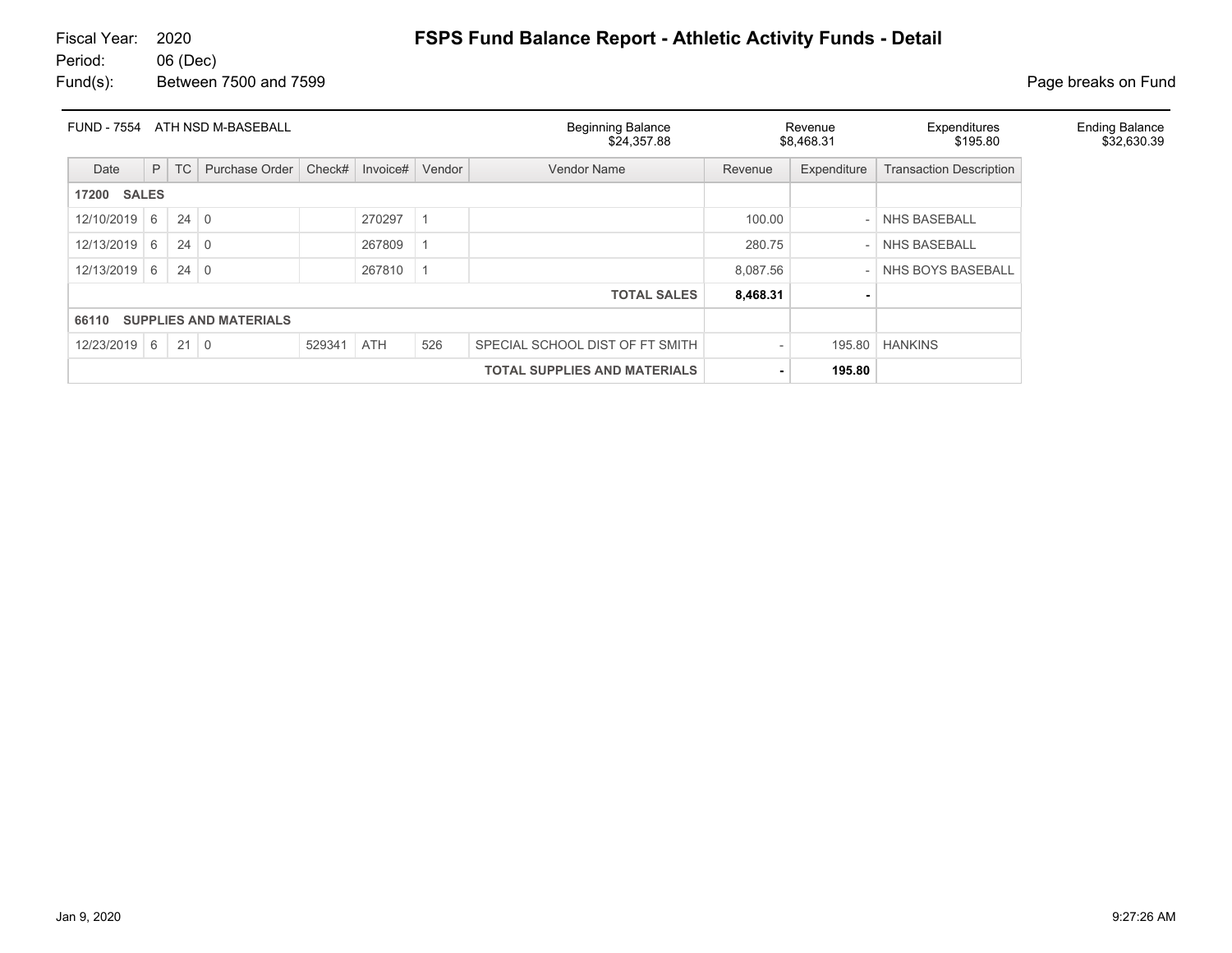Fiscal Year: 2020
Period: 06 (Dec)
Fund(s): Between 7500 and 7599

# FSPS Fund Balance Report - Athletic Activity Funds - Detail

Page breaks on Fund

| FUND - 7554 ATH NSD M-BASEBALL | Beginning Balance | Revenue | Expenditures | Ending Balance |
|---|---|---|---|---|
| | $24,357.88 | $8,468.31 | $195.80 | $32,630.39 |

| Date | P | TC | Purchase Order | Check# | Invoice# | Vendor | Vendor Name | Revenue | Expenditure | Transaction Description |
|---|---|---|---|---|---|---|---|---|---|---|
| **17200 SALES** | | | | | | | | | | |
| 12/10/2019 | 6 | 24 | 0 | | 270297 | 1 | | 100.00 | - | NHS BASEBALL |
| 12/13/2019 | 6 | 24 | 0 | | 267809 | 1 | | 280.75 | - | NHS BASEBALL |
| 12/13/2019 | 6 | 24 | 0 | | 267810 | 1 | | 8,087.56 | - | NHS BOYS BASEBALL |
| | | | | | | | **TOTAL SALES** | **8,468.31** | **-** | |
| **66110 SUPPLIES AND MATERIALS** | | | | | | | | | | |
| 12/23/2019 | 6 | 21 | 0 | 529341 | ATH | 526 | SPECIAL SCHOOL DIST OF FT SMITH | - | 195.80 | HANKINS |
| | | | | | | | **TOTAL SUPPLIES AND MATERIALS** | **-** | **195.80** | |

Jan 9, 2020 9:27:26 AM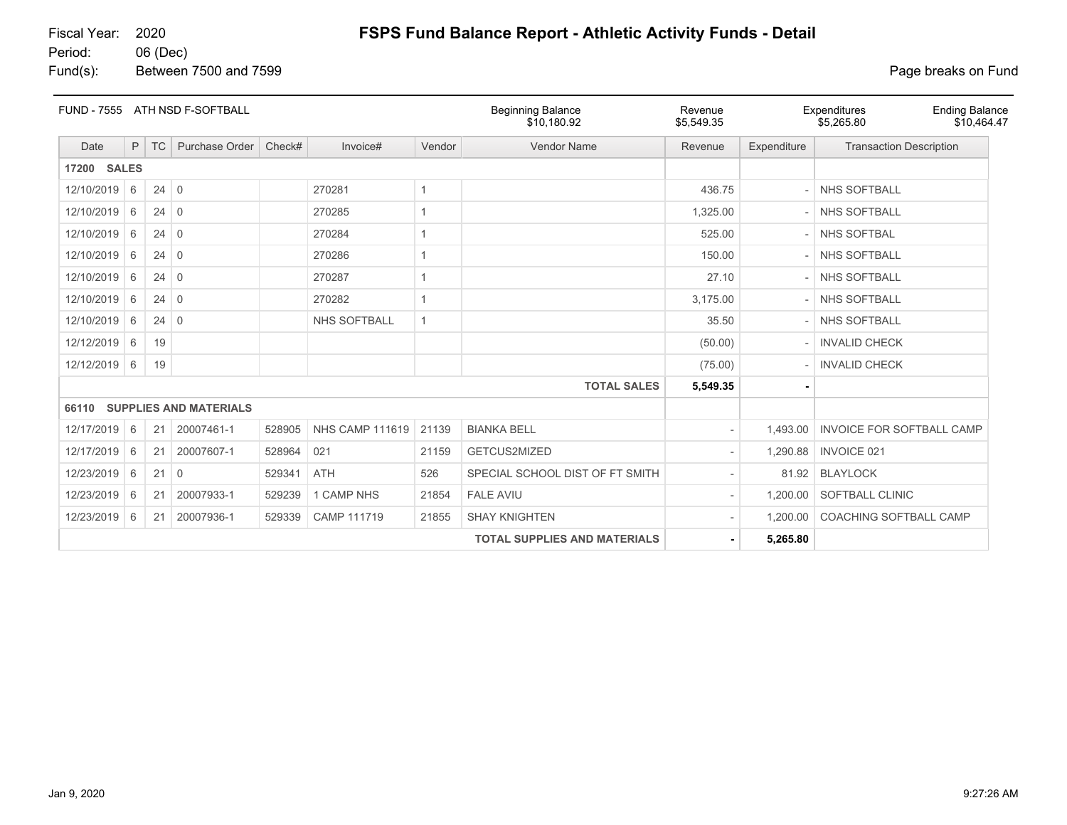Fiscal Year: 2020
Period: 06 (Dec)
Fund(s): Between 7500 and 7599

# FSPS Fund Balance Report - Athletic Activity Funds - Detail

Page breaks on Fund

| FUND - 7555 ATH NSD F-SOFTBALL | Beginning Balance | Revenue | Expenditures | Ending Balance |
|---|---|---|---|---|
| | $10,180.92 | $5,549.35 | $5,265.80 | $10,464.47 |

| Date | P | TC | Purchase Order | Check# | Invoice# | Vendor | Vendor Name | Revenue | Expenditure | Transaction Description |
|---|---|---|---|---|---|---|---|---|---|---|
| **17200 SALES** | | | | | | | | | | |
| 12/10/2019 | 6 | 24 | 0 | | 270281 | 1 | | 436.75 | - | NHS SOFTBALL |
| 12/10/2019 | 6 | 24 | 0 | | 270285 | 1 | | 1,325.00 | - | NHS SOFTBALL |
| 12/10/2019 | 6 | 24 | 0 | | 270284 | 1 | | 525.00 | - | NHS SOFTBAL |
| 12/10/2019 | 6 | 24 | 0 | | 270286 | 1 | | 150.00 | - | NHS SOFTBALL |
| 12/10/2019 | 6 | 24 | 0 | | 270287 | 1 | | 27.10 | - | NHS SOFTBALL |
| 12/10/2019 | 6 | 24 | 0 | | 270282 | 1 | | 3,175.00 | - | NHS SOFTBALL |
| 12/10/2019 | 6 | 24 | 0 | | NHS SOFTBALL | 1 | | 35.50 | - | NHS SOFTBALL |
| 12/12/2019 | 6 | 19 | | | | | | (50.00) | - | INVALID CHECK |
| 12/12/2019 | 6 | 19 | | | | | | (75.00) | - | INVALID CHECK |
| | | | | | | | **TOTAL SALES** | **5,549.35** | **-** | |
| **66110 SUPPLIES AND MATERIALS** | | | | | | | | | | |
| 12/17/2019 | 6 | 21 | 20007461-1 | 528905 | NHS CAMP 111619 | 21139 | BIANKA BELL | - | 1,493.00 | INVOICE FOR SOFTBALL CAMP |
| 12/17/2019 | 6 | 21 | 20007607-1 | 528964 | 021 | 21159 | GETCUS2MIZED | - | 1,290.88 | INVOICE 021 |
| 12/23/2019 | 6 | 21 | 0 | 529341 | ATH | 526 | SPECIAL SCHOOL DIST OF FT SMITH | - | 81.92 | BLAYLOCK |
| 12/23/2019 | 6 | 21 | 20007933-1 | 529239 | 1 CAMP NHS | 21854 | FALE AVIU | - | 1,200.00 | SOFTBALL CLINIC |
| 12/23/2019 | 6 | 21 | 20007936-1 | 529339 | CAMP 111719 | 21855 | SHAY KNIGHTEN | - | 1,200.00 | COACHING SOFTBALL CAMP |
| | | | | | | | **TOTAL SUPPLIES AND MATERIALS** | **-** | **5,265.80** | |

Jan 9, 2020 9:27:26 AM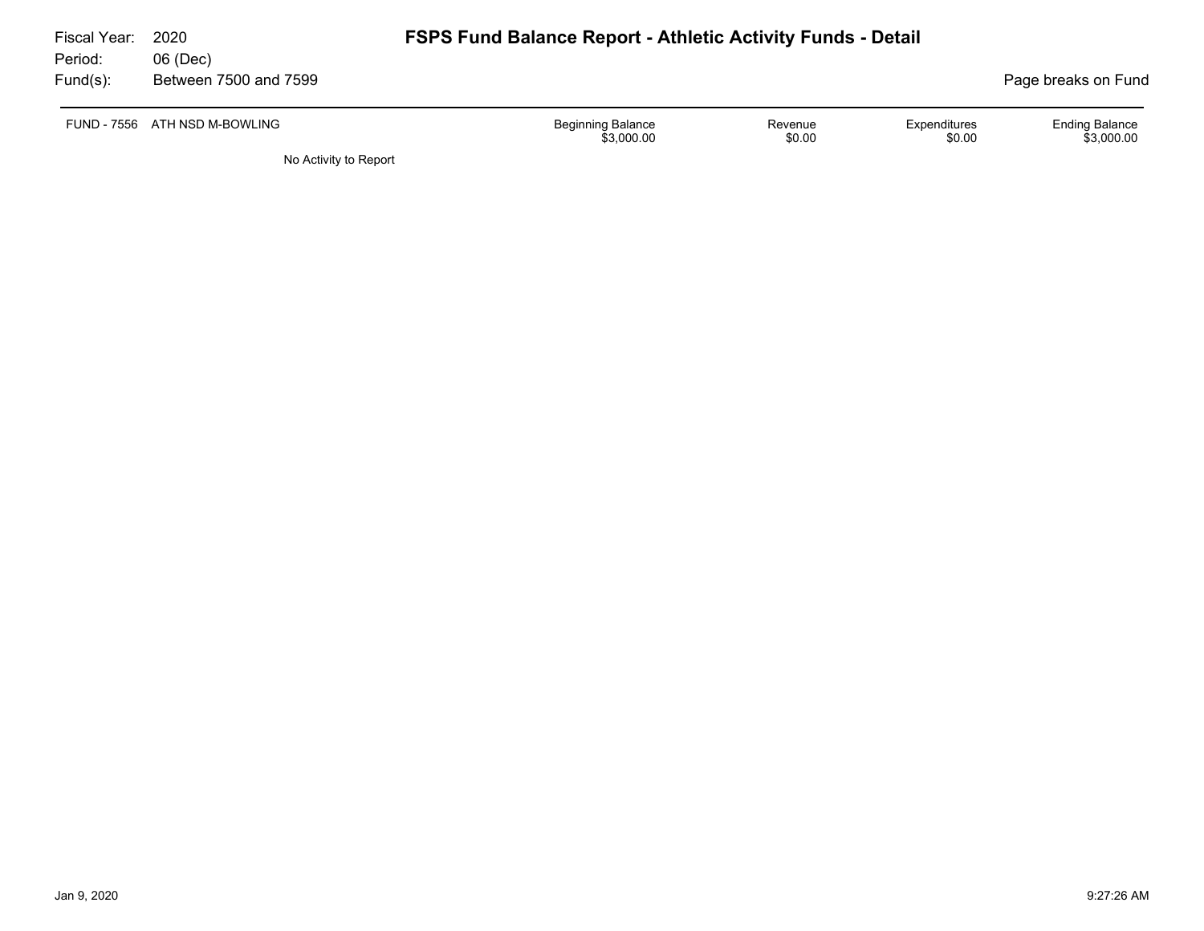Fiscal Year: 2020
Period: 06 (Dec)
Fund(s): Between 7500 and 7599

# FSPS Fund Balance Report - Athletic Activity Funds - Detail

Page breaks on Fund

| FUND - 7556 ATH NSD M-BOWLING | Beginning Balance | Revenue | Expenditures | Ending Balance |
|---|---|---|---|---|
| | $3,000.00 | $0.00 | $0.00 | $3,000.00 |

No Activity to Report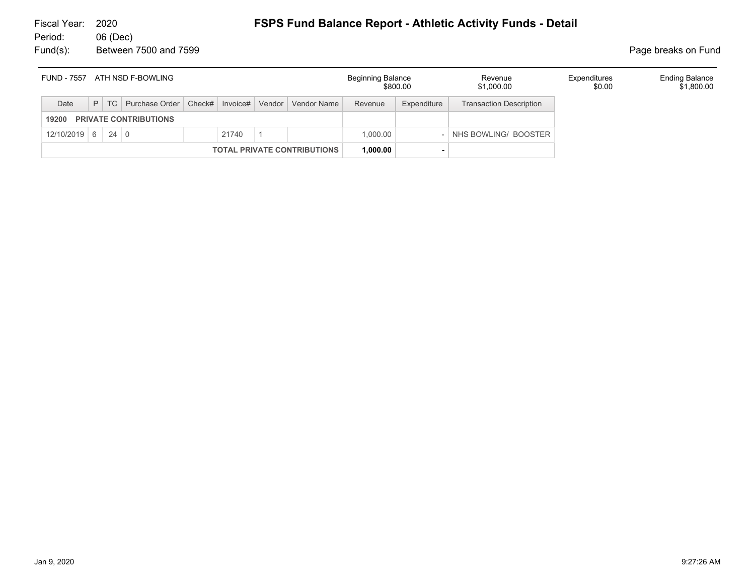Fiscal Year: 2020
Period: 06 (Dec)
Fund(s): Between 7500 and 7599

# FSPS Fund Balance Report - Athletic Activity Funds - Detail

Page breaks on Fund

| FUND - 7557 ATH NSD F-BOWLING | Beginning Balance | Revenue | Expenditures | Ending Balance |
|---|---|---|---|---|
| | $800.00 | $1,000.00 | $0.00 | $1,800.00 |

| Date | P | TC | Purchase Order | Check# | Invoice# | Vendor | Vendor Name | Revenue | Expenditure | Transaction Description |
|---|---|---|---|---|---|---|---|---|---|---|
| **19200 PRIVATE CONTRIBUTIONS** | | | | | | | | | | |
| 12/10/2019 | 6 | 24 | 0 | | 21740 | 1 | | 1,000.00 | - | NHS BOWLING/ BOOSTER |
| | | | | | | | **TOTAL PRIVATE CONTRIBUTIONS** | **1,000.00** | **-** | |

Jan 9, 2020 9:27:26 AM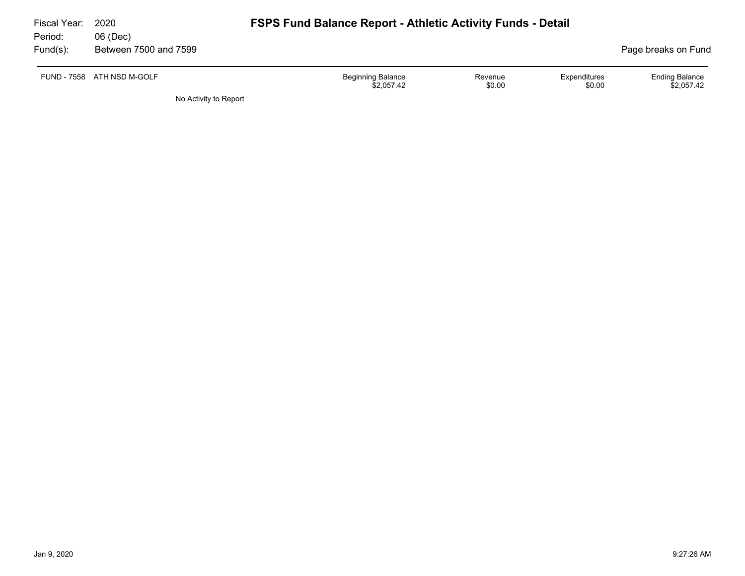Fiscal Year: 2020
Period: 06 (Dec)
Fund(s): Between 7500 and 7599

# FSPS Fund Balance Report - Athletic Activity Funds - Detail

Page breaks on Fund

| FUND - 7558 ATH NSD M-GOLF | Beginning Balance | Revenue | Expenditures | Ending Balance |
|---|---|---|---|---|
| | $2,057.42 | $0.00 | $0.00 | $2,057.42 |

No Activity to Report

Jan 9, 2020 9:27:26 AM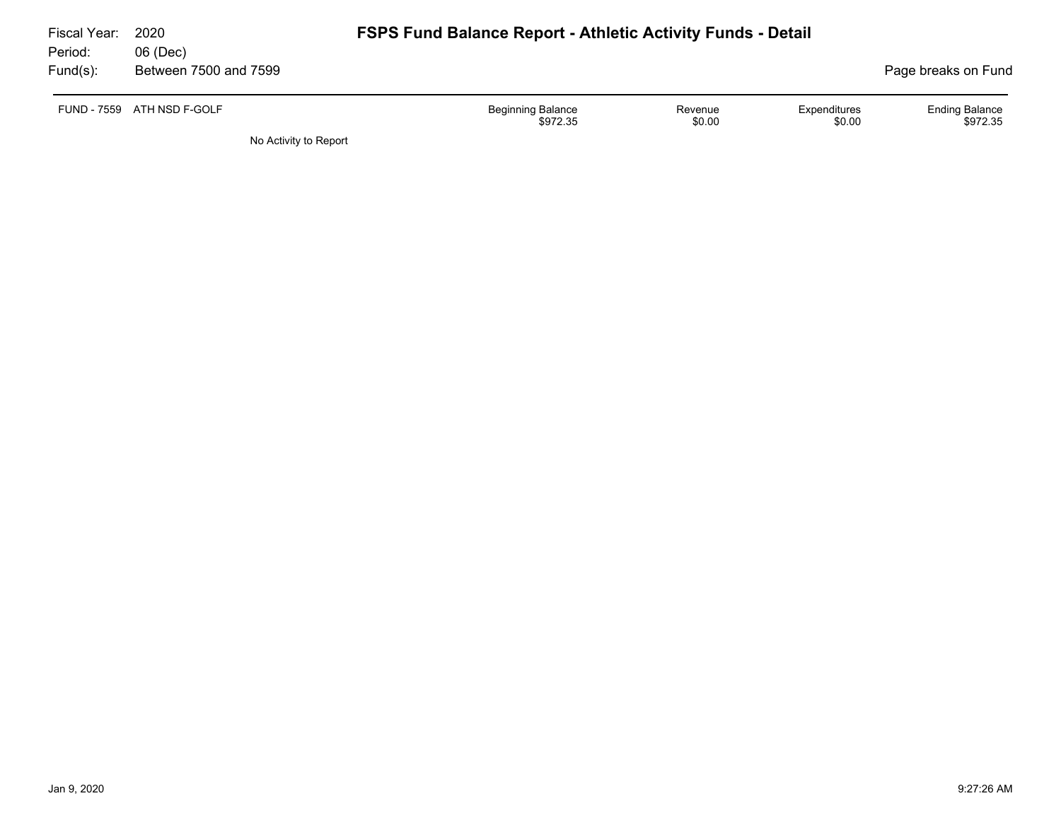Fiscal Year: 2020
Period: 06 (Dec)
Fund(s): Between 7500 and 7599

# FSPS Fund Balance Report - Athletic Activity Funds - Detail

Page breaks on Fund

| FUND - 7559 ATH NSD F-GOLF | Beginning Balance | Revenue | Expenditures | Ending Balance |
|---|---|---|---|---|
| | $972.35 | $0.00 | $0.00 | $972.35 |

No Activity to Report

Jan 9, 2020 9:27:26 AM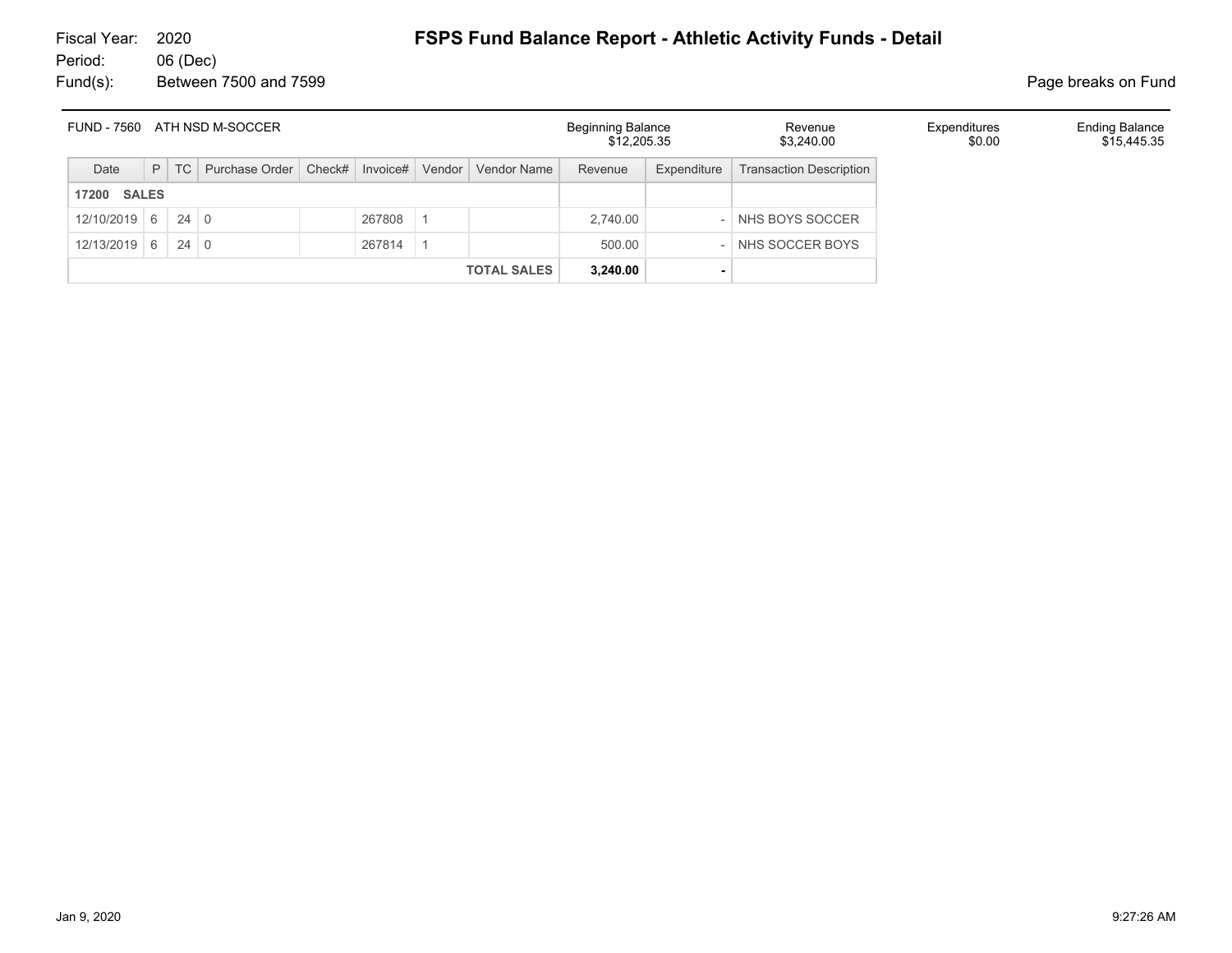Fiscal Year: 2020
Period: 06 (Dec)
Fund(s): Between 7500 and 7599

# FSPS Fund Balance Report - Athletic Activity Funds - Detail

Page breaks on Fund

| FUND - 7560 ATH NSD M-SOCCER | Beginning Balance | Revenue | Expenditures | Ending Balance |
|---|---|---|---|---|
| | $12,205.35 | $3,240.00 | $0.00 | $15,445.35 |

| Date | P | TC | Purchase Order | Check# | Invoice# | Vendor | Vendor Name | Revenue | Expenditure | Transaction Description |
|---|---|---|---|---|---|---|---|---|---|---|
| **17200 SALES** | | | | | | | | | | |
| 12/10/2019 | 6 | 24 | 0 | | 267808 | 1 | | 2,740.00 | - | NHS BOYS SOCCER |
| 12/13/2019 | 6 | 24 | 0 | | 267814 | 1 | | 500.00 | - | NHS SOCCER BOYS |
| | | | | | | | **TOTAL SALES** | **3,240.00** | **-** | |

Jan 9, 2020 9:27:26 AM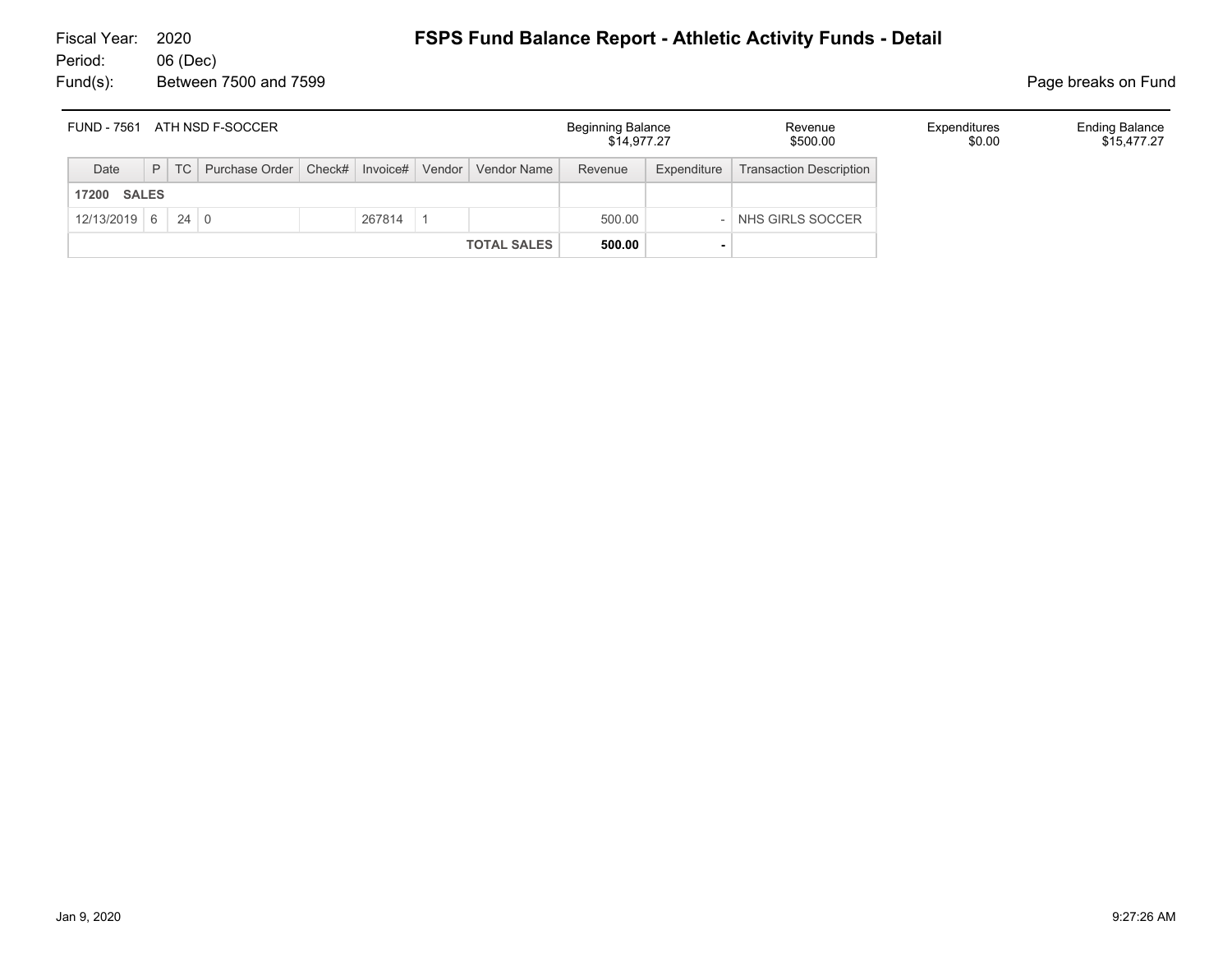Fiscal Year: 2020
Period: 06 (Dec)
Fund(s): Between 7500 and 7599

# FSPS Fund Balance Report - Athletic Activity Funds - Detail

Page breaks on Fund

| FUND - 7561 ATH NSD F-SOCCER | Beginning Balance | Revenue | Expenditures | Ending Balance |
|---|---|---|---|---|
| | $14,977.27 | $500.00 | $0.00 | $15,477.27 |

| Date | P | TC | Purchase Order | Check# | Invoice# | Vendor | Vendor Name | Revenue | Expenditure | Transaction Description |
|---|---|---|---|---|---|---|---|---|---|---|
| **17200 SALES** | | | | | | | | | | |
| 12/13/2019 | 6 | 24 | 0 | | 267814 | 1 | | 500.00 | - | NHS GIRLS SOCCER |
| | | | | | | | **TOTAL SALES** | **500.00** | **-** | |

Jan 9, 2020 9:27:26 AM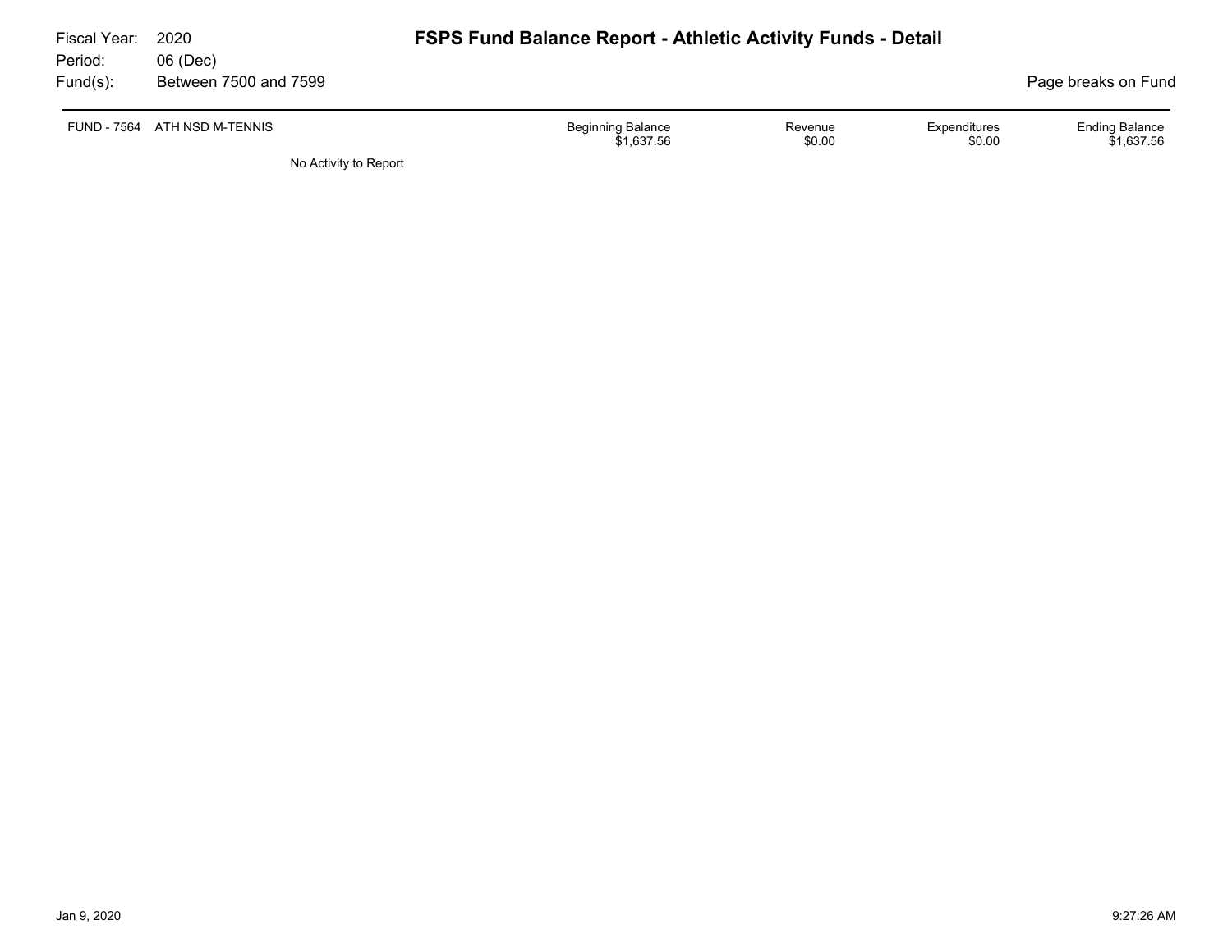Fiscal Year: 2020
Period: 06 (Dec)
Fund(s): Between 7500 and 7599

# FSPS Fund Balance Report - Athletic Activity Funds - Detail

Page breaks on Fund

| FUND - 7564 | ATH NSD M-TENNIS | Beginning Balance | Revenue | Expenditures | Ending Balance |
|---|---|---|---|---|---|
| | | $1,637.56 | $0.00 | $0.00 | $1,637.56 |

No Activity to Report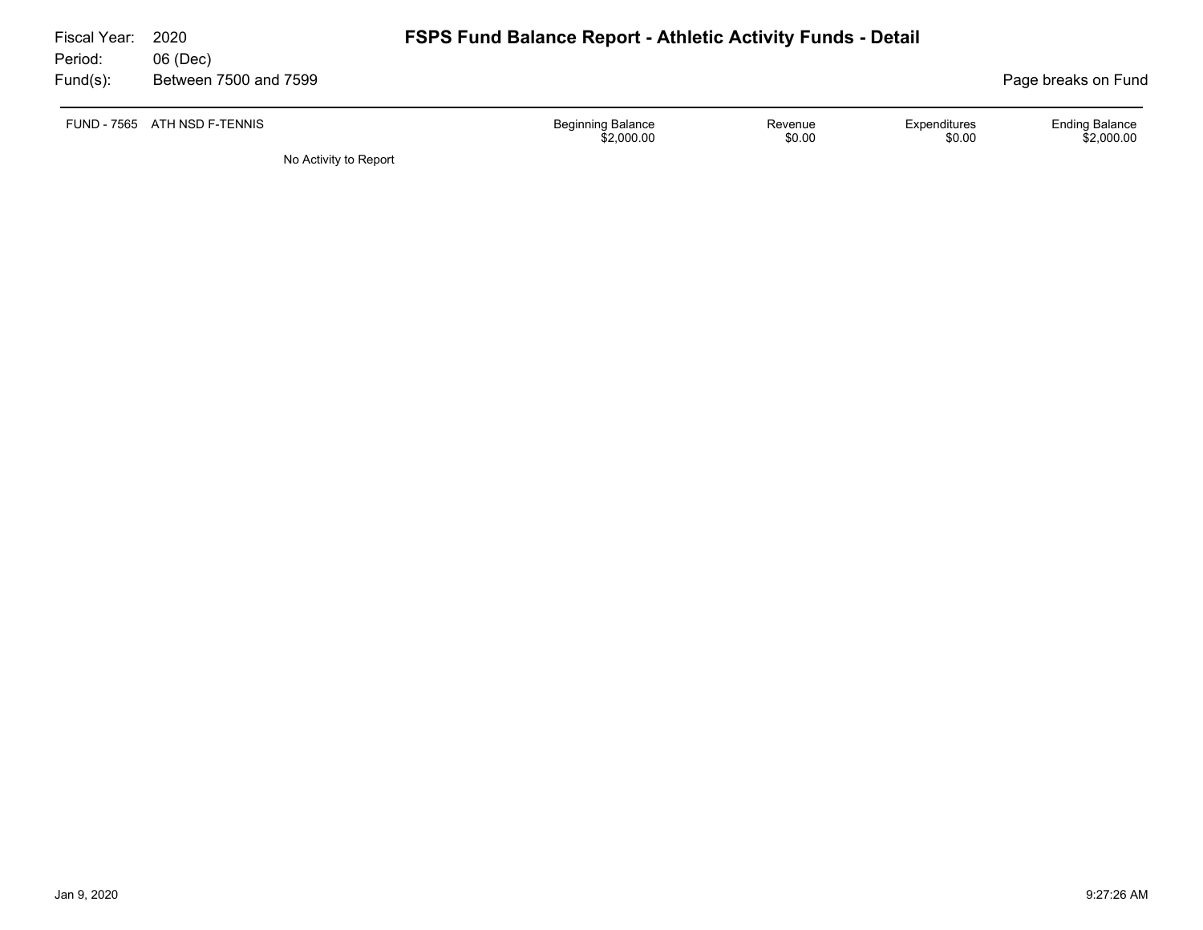Fiscal Year: 2020
Period: 06 (Dec)
Fund(s): Between 7500 and 7599

# FSPS Fund Balance Report - Athletic Activity Funds - Detail

Page breaks on Fund

| FUND - 7565 ATH NSD F-TENNIS | Beginning Balance | Revenue | Expenditures | Ending Balance |
|---|---|---|---|---|
| | $2,000.00 | $0.00 | $0.00 | $2,000.00 |

No Activity to Report

Jan 9, 2020 9:27:26 AM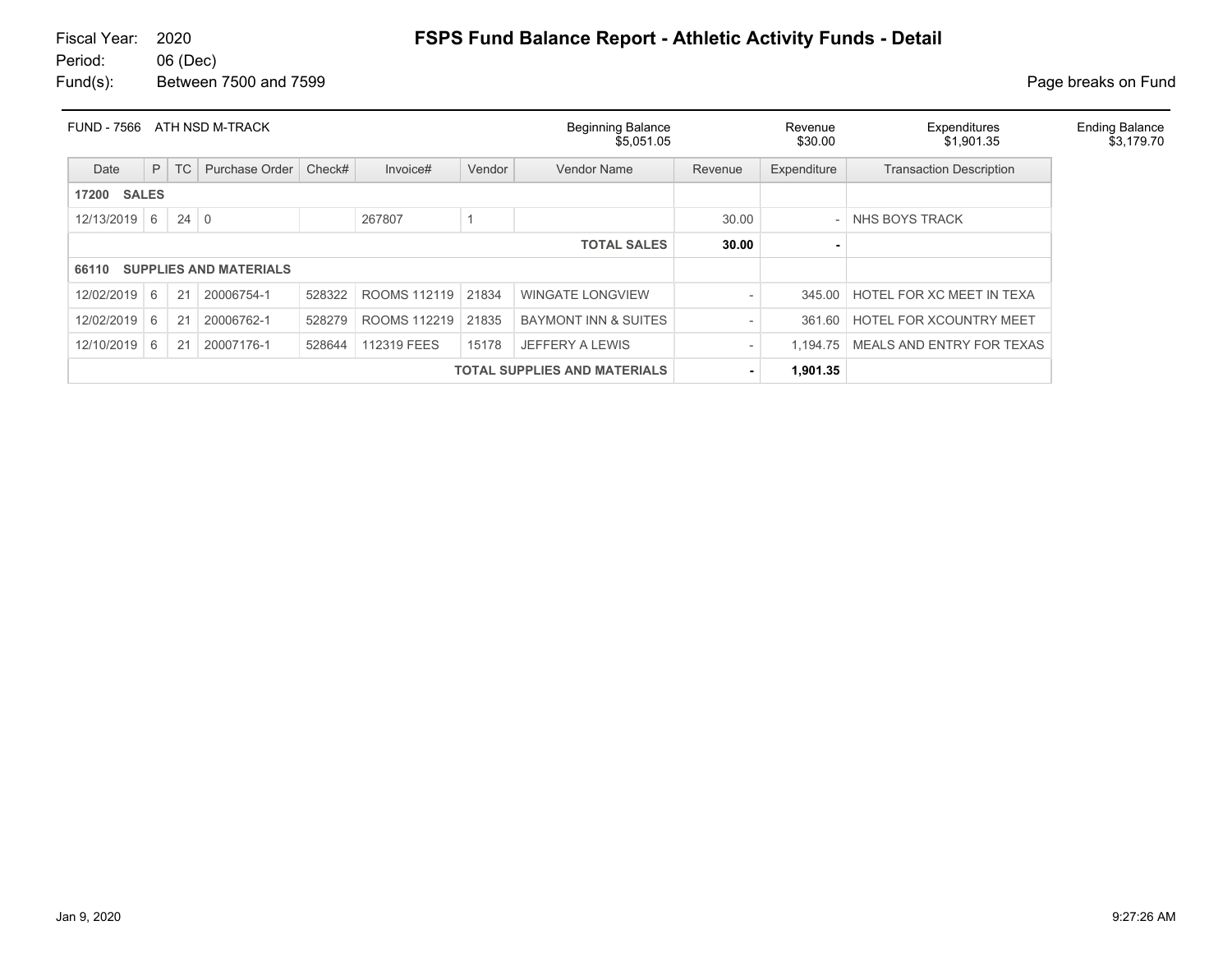Fiscal Year: 2020
Period: 06 (Dec)
Fund(s): Between 7500 and 7599

# FSPS Fund Balance Report - Athletic Activity Funds - Detail

Page breaks on Fund

| FUND - 7566 ATH NSD M-TRACK | Beginning Balance | Revenue | Expenditures | Ending Balance |
|---|---|---|---|---|
| | $5,051.05 | $30.00 | $1,901.35 | $3,179.70 |

| Date | P | TC | Purchase Order | Check# | Invoice# | Vendor | Vendor Name | Revenue | Expenditure | Transaction Description |
|---|---|---|---|---|---|---|---|---|---|---|
| **17200 SALES** | | | | | | | | | | |
| 12/13/2019 | 6 | 24 | 0 | | 267807 | 1 | | 30.00 | - | NHS BOYS TRACK |
| | | | | | | | **TOTAL SALES** | **30.00** | **-** | |
| **66110 SUPPLIES AND MATERIALS** | | | | | | | | | | |
| 12/02/2019 | 6 | 21 | 20006754-1 | 528322 | ROOMS 112119 | 21834 | WINGATE LONGVIEW | - | 345.00 | HOTEL FOR XC MEET IN TEXA |
| 12/02/2019 | 6 | 21 | 20006762-1 | 528279 | ROOMS 112219 | 21835 | BAYMONT INN & SUITES | - | 361.60 | HOTEL FOR XCOUNTRY MEET |
| 12/10/2019 | 6 | 21 | 20007176-1 | 528644 | 112319 FEES | 15178 | JEFFERY A LEWIS | - | 1,194.75 | MEALS AND ENTRY FOR TEXAS |
| | | | | | | | **TOTAL SUPPLIES AND MATERIALS** | **-** | **1,901.35** | |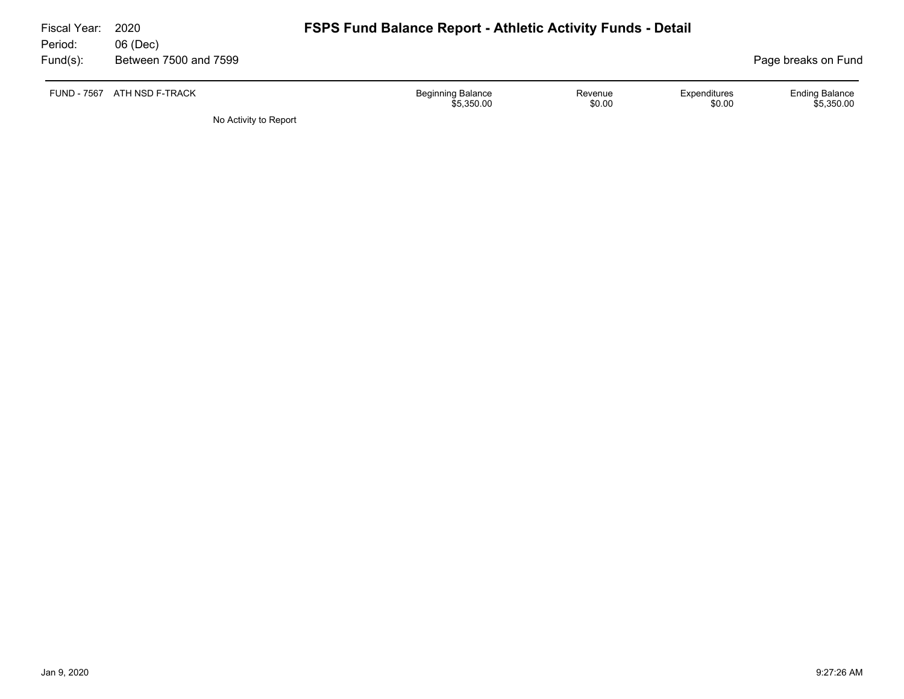Fiscal Year: 2020
Period: 06 (Dec)
Fund(s): Between 7500 and 7599

# FSPS Fund Balance Report - Athletic Activity Funds - Detail

Page breaks on Fund

| FUND - 7567 ATH NSD F-TRACK | Beginning Balance | Revenue | Expenditures | Ending Balance |
|---|---|---|---|---|
| | $5,350.00 | $0.00 | $0.00 | $5,350.00 |

No Activity to Report

Jan 9, 2020 9:27:26 AM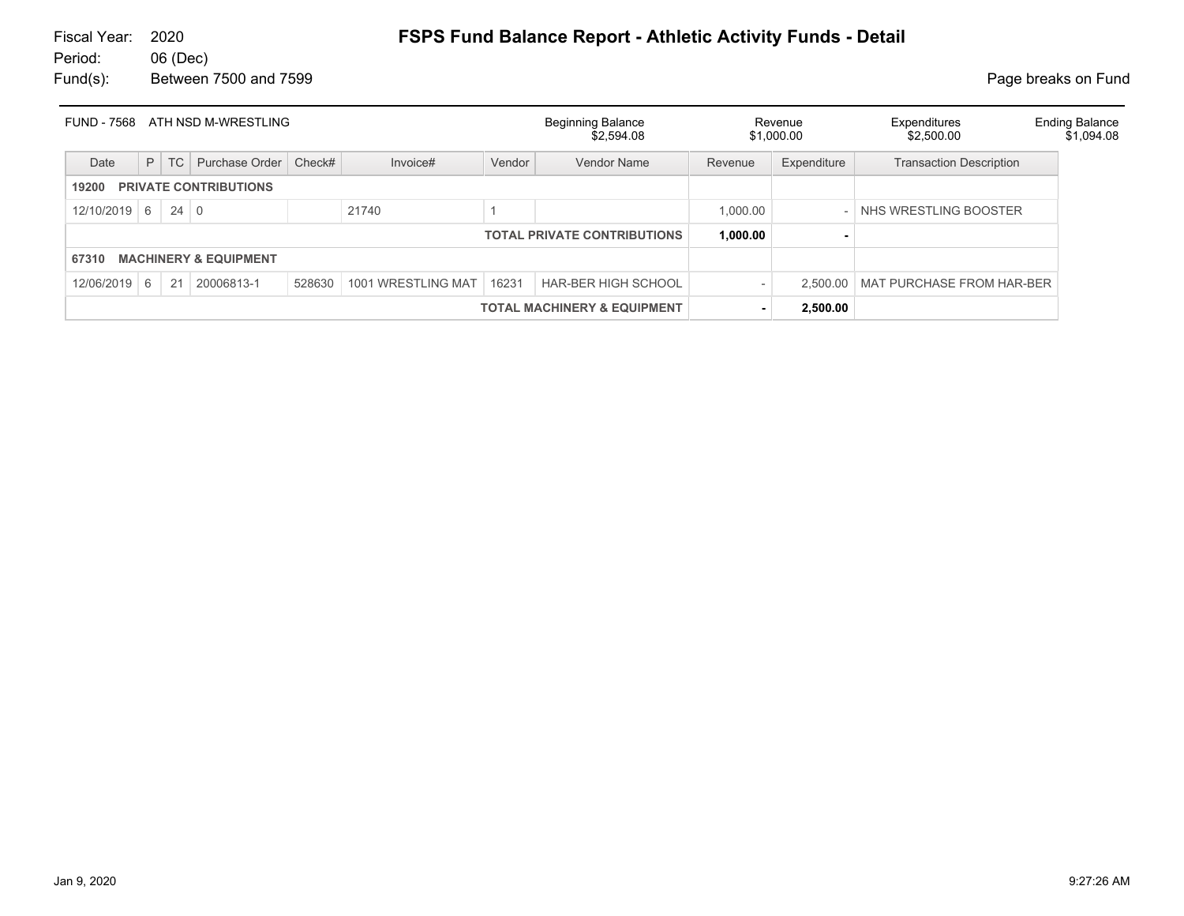Fiscal Year: 2020
Period: 06 (Dec)
Fund(s): Between 7500 and 7599

# FSPS Fund Balance Report - Athletic Activity Funds - Detail

Page breaks on Fund

| FUND - 7568 ATH NSD M-WRESTLING | Beginning Balance | Revenue | Expenditures | Ending Balance |
|---|---|---|---|---|
| | $2,594.08 | $1,000.00 | $2,500.00 | $1,094.08 |

| Date | P | TC | Purchase Order | Check# | Invoice# | Vendor | Vendor Name | Revenue | Expenditure | Transaction Description |
|---|---|---|---|---|---|---|---|---|---|---|
| **19200 PRIVATE CONTRIBUTIONS** | | | | | | | | | | |
| 12/10/2019 | 6 | 24 | 0 | | 21740 | 1 | | 1,000.00 | - | NHS WRESTLING BOOSTER |
| | | | | | | | **TOTAL PRIVATE CONTRIBUTIONS** | **1,000.00** | **-** | |
| **67310 MACHINERY & EQUIPMENT** | | | | | | | | | | |
| 12/06/2019 | 6 | 21 | 20006813-1 | 528630 | 1001 WRESTLING MAT | 16231 | HAR-BER HIGH SCHOOL | - | 2,500.00 | MAT PURCHASE FROM HAR-BER |
| | | | | | | | **TOTAL MACHINERY & EQUIPMENT** | **-** | **2,500.00** | |

Jan 9, 2020 9:27:26 AM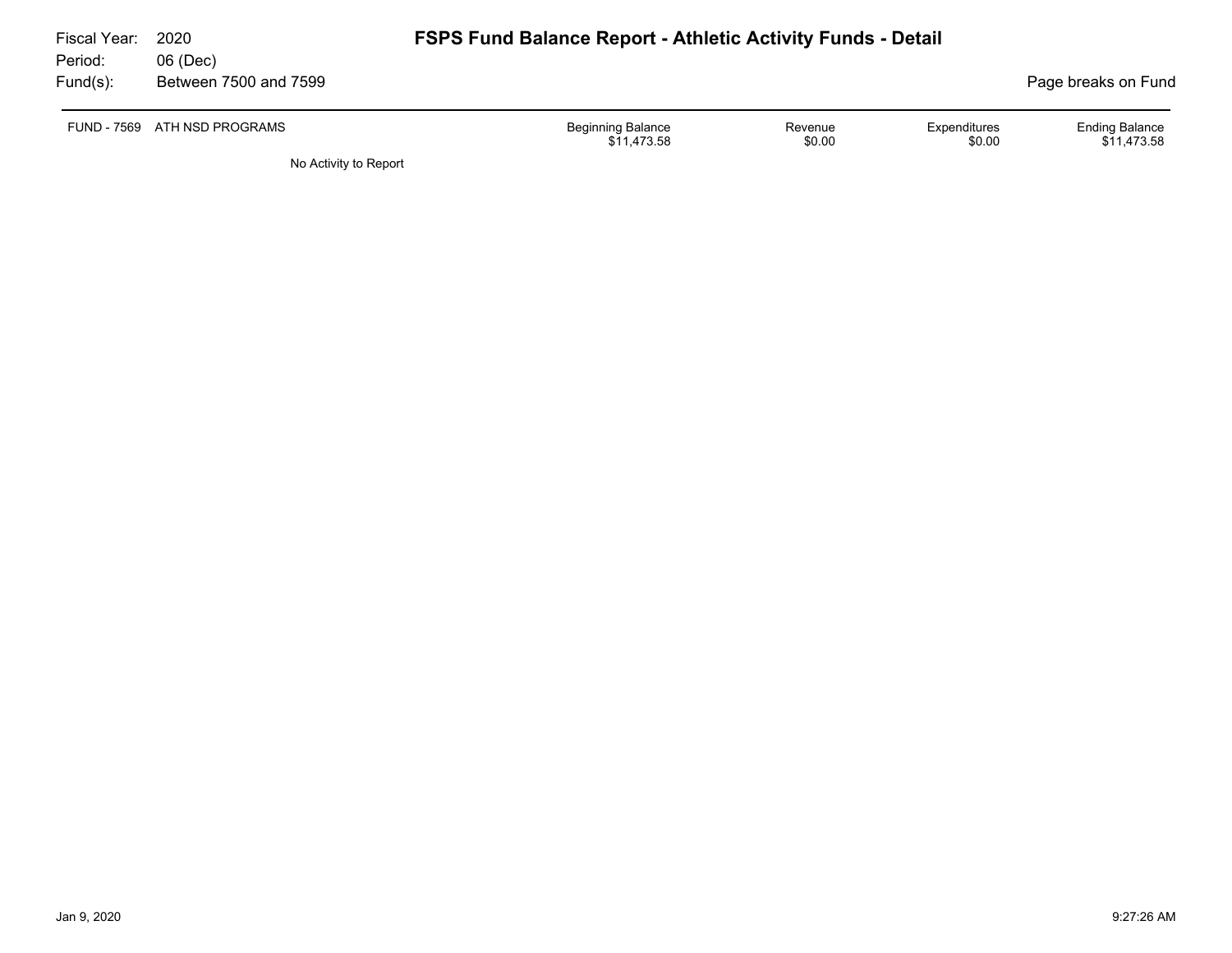Fiscal Year: 2020
Period: 06 (Dec)
Fund(s): Between 7500 and 7599

# FSPS Fund Balance Report - Athletic Activity Funds - Detail

Page breaks on Fund

| FUND - 7569 ATH NSD PROGRAMS | Beginning Balance | Revenue | Expenditures | Ending Balance |
|---|---|---|---|---|
| | $11,473.58 | $0.00 | $0.00 | $11,473.58 |

No Activity to Report

Jan 9, 2020 9:27:26 AM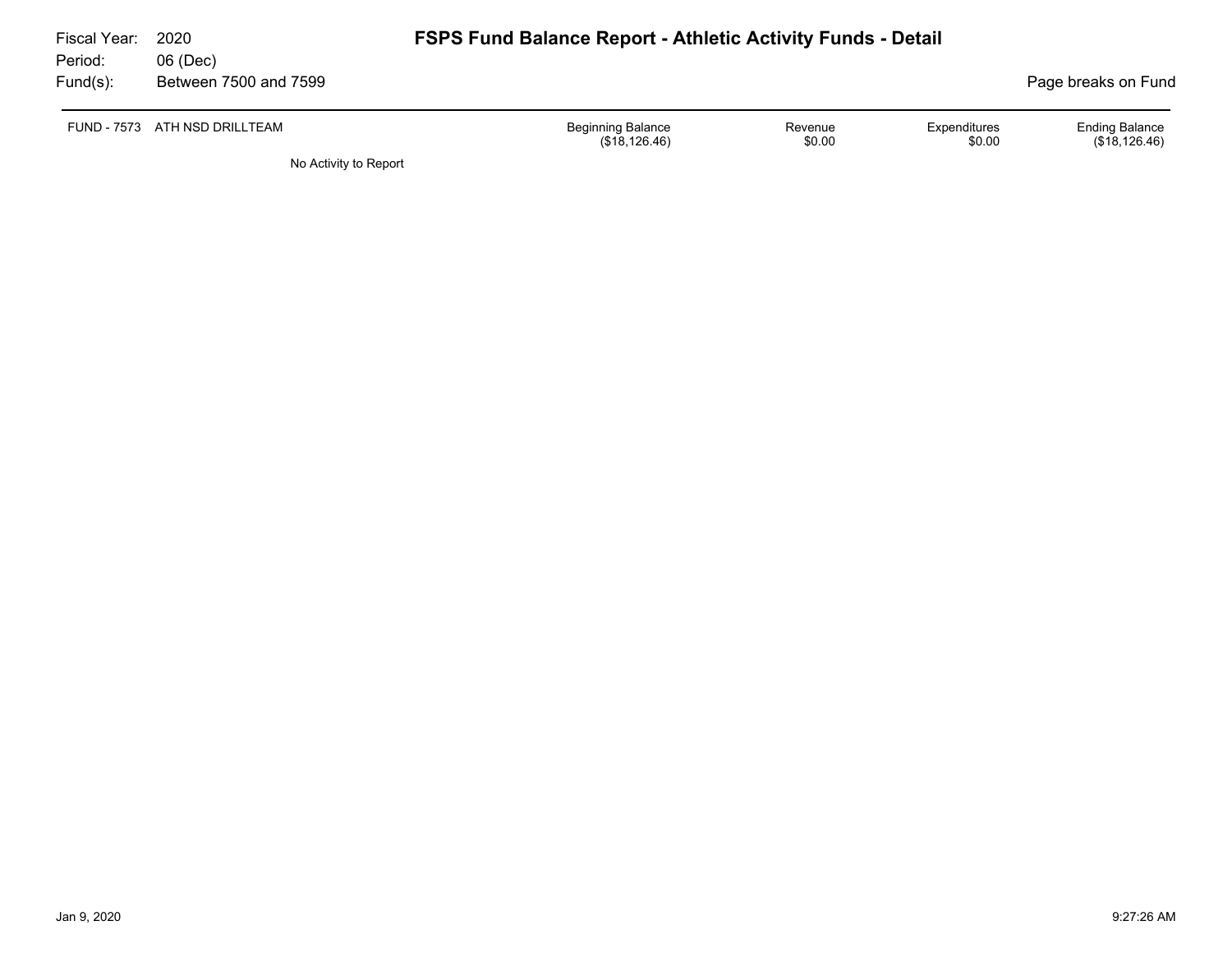Fiscal Year: 2020
Period: 06 (Dec)
Fund(s): Between 7500 and 7599

# FSPS Fund Balance Report - Athletic Activity Funds - Detail

Page breaks on Fund

| FUND - 7573 ATH NSD DRILLTEAM | Beginning Balance | Revenue | Expenditures | Ending Balance |
|---|---|---|---|---|
| | ($18,126.46) | $0.00 | $0.00 | ($18,126.46) |

No Activity to Report

Jan 9, 2020 9:27:26 AM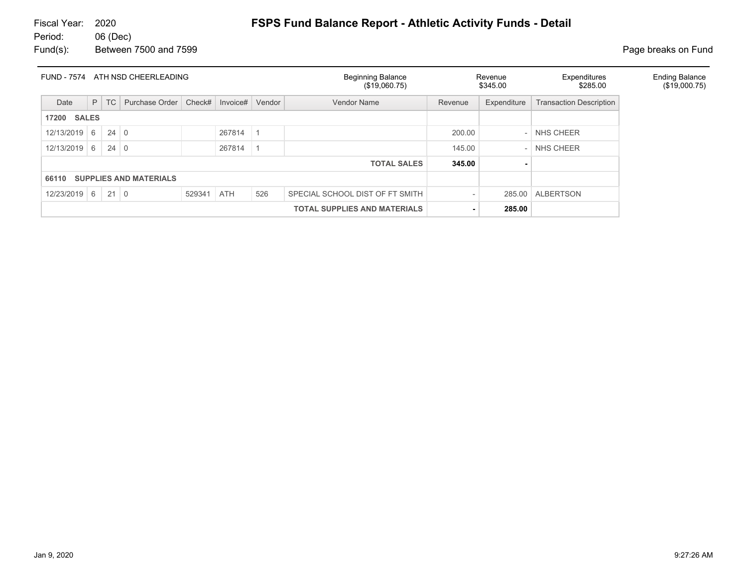Fiscal Year: 2020
Period: 06 (Dec)
Fund(s): Between 7500 and 7599

# FSPS Fund Balance Report - Athletic Activity Funds - Detail

Page breaks on Fund

| FUND - 7574 ATH NSD CHEERLEADING | Beginning Balance | Revenue | Expenditures | Ending Balance |
|---|---|---|---|---|
| | ($19,060.75) | $345.00 | $285.00 | ($19,000.75) |

| Date | P | TC | Purchase Order | Check# | Invoice# | Vendor | Vendor Name | Revenue | Expenditure | Transaction Description |
|---|---|---|---|---|---|---|---|---|---|---|
| **17200 SALES** | | | | | | | | | | |
| 12/13/2019 | 6 | 24 | 0 | | 267814 | 1 | | 200.00 | - | NHS CHEER |
| 12/13/2019 | 6 | 24 | 0 | | 267814 | 1 | | 145.00 | - | NHS CHEER |
| | | | | | | | **TOTAL SALES** | **345.00** | **-** | |
| **66110 SUPPLIES AND MATERIALS** | | | | | | | | | | |
| 12/23/2019 | 6 | 21 | 0 | 529341 | ATH | 526 | SPECIAL SCHOOL DIST OF FT SMITH | - | 285.00 | ALBERTSON |
| | | | | | | | **TOTAL SUPPLIES AND MATERIALS** | **-** | **285.00** | |

Jan 9, 2020 9:27:26 AM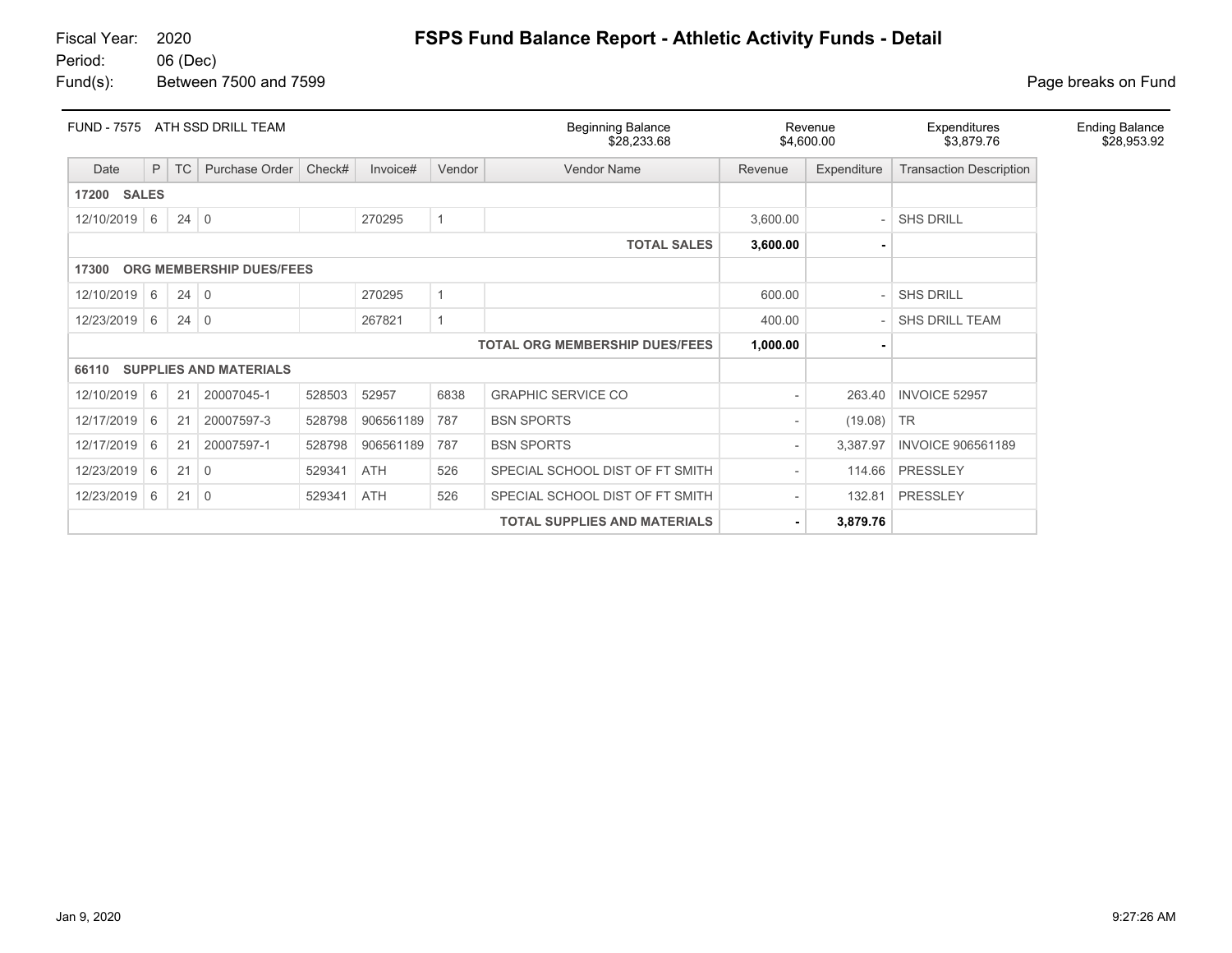Fiscal Year: 2020
Period: 06 (Dec)
Fund(s): Between 7500 and 7599

# FSPS Fund Balance Report - Athletic Activity Funds - Detail

Page breaks on Fund

| FUND - 7575 ATH SSD DRILL TEAM | Beginning Balance | Revenue | Expenditures | Ending Balance |
|---|---|---|---|---|
| | $28,233.68 | $4,600.00 | $3,879.76 | $28,953.92 |

| Date | P | TC | Purchase Order | Check# | Invoice# | Vendor | Vendor Name | Revenue | Expenditure | Transaction Description |
|---|---|---|---|---|---|---|---|---|---|---|
| **17200 SALES** | | | | | | | | | | |
| 12/10/2019 | 6 | 24 | 0 | | 270295 | 1 | | 3,600.00 | - | SHS DRILL |
| | | | | | | | **TOTAL SALES** | **3,600.00** | **-** | |
| **17300 ORG MEMBERSHIP DUES/FEES** | | | | | | | | | | |
| 12/10/2019 | 6 | 24 | 0 | | 270295 | 1 | | 600.00 | - | SHS DRILL |
| 12/23/2019 | 6 | 24 | 0 | | 267821 | 1 | | 400.00 | - | SHS DRILL TEAM |
| | | | | | | | **TOTAL ORG MEMBERSHIP DUES/FEES** | **1,000.00** | **-** | |
| **66110 SUPPLIES AND MATERIALS** | | | | | | | | | | |
| 12/10/2019 | 6 | 21 | 20007045-1 | 528503 | 52957 | 6838 | GRAPHIC SERVICE CO | - | 263.40 | INVOICE 52957 |
| 12/17/2019 | 6 | 21 | 20007597-3 | 528798 | 906561189 | 787 | BSN SPORTS | - | (19.08) | TR |
| 12/17/2019 | 6 | 21 | 20007597-1 | 528798 | 906561189 | 787 | BSN SPORTS | - | 3,387.97 | INVOICE 906561189 |
| 12/23/2019 | 6 | 21 | 0 | 529341 | ATH | 526 | SPECIAL SCHOOL DIST OF FT SMITH | - | 114.66 | PRESSLEY |
| 12/23/2019 | 6 | 21 | 0 | 529341 | ATH | 526 | SPECIAL SCHOOL DIST OF FT SMITH | - | 132.81 | PRESSLEY |
| | | | | | | | **TOTAL SUPPLIES AND MATERIALS** | **-** | **3,879.76** | |

Jan 9, 2020 9:27:26 AM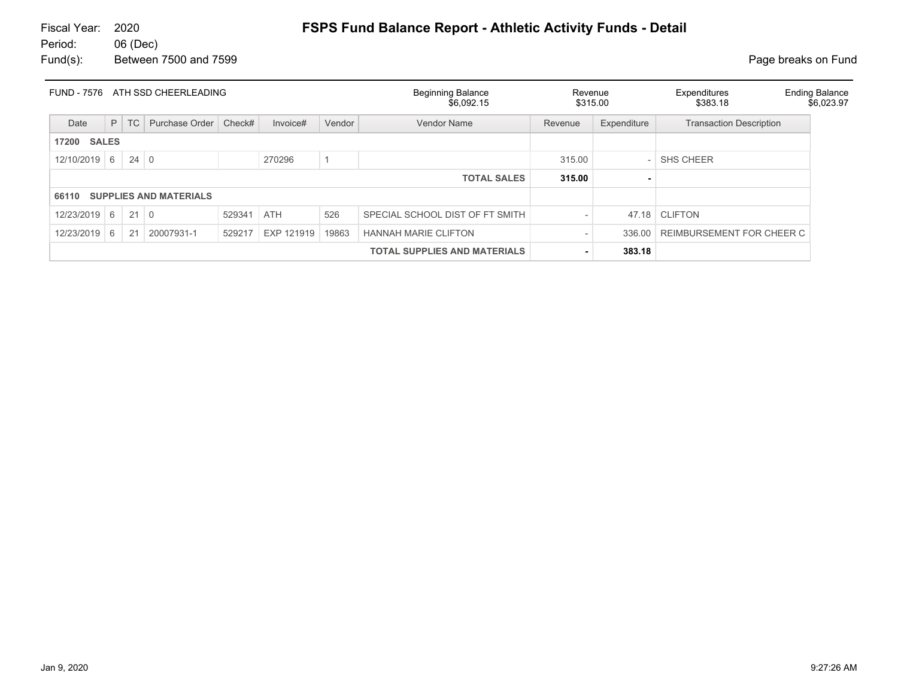Fiscal Year: 2020
Period: 06 (Dec)
Fund(s): Between 7500 and 7599

# FSPS Fund Balance Report - Athletic Activity Funds - Detail

Page breaks on Fund

| FUND - 7576 ATH SSD CHEERLEADING | Beginning Balance | Revenue | Expenditures | Ending Balance |
|---|---|---|---|---|
| | $6,092.15 | $315.00 | $383.18 | $6,023.97 |

| Date | P | TC | Purchase Order | Check# | Invoice# | Vendor | Vendor Name | Revenue | Expenditure | Transaction Description |
|---|---|---|---|---|---|---|---|---|---|---|
| **17200 SALES** | | | | | | | | | | |
| 12/10/2019 | 6 | 24 | 0 | | 270296 | 1 | | 315.00 | - | SHS CHEER |
| | | | | | | | **TOTAL SALES** | **315.00** | **-** | |
| **66110 SUPPLIES AND MATERIALS** | | | | | | | | | | |
| 12/23/2019 | 6 | 21 | 0 | 529341 | ATH | 526 | SPECIAL SCHOOL DIST OF FT SMITH | - | 47.18 | CLIFTON |
| 12/23/2019 | 6 | 21 | 20007931-1 | 529217 | EXP 121919 | 19863 | HANNAH MARIE CLIFTON | - | 336.00 | REIMBURSEMENT FOR CHEER C |
| | | | | | | | **TOTAL SUPPLIES AND MATERIALS** | **-** | **383.18** | |

Jan 9, 2020 9:27:26 AM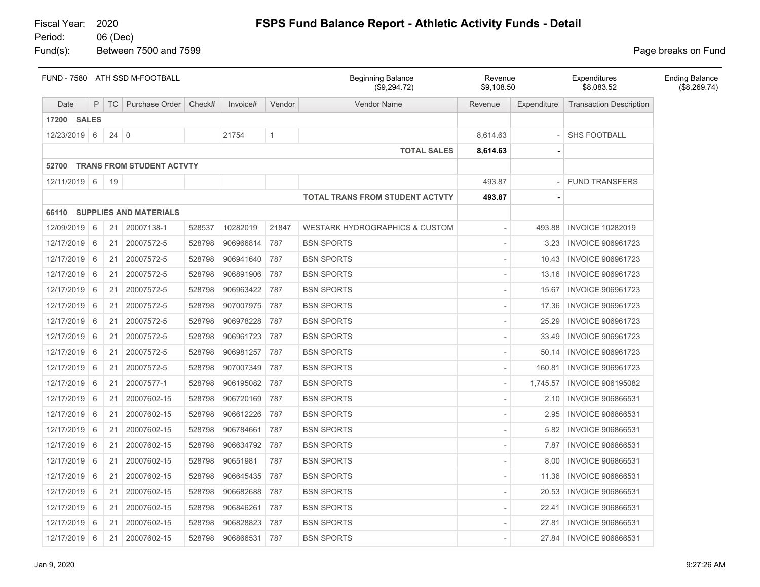Fiscal Year: 2020
Period: 06 (Dec)
Fund(s): Between 7500 and 7599

# FSPS Fund Balance Report - Athletic Activity Funds - Detail

Page breaks on Fund

| FUND - 7580 ATH SSD M-FOOTBALL | Beginning Balance | Revenue | Expenditures | Ending Balance |
|---|---|---|---|---|
| | ($9,294.72) | $9,108.50 | $8,083.52 | ($8,269.74) |

| Date | P | TC | Purchase Order | Check# | Invoice# | Vendor | Vendor Name | Revenue | Expenditure | Transaction Description |
|---|---|---|---|---|---|---|---|---|---|---|
| **17200 SALES** | | | | | | | | | | |
| 12/23/2019 | 6 | 24 | 0 | | 21754 | 1 | | 8,614.63 | - | SHS FOOTBALL |
| | | | | | | | **TOTAL SALES** | **8,614.63** | **-** | |
| **52700 TRANS FROM STUDENT ACTVTY** | | | | | | | | | | |
| 12/11/2019 | 6 | 19 | | | | | | 493.87 | - | FUND TRANSFERS |
| | | | | | | | **TOTAL TRANS FROM STUDENT ACTVTY** | **493.87** | **-** | |
| **66110 SUPPLIES AND MATERIALS** | | | | | | | | | | |
| 12/09/2019 | 6 | 21 | 20007138-1 | 528537 | 10282019 | 21847 | WESTARK HYDROGRAPHICS & CUSTOM | - | 493.88 | INVOICE 10282019 |
| 12/17/2019 | 6 | 21 | 20007572-5 | 528798 | 906966814 | 787 | BSN SPORTS | - | 3.23 | INVOICE 906961723 |
| 12/17/2019 | 6 | 21 | 20007572-5 | 528798 | 906941640 | 787 | BSN SPORTS | - | 10.43 | INVOICE 906961723 |
| 12/17/2019 | 6 | 21 | 20007572-5 | 528798 | 906891906 | 787 | BSN SPORTS | - | 13.16 | INVOICE 906961723 |
| 12/17/2019 | 6 | 21 | 20007572-5 | 528798 | 906963422 | 787 | BSN SPORTS | - | 15.67 | INVOICE 906961723 |
| 12/17/2019 | 6 | 21 | 20007572-5 | 528798 | 907007975 | 787 | BSN SPORTS | - | 17.36 | INVOICE 906961723 |
| 12/17/2019 | 6 | 21 | 20007572-5 | 528798 | 906978228 | 787 | BSN SPORTS | - | 25.29 | INVOICE 906961723 |
| 12/17/2019 | 6 | 21 | 20007572-5 | 528798 | 906961723 | 787 | BSN SPORTS | - | 33.49 | INVOICE 906961723 |
| 12/17/2019 | 6 | 21 | 20007572-5 | 528798 | 906981257 | 787 | BSN SPORTS | - | 50.14 | INVOICE 906961723 |
| 12/17/2019 | 6 | 21 | 20007572-5 | 528798 | 907007349 | 787 | BSN SPORTS | - | 160.81 | INVOICE 906961723 |
| 12/17/2019 | 6 | 21 | 20007577-1 | 528798 | 906195082 | 787 | BSN SPORTS | - | 1,745.57 | INVOICE 906195082 |
| 12/17/2019 | 6 | 21 | 20007602-15 | 528798 | 906720169 | 787 | BSN SPORTS | - | 2.10 | INVOICE 906866531 |
| 12/17/2019 | 6 | 21 | 20007602-15 | 528798 | 906612226 | 787 | BSN SPORTS | - | 2.95 | INVOICE 906866531 |
| 12/17/2019 | 6 | 21 | 20007602-15 | 528798 | 906784661 | 787 | BSN SPORTS | - | 5.82 | INVOICE 906866531 |
| 12/17/2019 | 6 | 21 | 20007602-15 | 528798 | 906634792 | 787 | BSN SPORTS | - | 7.87 | INVOICE 906866531 |
| 12/17/2019 | 6 | 21 | 20007602-15 | 528798 | 90651981 | 787 | BSN SPORTS | - | 8.00 | INVOICE 906866531 |
| 12/17/2019 | 6 | 21 | 20007602-15 | 528798 | 906645435 | 787 | BSN SPORTS | - | 11.36 | INVOICE 906866531 |
| 12/17/2019 | 6 | 21 | 20007602-15 | 528798 | 906682688 | 787 | BSN SPORTS | - | 20.53 | INVOICE 906866531 |
| 12/17/2019 | 6 | 21 | 20007602-15 | 528798 | 906846261 | 787 | BSN SPORTS | - | 22.41 | INVOICE 906866531 |
| 12/17/2019 | 6 | 21 | 20007602-15 | 528798 | 906828823 | 787 | BSN SPORTS | - | 27.81 | INVOICE 906866531 |
| 12/17/2019 | 6 | 21 | 20007602-15 | 528798 | 906866531 | 787 | BSN SPORTS | - | 27.84 | INVOICE 906866531 |

Jan 9, 2020 9:27:26 AM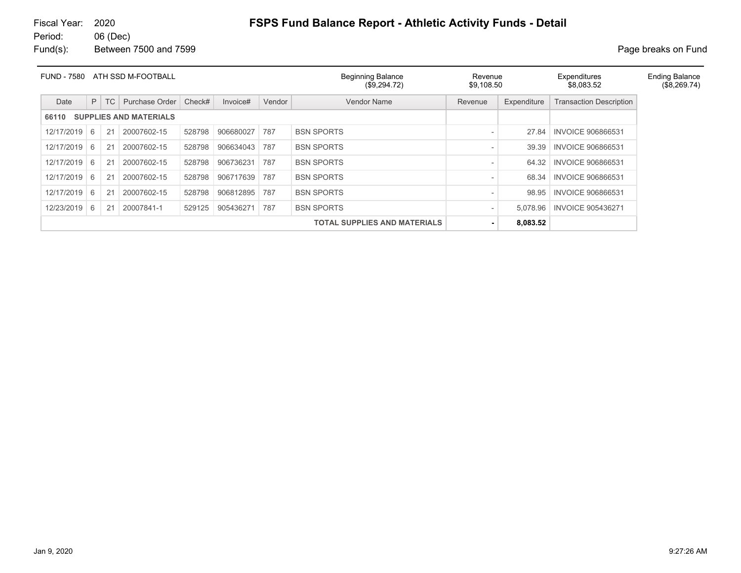Fiscal Year: 2020
Period: 06 (Dec)
Fund(s): Between 7500 and 7599

# FSPS Fund Balance Report - Athletic Activity Funds - Detail

Page breaks on Fund

| FUND - 7580 ATH SSD M-FOOTBALL | Beginning Balance | Revenue | Expenditures | Ending Balance |
|---|---|---|---|---|
| | ($9,294.72) | $9,108.50 | $8,083.52 | ($8,269.74) |

| Date | P | TC | Purchase Order | Check# | Invoice# | Vendor | Vendor Name | Revenue | Expenditure | Transaction Description |
|---|---|---|---|---|---|---|---|---|---|---|
| **66110 SUPPLIES AND MATERIALS** | | | | | | | | | | |
| 12/17/2019 | 6 | 21 | 20007602-15 | 528798 | 906680027 | 787 | BSN SPORTS | - | 27.84 | INVOICE 906866531 |
| 12/17/2019 | 6 | 21 | 20007602-15 | 528798 | 906634043 | 787 | BSN SPORTS | - | 39.39 | INVOICE 906866531 |
| 12/17/2019 | 6 | 21 | 20007602-15 | 528798 | 906736231 | 787 | BSN SPORTS | - | 64.32 | INVOICE 906866531 |
| 12/17/2019 | 6 | 21 | 20007602-15 | 528798 | 906717639 | 787 | BSN SPORTS | - | 68.34 | INVOICE 906866531 |
| 12/17/2019 | 6 | 21 | 20007602-15 | 528798 | 906812895 | 787 | BSN SPORTS | - | 98.95 | INVOICE 906866531 |
| 12/23/2019 | 6 | 21 | 20007841-1 | 529125 | 905436271 | 787 | BSN SPORTS | - | 5,078.96 | INVOICE 905436271 |
| | | | | | | | **TOTAL SUPPLIES AND MATERIALS** | **-** | **8,083.52** | |

Jan 9, 2020 9:27:26 AM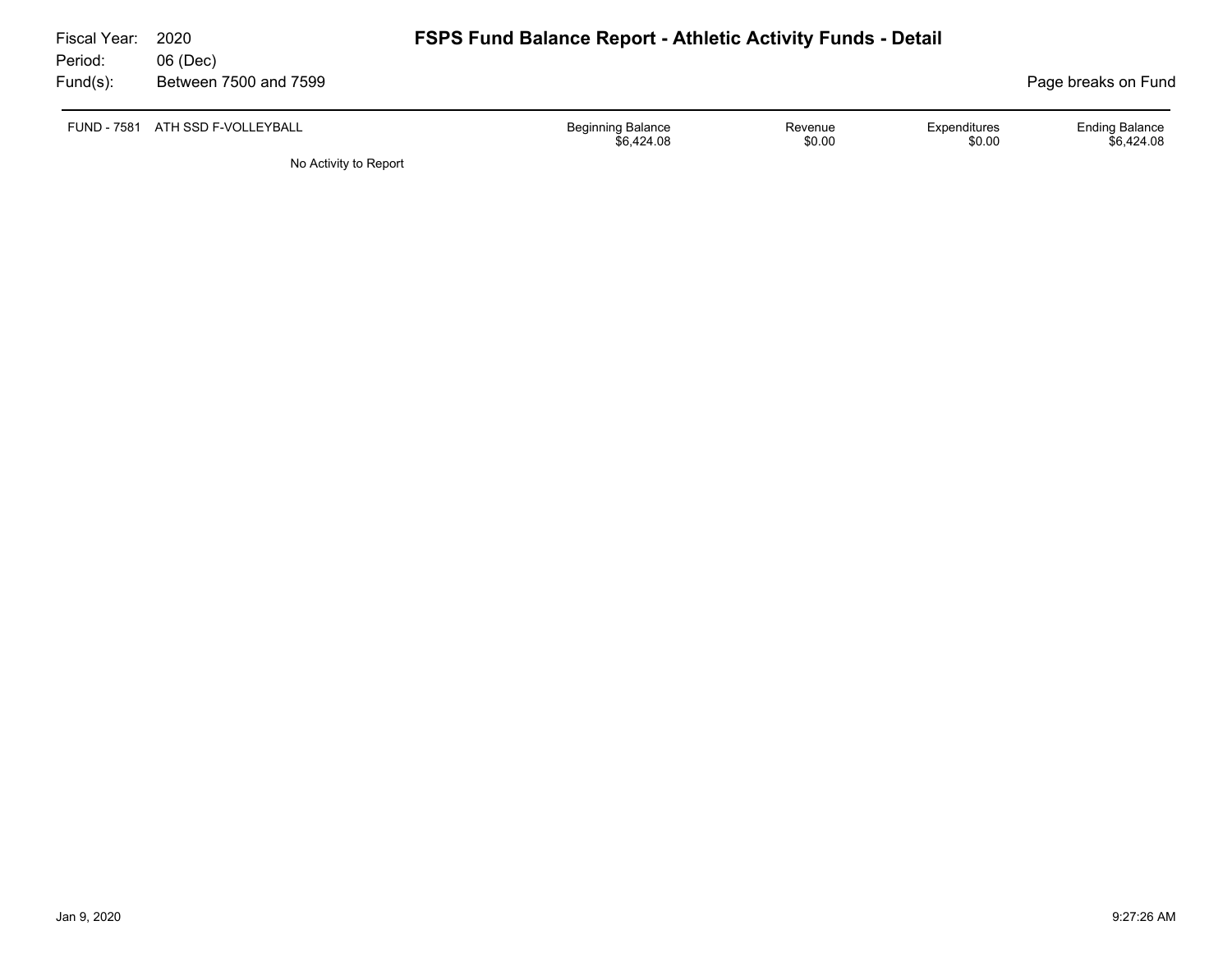Fiscal Year: 2020
Period: 06 (Dec)
Fund(s): Between 7500 and 7599

# FSPS Fund Balance Report - Athletic Activity Funds - Detail

Page breaks on Fund

| FUND - 7581 ATH SSD F-VOLLEYBALL | Beginning Balance | Revenue | Expenditures | Ending Balance |
|---|---|---|---|---|
| | $6,424.08 | $0.00 | $0.00 | $6,424.08 |

No Activity to Report

Jan 9, 2020 9:27:26 AM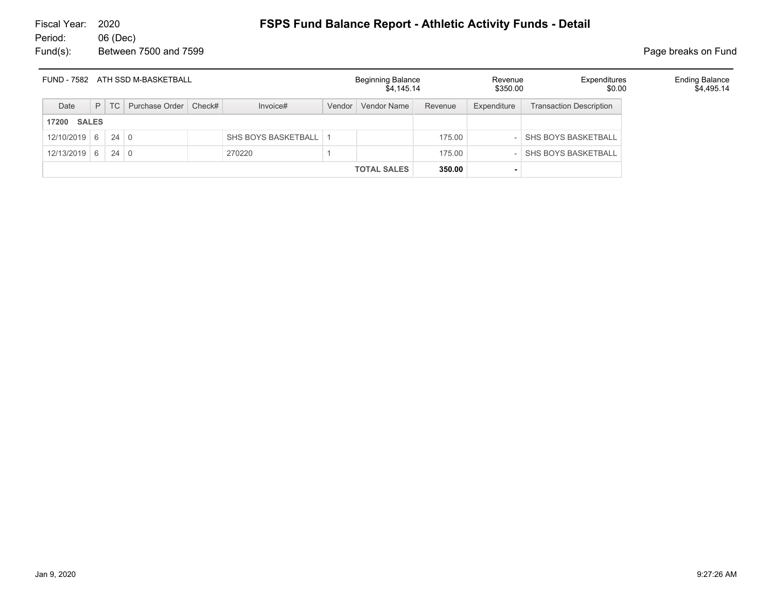Fiscal Year: 2020
Period: 06 (Dec)
Fund(s): Between 7500 and 7599

# FSPS Fund Balance Report - Athletic Activity Funds - Detail

Page breaks on Fund

| FUND - 7582 ATH SSD M-BASKETBALL | Beginning Balance | Revenue | Expenditures | Ending Balance |
|---|---|---|---|---|
| | $4,145.14 | $350.00 | $0.00 | $4,495.14 |

| Date | P | TC | Purchase Order | Check# | Invoice# | Vendor | Vendor Name | Revenue | Expenditure | Transaction Description |
|---|---|---|---|---|---|---|---|---|---|---|
| **17200 SALES** | | | | | | | | | | |
| 12/10/2019 | 6 | 24 | 0 | | SHS BOYS BASKETBALL | 1 | | 175.00 | - | SHS BOYS BASKETBALL |
| 12/13/2019 | 6 | 24 | 0 | | 270220 | 1 | | 175.00 | - | SHS BOYS BASKETBALL |
| | | | | | | | **TOTAL SALES** | **350.00** | **-** | |

Jan 9, 2020 9:27:26 AM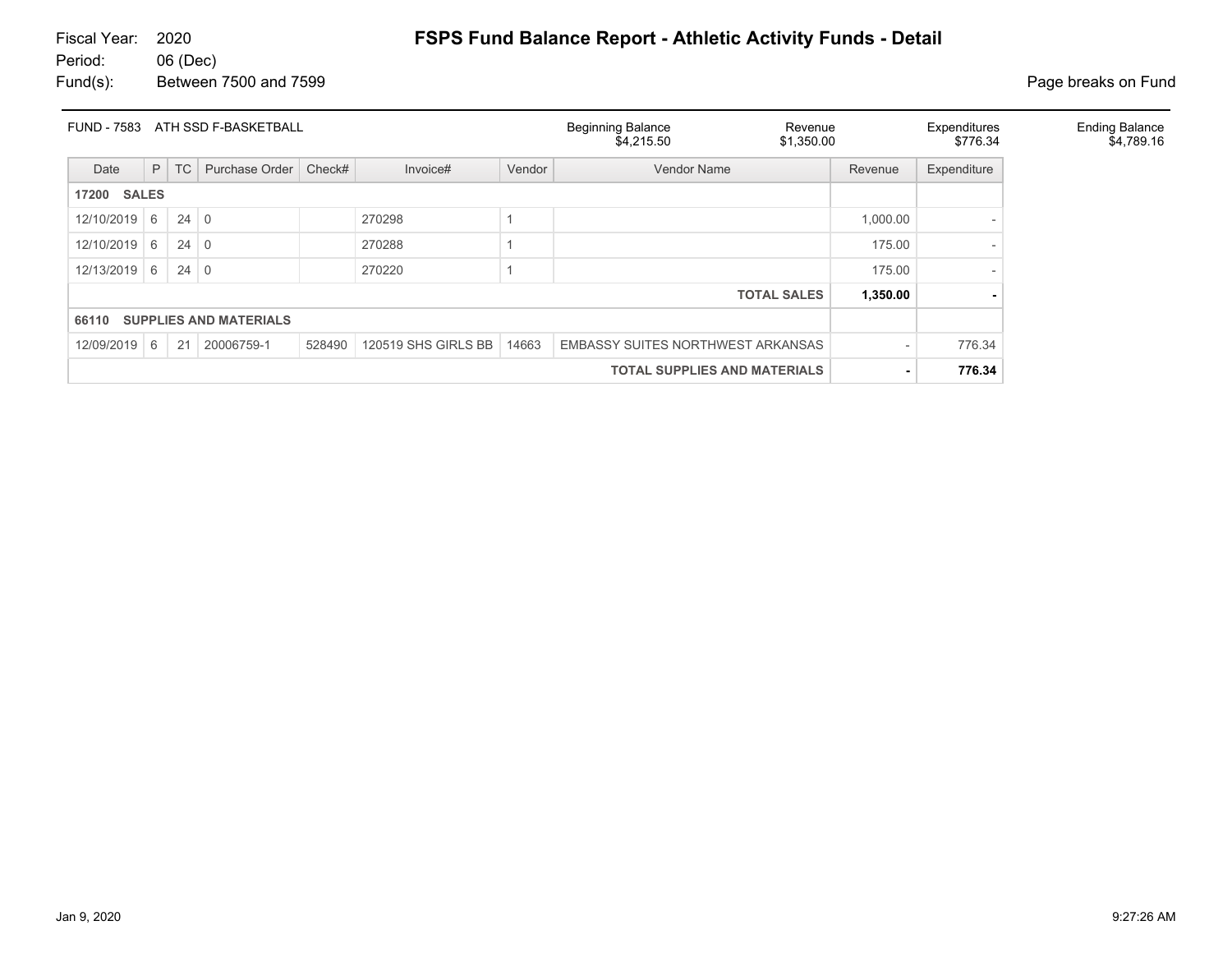Fiscal Year: 2020
Period: 06 (Dec)
Fund(s): Between 7500 and 7599

# FSPS Fund Balance Report - Athletic Activity Funds - Detail

Page breaks on Fund

| FUND - 7583 ATH SSD F-BASKETBALL | Beginning Balance | Revenue | Expenditures | Ending Balance |
|---|---|---|---|---|
| | $4,215.50 | $1,350.00 | $776.34 | $4,789.16 |

| Date | P | TC | Purchase Order | Check# | Invoice# | Vendor | Vendor Name | Revenue | Expenditure |
|---|---|---|---|---|---|---|---|---|---|
| **17200 SALES** | | | | | | | | | |
| 12/10/2019 | 6 | 24 | 0 | | 270298 | 1 | | 1,000.00 | - |
| 12/10/2019 | 6 | 24 | 0 | | 270288 | 1 | | 175.00 | - |
| 12/13/2019 | 6 | 24 | 0 | | 270220 | 1 | | 175.00 | - |
| | | | | | | | **TOTAL SALES** | **1,350.00** | **-** |
| **66110 SUPPLIES AND MATERIALS** | | | | | | | | | |
| 12/09/2019 | 6 | 21 | 20006759-1 | 528490 | 120519 SHS GIRLS BB | 14663 | EMBASSY SUITES NORTHWEST ARKANSAS | - | 776.34 |
| | | | | | | | **TOTAL SUPPLIES AND MATERIALS** | **-** | **776.34** |

Jan 9, 2020 9:27:26 AM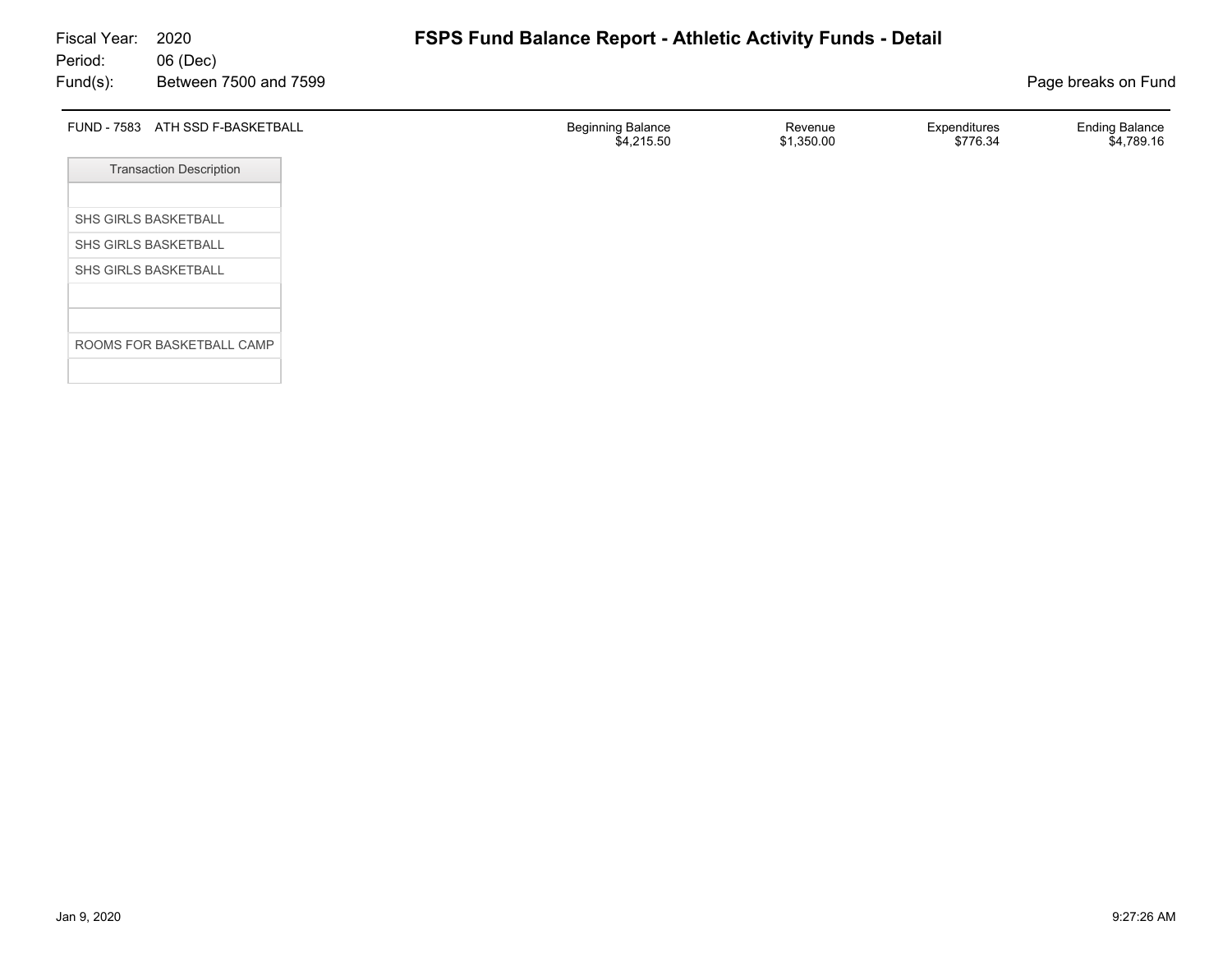Fiscal Year: 2020
Period: 06 (Dec)
Fund(s): Between 7500 and 7599

# FSPS Fund Balance Report - Athletic Activity Funds - Detail

Page breaks on Fund

| FUND - 7583 ATH SSD F-BASKETBALL | Beginning Balance | Revenue | Expenditures | Ending Balance |
|---|---|---|---|---|
| | $4,215.50 | $1,350.00 | $776.34 | $4,789.16 |

| Transaction Description |
|---|
| |
| SHS GIRLS BASKETBALL |
| SHS GIRLS BASKETBALL |
| SHS GIRLS BASKETBALL |
| |
| |
| ROOMS FOR BASKETBALL CAMP |
| |

Jan 9, 2020 9:27:26 AM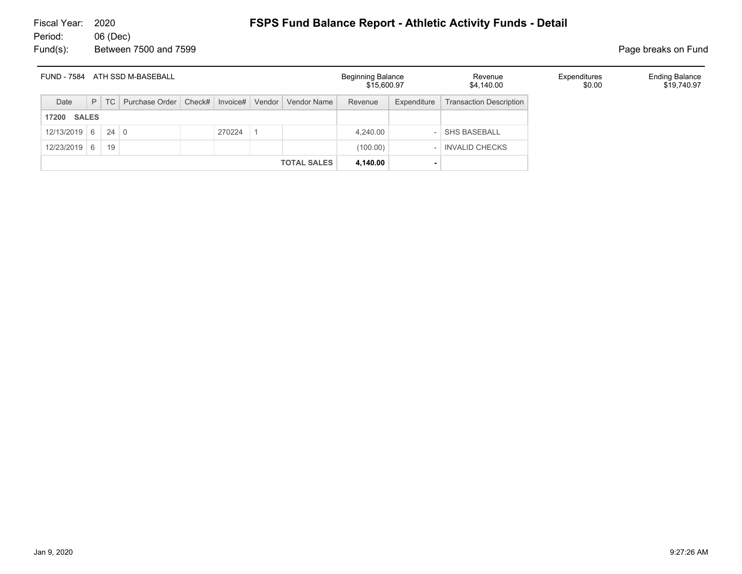Fiscal Year: 2020
Period: 06 (Dec)
Fund(s): Between 7500 and 7599

# FSPS Fund Balance Report - Athletic Activity Funds - Detail

Page breaks on Fund

| FUND - 7584 ATH SSD M-BASEBALL | Beginning Balance | Revenue | Expenditures | Ending Balance |
|---|---|---|---|---|
| | $15,600.97 | $4,140.00 | $0.00 | $19,740.97 |

| Date | P | TC | Purchase Order | Check# | Invoice# | Vendor | Vendor Name | Revenue | Expenditure | Transaction Description |
|---|---|---|---|---|---|---|---|---|---|---|
| **17200 SALES** | | | | | | | | | | |
| 12/13/2019 | 6 | 24 | 0 | | 270224 | 1 | | 4,240.00 | - | SHS BASEBALL |
| 12/23/2019 | 6 | 19 | | | | | | (100.00) | - | INVALID CHECKS |
| | | | | | | | **TOTAL SALES** | **4,140.00** | **-** | |

Jan 9, 2020 9:27:26 AM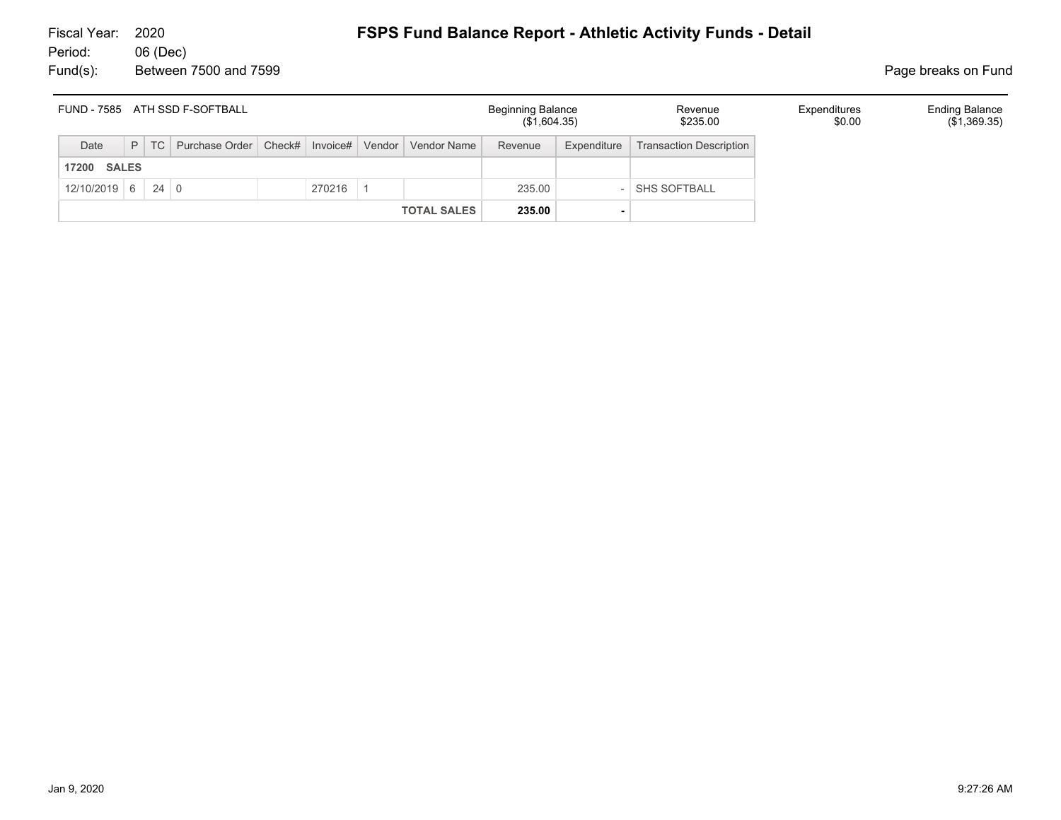Fiscal Year: 2020
Period: 06 (Dec)
Fund(s): Between 7500 and 7599

# FSPS Fund Balance Report - Athletic Activity Funds - Detail

Page breaks on Fund

| FUND - 7585 ATH SSD F-SOFTBALL | Beginning Balance | Revenue | Expenditures | Ending Balance |
|---|---|---|---|---|
| | ($1,604.35) | $235.00 | $0.00 | ($1,369.35) |

| Date | P | TC | Purchase Order | Check# | Invoice# | Vendor | Vendor Name | Revenue | Expenditure | Transaction Description |
|---|---|---|---|---|---|---|---|---|---|---|
| **17200 SALES** | | | | | | | | | | |
| 12/10/2019 | 6 | 24 | 0 | | 270216 | 1 | | 235.00 | - | SHS SOFTBALL |
| | | | | | | | **TOTAL SALES** | **235.00** | **-** | |

Jan 9, 2020 9:27:26 AM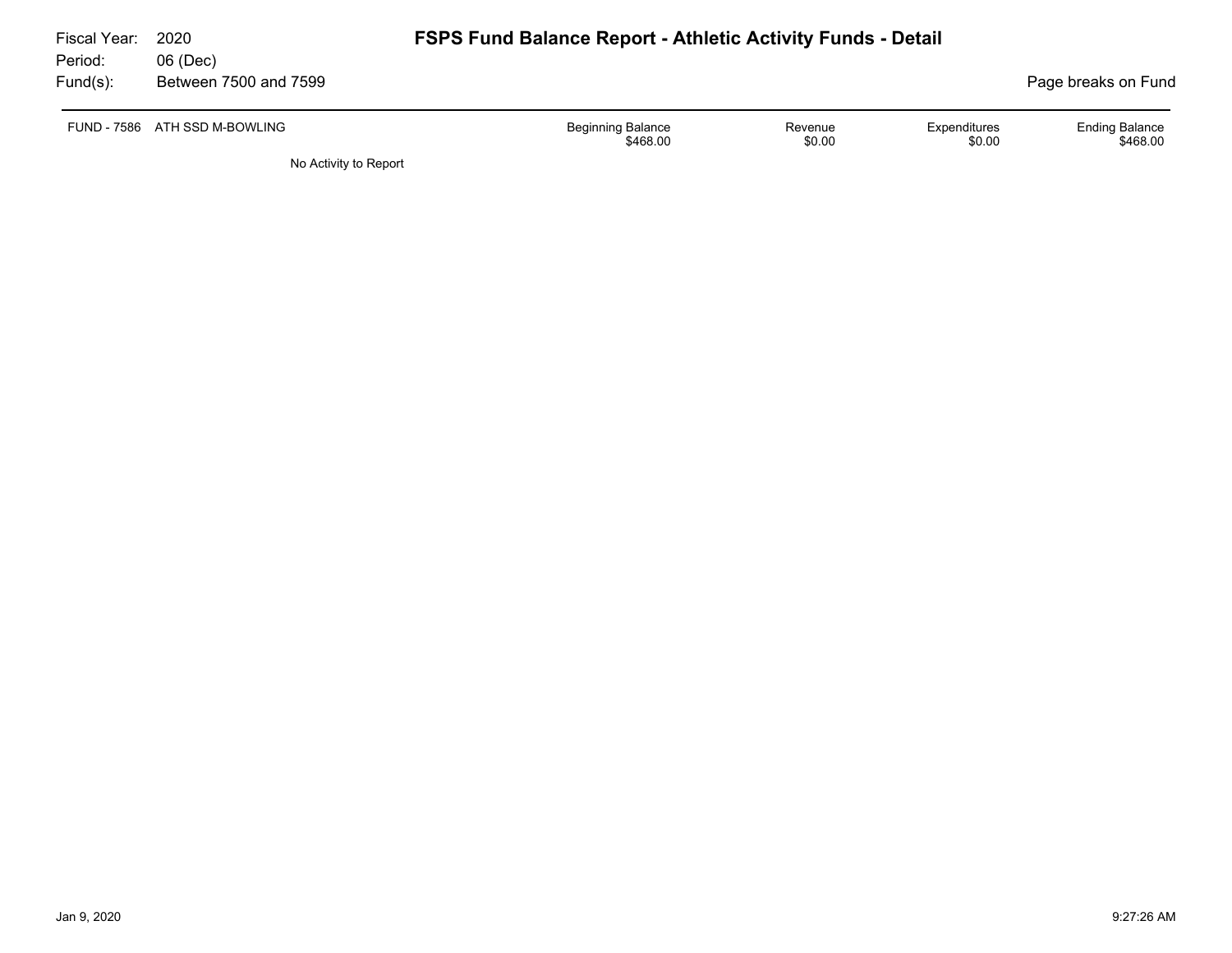Fiscal Year: 2020
Period: 06 (Dec)
Fund(s): Between 7500 and 7599

# FSPS Fund Balance Report - Athletic Activity Funds - Detail

Page breaks on Fund

| FUND - 7586 | ATH SSD M-BOWLING | Beginning Balance | Revenue | Expenditures | Ending Balance |
|---|---|---|---|---|---|
| | | $468.00 | $0.00 | $0.00 | $468.00 |

No Activity to Report

Jan 9, 2020 9:27:26 AM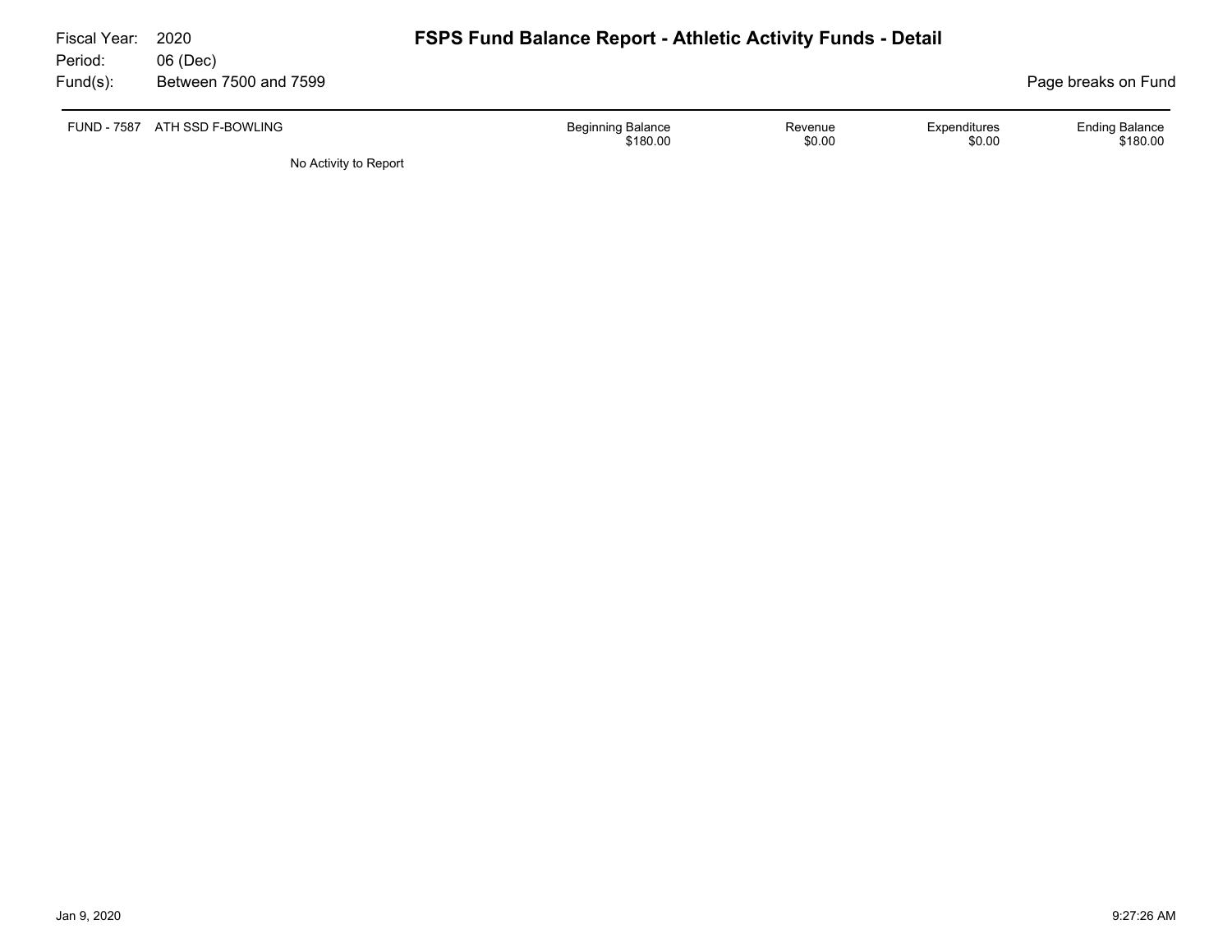Fiscal Year: 2020
Period: 06 (Dec)
Fund(s): Between 7500 and 7599

# FSPS Fund Balance Report - Athletic Activity Funds - Detail

Page breaks on Fund

| FUND - 7587 ATH SSD F-BOWLING | Beginning Balance | Revenue | Expenditures | Ending Balance |
|---|---|---|---|---|
| | $180.00 | $0.00 | $0.00 | $180.00 |

No Activity to Report

Jan 9, 2020 9:27:26 AM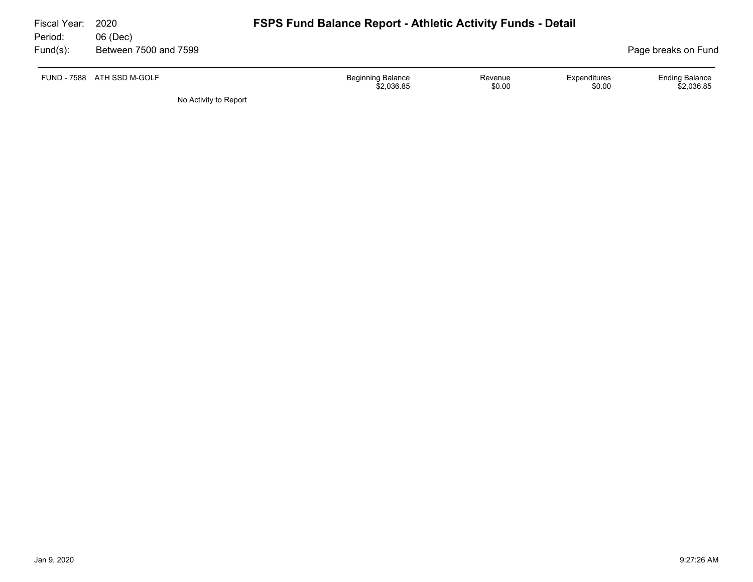# FSPS Fund Balance Report - Athletic Activity Funds - Detail

Fiscal Year: 2020
Period: 06 (Dec)
Fund(s): Between 7500 and 7599

Page breaks on Fund

| FUND - 7588 ATH SSD M-GOLF | Beginning Balance | Revenue | Expenditures | Ending Balance |
|---|---|---|---|---|
| | $2,036.85 | $0.00 | $0.00 | $2,036.85 |

No Activity to Report

Jan 9, 2020 9:27:26 AM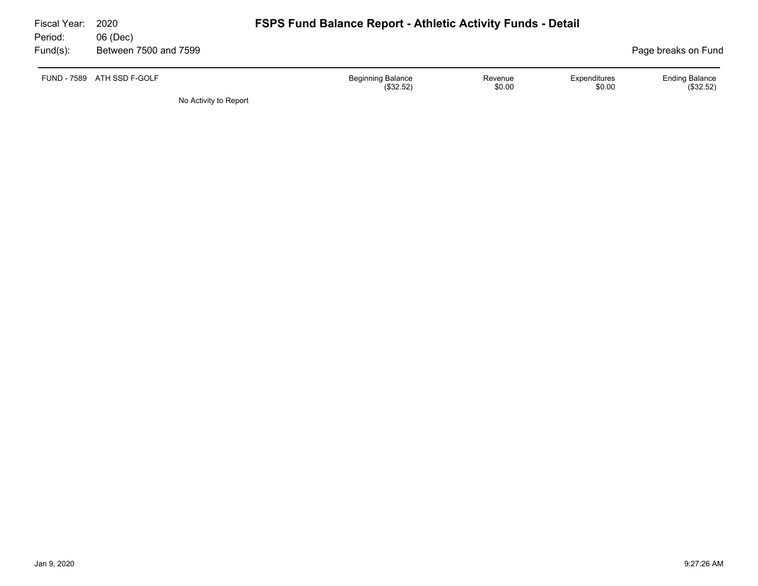Fiscal Year: 2020
Period: 06 (Dec)
Fund(s): Between 7500 and 7599

# FSPS Fund Balance Report - Athletic Activity Funds - Detail

Page breaks on Fund

| FUND - 7589 | ATH SSD F-GOLF | Beginning Balance | Revenue | Expenditures | Ending Balance |
|---|---|---|---|---|---|
| | | ($32.52) | $0.00 | $0.00 | ($32.52) |

No Activity to Report

Jan 9, 2020 9:27:26 AM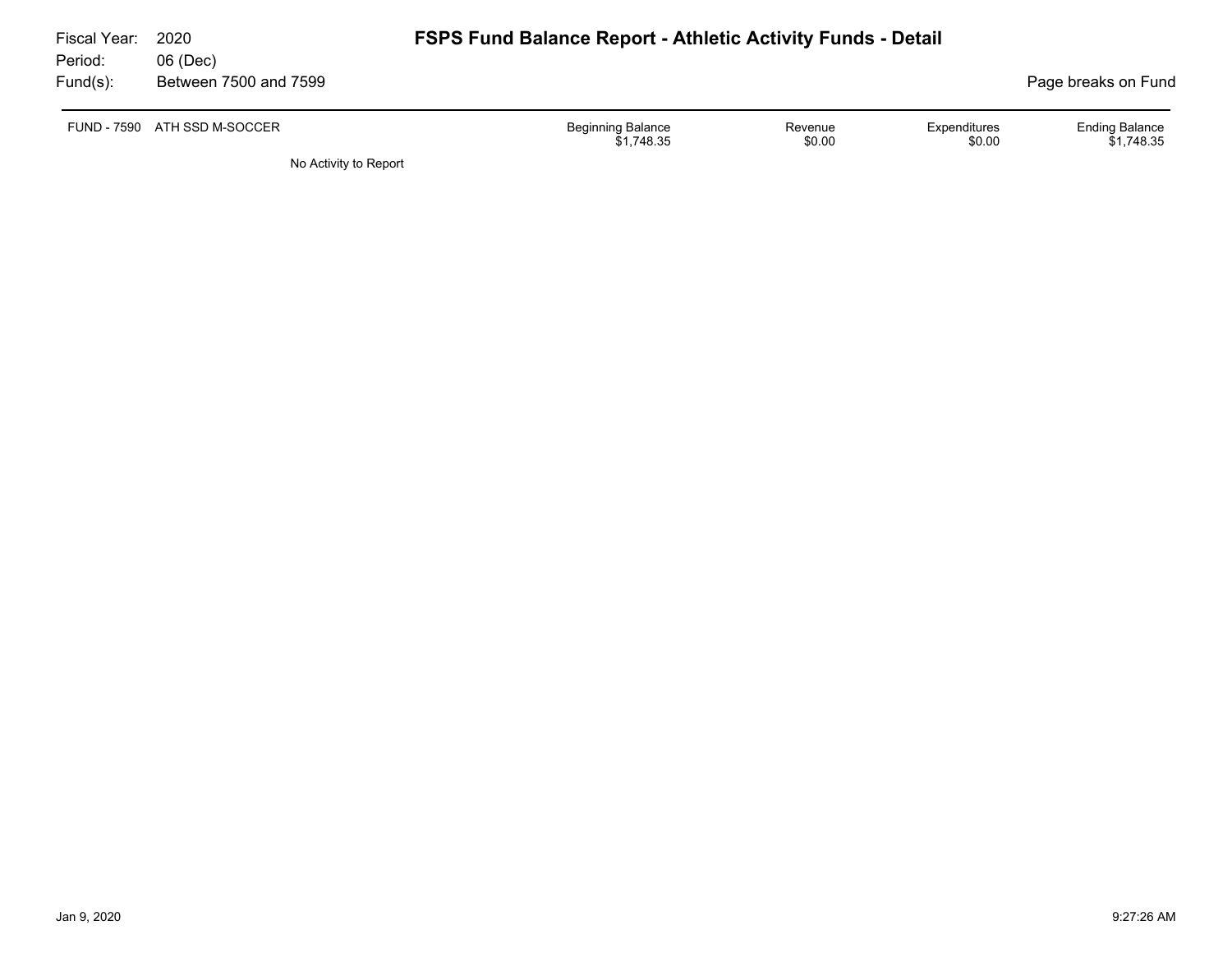# FSPS Fund Balance Report - Athletic Activity Funds - Detail

Fiscal Year: 2020
Period: 06 (Dec)
Fund(s): Between 7500 and 7599

Page breaks on Fund

| FUND - 7590 ATH SSD M-SOCCER | Beginning Balance | Revenue | Expenditures | Ending Balance |
|---|---|---|---|---|
| | $1,748.35 | $0.00 | $0.00 | $1,748.35 |

No Activity to Report

Jan 9, 2020 9:27:26 AM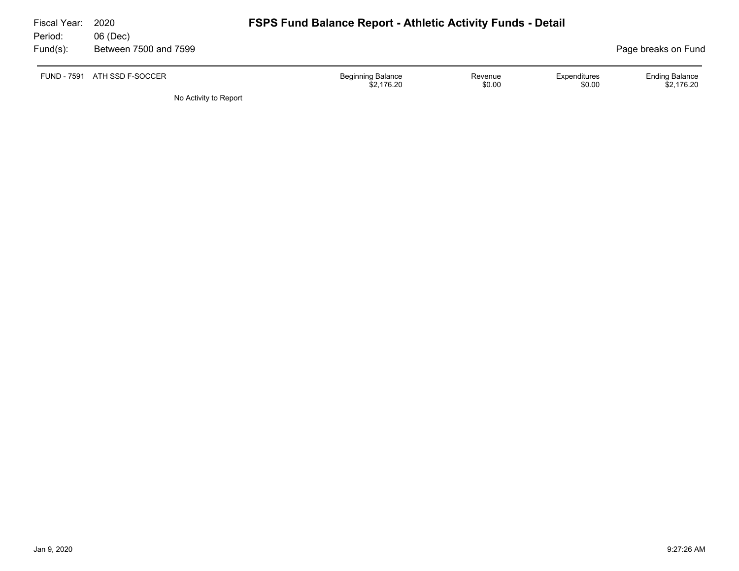Fiscal Year: 2020
Period: 06 (Dec)
Fund(s): Between 7500 and 7599

# FSPS Fund Balance Report - Athletic Activity Funds - Detail

Page breaks on Fund

| FUND - 7591 ATH SSD F-SOCCER | Beginning Balance | Revenue | Expenditures | Ending Balance |
|---|---|---|---|---|
| | $2,176.20 | $0.00 | $0.00 | $2,176.20 |

No Activity to Report

Jan 9, 2020 9:27:26 AM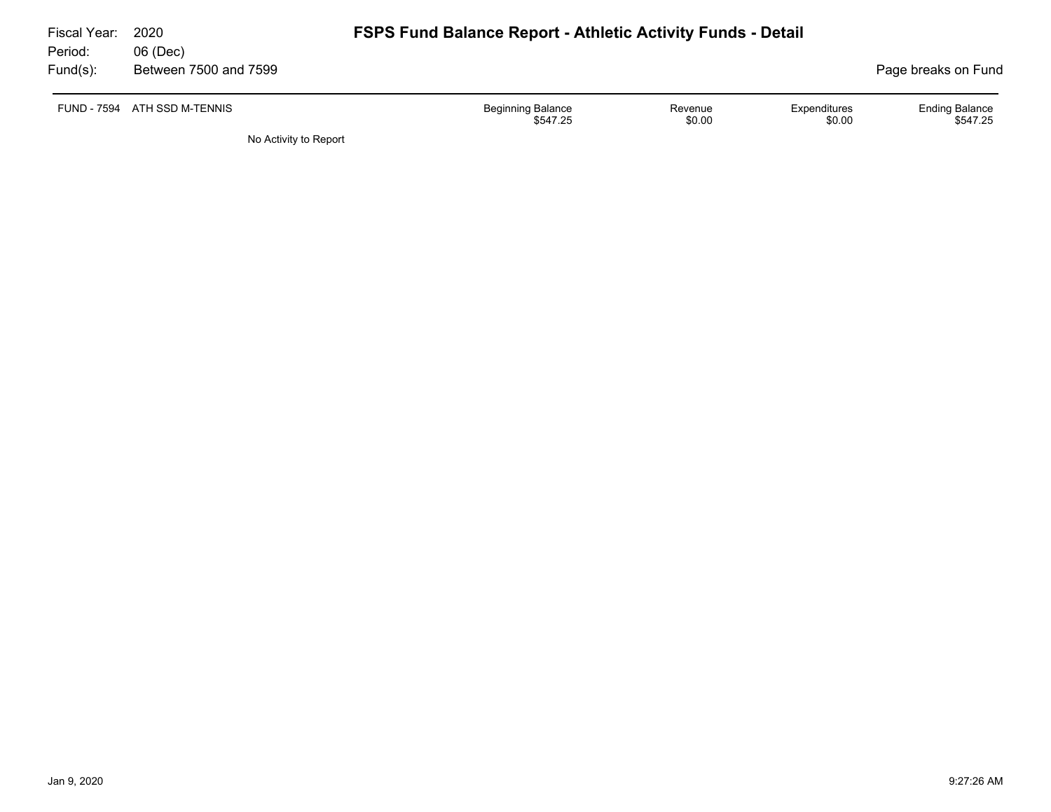Fiscal Year: 2020
Period: 06 (Dec)
Fund(s): Between 7500 and 7599

# FSPS Fund Balance Report - Athletic Activity Funds - Detail

Page breaks on Fund

| FUND - 7594 ATH SSD M-TENNIS | Beginning Balance | Revenue | Expenditures | Ending Balance |
|---|---|---|---|---|
| | $547.25 | $0.00 | $0.00 | $547.25 |

No Activity to Report

Jan 9, 2020 9:27:26 AM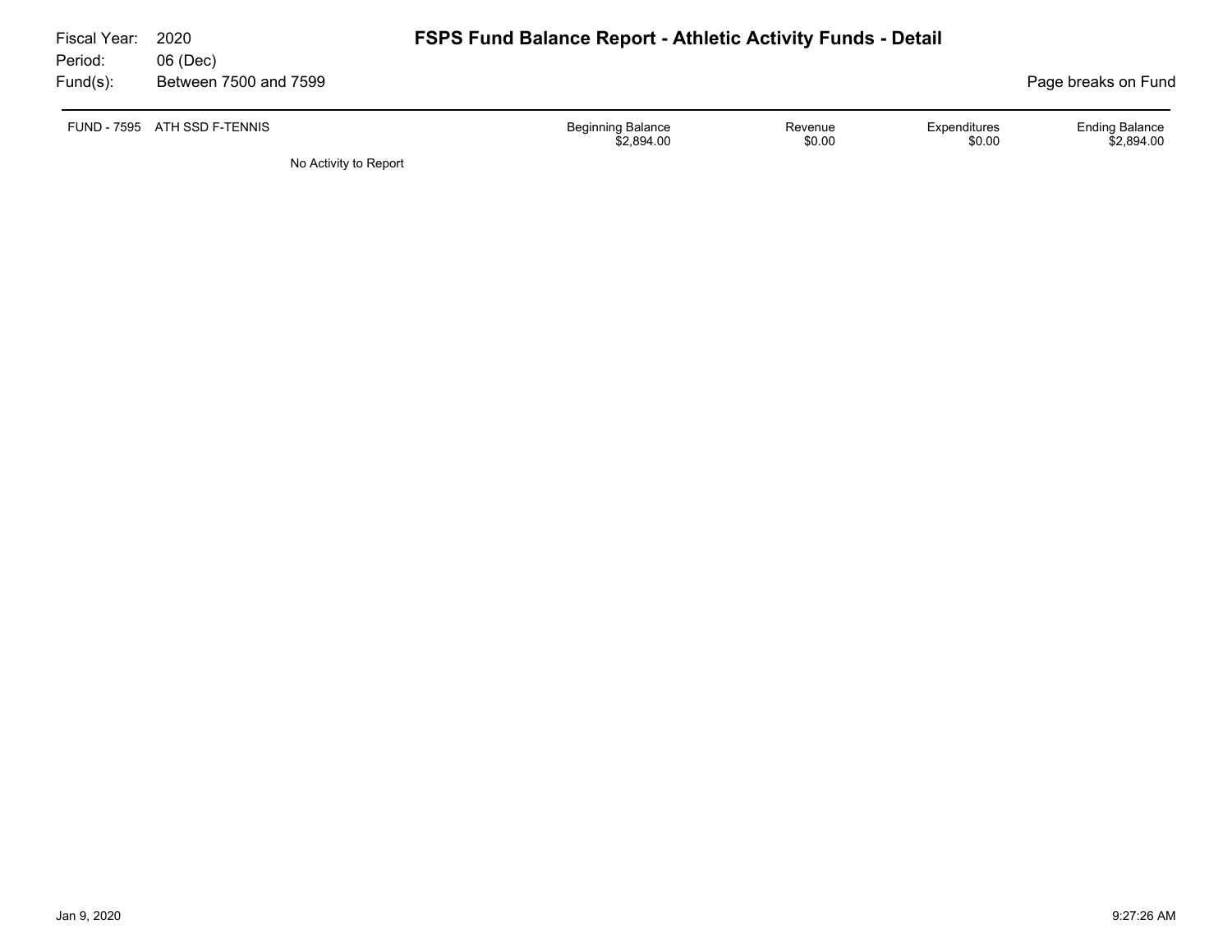Fiscal Year: 2020
Period: 06 (Dec)
Fund(s): Between 7500 and 7599

# FSPS Fund Balance Report - Athletic Activity Funds - Detail

Page breaks on Fund

| FUND - 7595 ATH SSD F-TENNIS | Beginning Balance | Revenue | Expenditures | Ending Balance |
|---|---|---|---|---|
| | $2,894.00 | $0.00 | $0.00 | $2,894.00 |

No Activity to Report

Jan 9, 2020 9:27:26 AM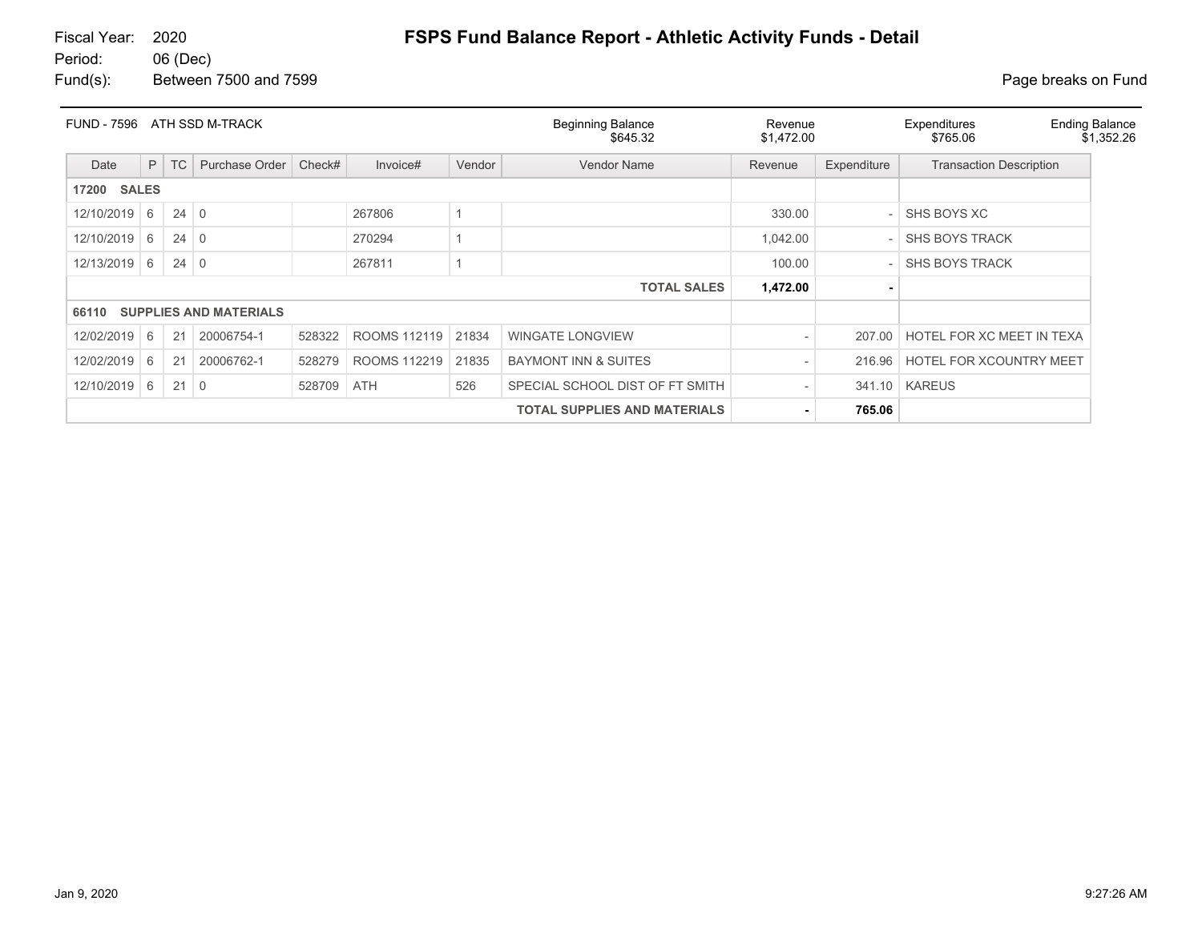Fiscal Year: 2020
Period: 06 (Dec)
Fund(s): Between 7500 and 7599

# FSPS Fund Balance Report - Athletic Activity Funds - Detail

Page breaks on Fund

| FUND - 7596 ATH SSD M-TRACK | Beginning Balance | Revenue | Expenditures | Ending Balance |
|---|---|---|---|---|
| | $645.32 | $1,472.00 | $765.06 | $1,352.26 |

| Date | P | TC | Purchase Order | Check# | Invoice# | Vendor | Vendor Name | Revenue | Expenditure | Transaction Description |
|---|---|---|---|---|---|---|---|---|---|---|
| **17200 SALES** | | | | | | | | | | |
| 12/10/2019 | 6 | 24 | 0 | | 267806 | 1 | | 330.00 | - | SHS BOYS XC |
| 12/10/2019 | 6 | 24 | 0 | | 270294 | 1 | | 1,042.00 | - | SHS BOYS TRACK |
| 12/13/2019 | 6 | 24 | 0 | | 267811 | 1 | | 100.00 | - | SHS BOYS TRACK |
| | | | | | | | **TOTAL SALES** | **1,472.00** | **-** | |
| **66110 SUPPLIES AND MATERIALS** | | | | | | | | | | |
| 12/02/2019 | 6 | 21 | 20006754-1 | 528322 | ROOMS 112119 | 21834 | WINGATE LONGVIEW | - | 207.00 | HOTEL FOR XC MEET IN TEXA |
| 12/02/2019 | 6 | 21 | 20006762-1 | 528279 | ROOMS 112219 | 21835 | BAYMONT INN & SUITES | - | 216.96 | HOTEL FOR XCOUNTRY MEET |
| 12/10/2019 | 6 | 21 | 0 | 528709 | ATH | 526 | SPECIAL SCHOOL DIST OF FT SMITH | - | 341.10 | KAREUS |
| | | | | | | | **TOTAL SUPPLIES AND MATERIALS** | **-** | **765.06** | |

Jan 9, 2020 9:27:26 AM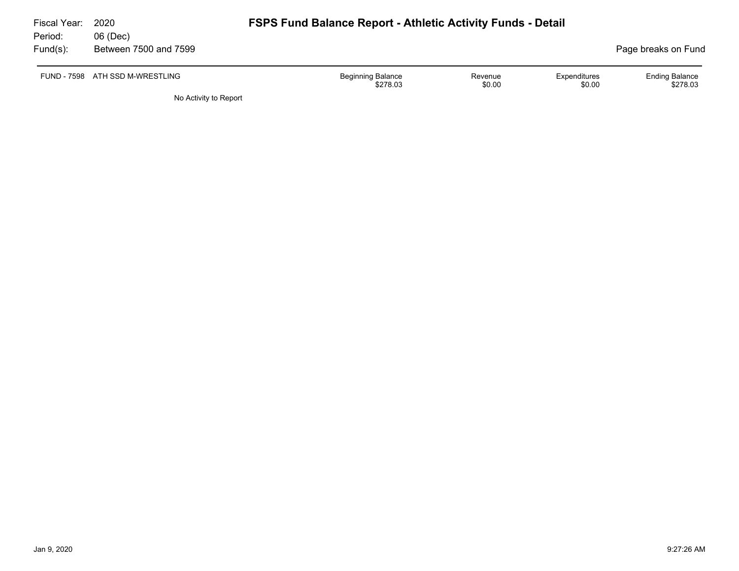Fiscal Year: 2020
Period: 06 (Dec)
Fund(s): Between 7500 and 7599

# FSPS Fund Balance Report - Athletic Activity Funds - Detail

Page breaks on Fund

| FUND - 7598 ATH SSD M-WRESTLING | Beginning Balance | Revenue | Expenditures | Ending Balance |
|---|---|---|---|---|
| | $278.03 | $0.00 | $0.00 | $278.03 |

No Activity to Report

Jan 9, 2020 9:27:26 AM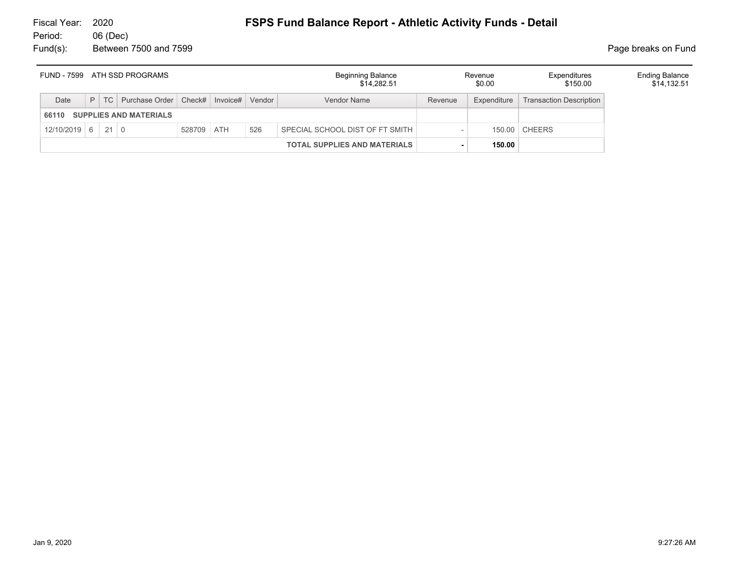Fiscal Year: 2020
Period: 06 (Dec)
Fund(s): Between 7500 and 7599

# FSPS Fund Balance Report - Athletic Activity Funds - Detail

Page breaks on Fund

| FUND - 7599 ATH SSD PROGRAMS | Beginning Balance | Revenue | Expenditures | Ending Balance |
|---|---|---|---|---|
| | $14,282.51 | $0.00 | $150.00 | $14,132.51 |

| Date | P | TC | Purchase Order | Check# | Invoice# | Vendor | Vendor Name | Revenue | Expenditure | Transaction Description |
|---|---|---|---|---|---|---|---|---|---|---|
| **66110 SUPPLIES AND MATERIALS** | | | | | | | | | | |
| 12/10/2019 | 6 | 21 | 0 | 528709 | ATH | 526 | SPECIAL SCHOOL DIST OF FT SMITH | - | 150.00 | CHEERS |
| | | | | | | | **TOTAL SUPPLIES AND MATERIALS** | **-** | **150.00** | |

Jan 9, 2020 9:27:26 AM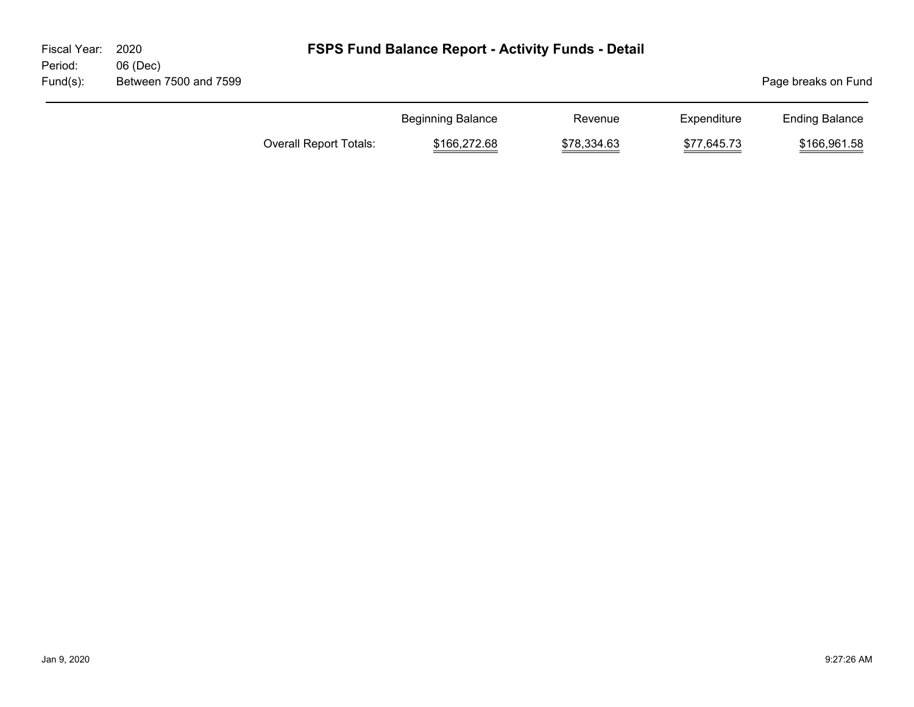Fiscal Year: 2020
Period: 06 (Dec)
Fund(s): Between 7500 and 7599

# FSPS Fund Balance Report - Activity Funds - Detail

Page breaks on Fund

| | Beginning Balance | Revenue | Expenditure | Ending Balance |
|---|---|---|---|---|
| Overall Report Totals: | $166,272.68 | $78,334.63 | $77,645.73 | $166,961.58 |

Jan 9, 2020 9:27:26 AM